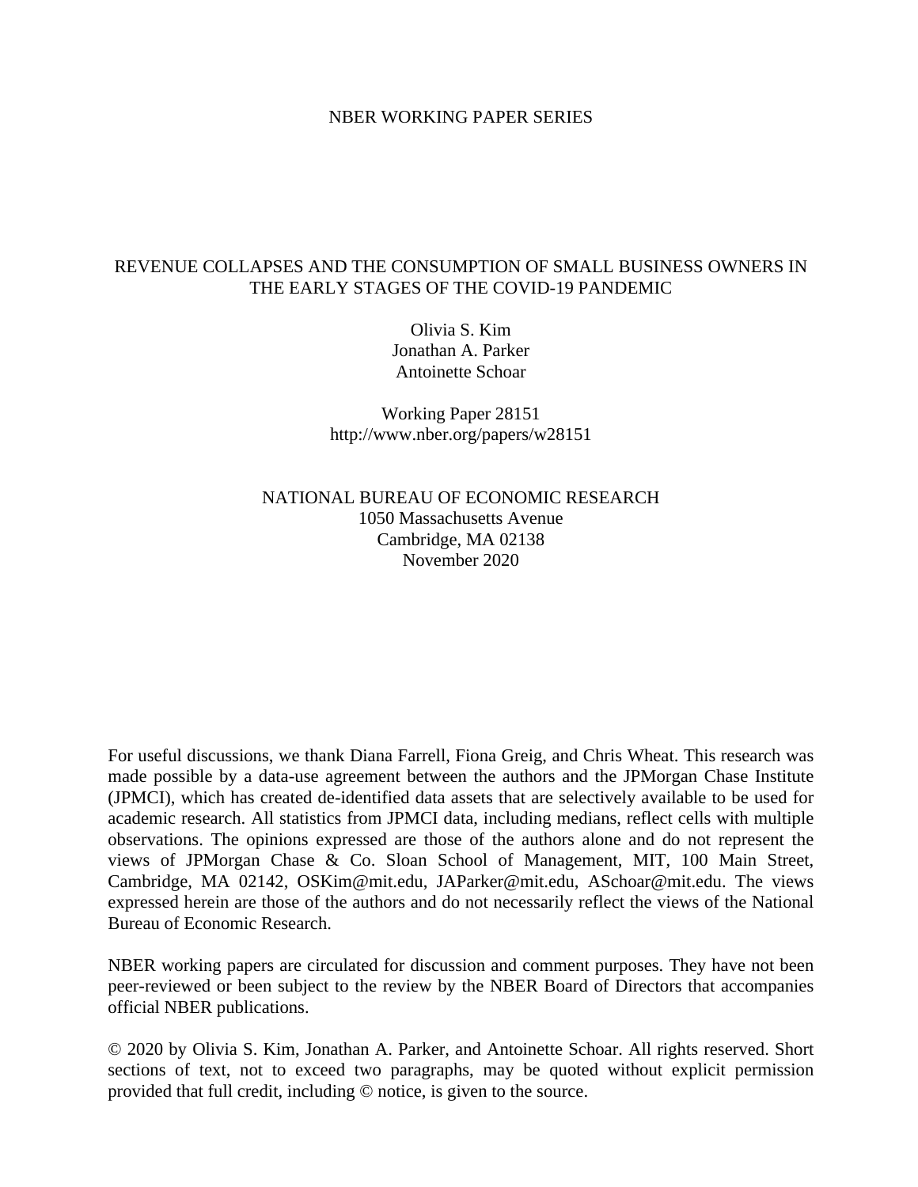NBER WORKING PAPER SERIES

# REVENUE COLLAPSES AND THE CONSUMPTION OF SMALL BUSINESS OWNERS IN THE EARLY STAGES OF THE COVID-19 PANDEMIC

Olivia S. Kim
Jonathan A. Parker
Antoinette Schoar

Working Paper 28151
http://www.nber.org/papers/w28151

NATIONAL BUREAU OF ECONOMIC RESEARCH
1050 Massachusetts Avenue
Cambridge, MA 02138
November 2020

For useful discussions, we thank Diana Farrell, Fiona Greig, and Chris Wheat. This research was made possible by a data-use agreement between the authors and the JPMorgan Chase Institute (JPMCI), which has created de-identified data assets that are selectively available to be used for academic research. All statistics from JPMCI data, including medians, reflect cells with multiple observations. The opinions expressed are those of the authors alone and do not represent the views of JPMorgan Chase & Co. Sloan School of Management, MIT, 100 Main Street, Cambridge, MA 02142, OSKim@mit.edu, JAParker@mit.edu, ASchoar@mit.edu. The views expressed herein are those of the authors and do not necessarily reflect the views of the National Bureau of Economic Research.

NBER working papers are circulated for discussion and comment purposes. They have not been peer-reviewed or been subject to the review by the NBER Board of Directors that accompanies official NBER publications.

© 2020 by Olivia S. Kim, Jonathan A. Parker, and Antoinette Schoar. All rights reserved. Short sections of text, not to exceed two paragraphs, may be quoted without explicit permission provided that full credit, including © notice, is given to the source.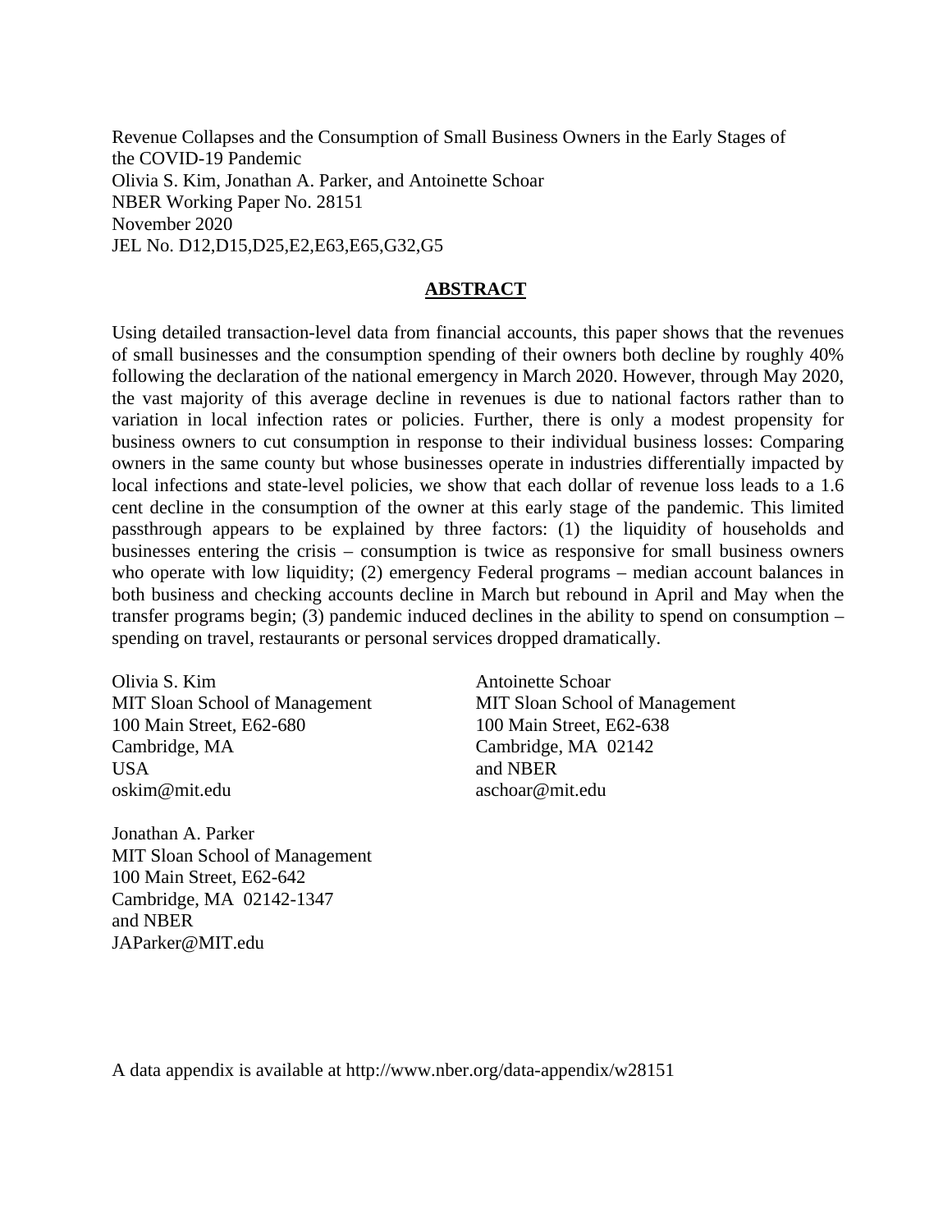Revenue Collapses and the Consumption of Small Business Owners in the Early Stages of the COVID-19 Pandemic
Olivia S. Kim, Jonathan A. Parker, and Antoinette Schoar
NBER Working Paper No. 28151
November 2020
JEL No. D12,D15,D25,E2,E63,E65,G32,G5

## ABSTRACT

Using detailed transaction-level data from financial accounts, this paper shows that the revenues of small businesses and the consumption spending of their owners both decline by roughly 40% following the declaration of the national emergency in March 2020. However, through May 2020, the vast majority of this average decline in revenues is due to national factors rather than to variation in local infection rates or policies. Further, there is only a modest propensity for business owners to cut consumption in response to their individual business losses: Comparing owners in the same county but whose businesses operate in industries differentially impacted by local infections and state-level policies, we show that each dollar of revenue loss leads to a 1.6 cent decline in the consumption of the owner at this early stage of the pandemic. This limited passthrough appears to be explained by three factors: (1) the liquidity of households and businesses entering the crisis – consumption is twice as responsive for small business owners who operate with low liquidity; (2) emergency Federal programs – median account balances in both business and checking accounts decline in March but rebound in April and May when the transfer programs begin; (3) pandemic induced declines in the ability to spend on consumption – spending on travel, restaurants or personal services dropped dramatically.

Olivia S. Kim
MIT Sloan School of Management
100 Main Street, E62-680
Cambridge, MA
USA
oskim@mit.edu

Antoinette Schoar
MIT Sloan School of Management
100 Main Street, E62-638
Cambridge, MA 02142
and NBER
aschoar@mit.edu

Jonathan A. Parker
MIT Sloan School of Management
100 Main Street, E62-642
Cambridge, MA 02142-1347
and NBER
JAParker@MIT.edu

A data appendix is available at http://www.nber.org/data-appendix/w28151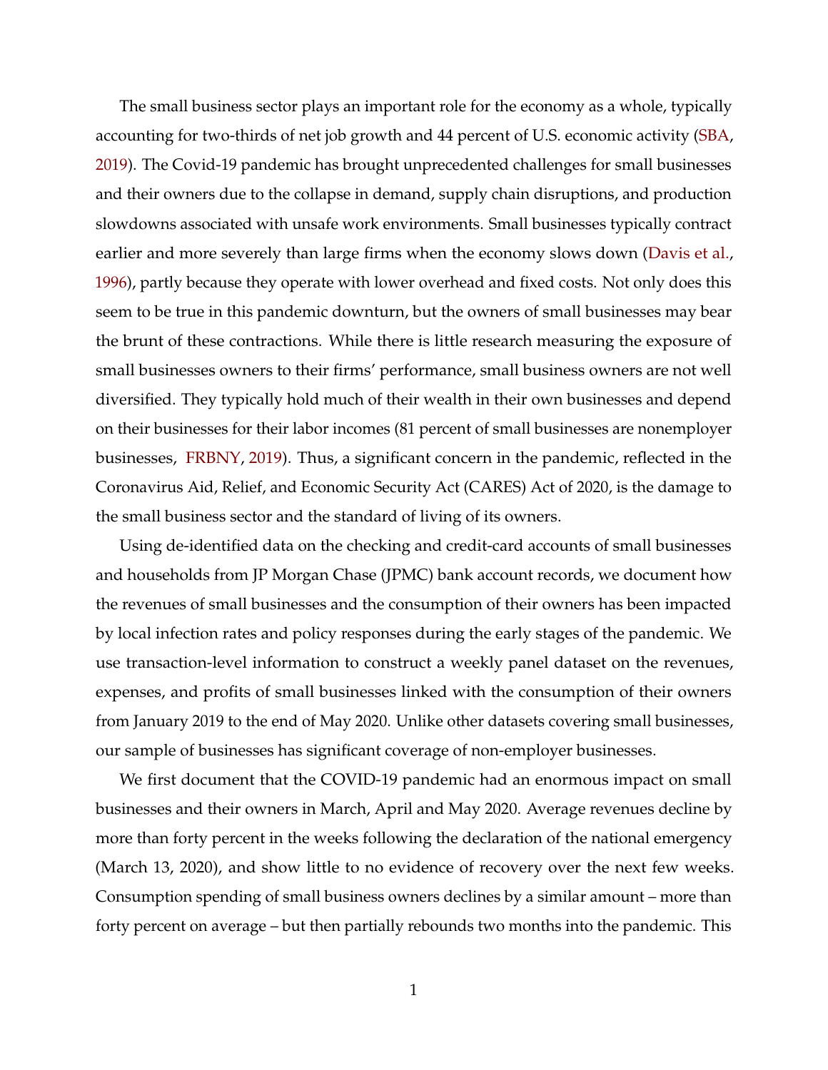The small business sector plays an important role for the economy as a whole, typically accounting for two-thirds of net job growth and 44 percent of U.S. economic activity (SBA, 2019). The Covid-19 pandemic has brought unprecedented challenges for small businesses and their owners due to the collapse in demand, supply chain disruptions, and production slowdowns associated with unsafe work environments. Small businesses typically contract earlier and more severely than large firms when the economy slows down (Davis et al., 1996), partly because they operate with lower overhead and fixed costs. Not only does this seem to be true in this pandemic downturn, but the owners of small businesses may bear the brunt of these contractions. While there is little research measuring the exposure of small businesses owners to their firms' performance, small business owners are not well diversified. They typically hold much of their wealth in their own businesses and depend on their businesses for their labor incomes (81 percent of small businesses are nonemployer businesses, FRBNY, 2019). Thus, a significant concern in the pandemic, reflected in the Coronavirus Aid, Relief, and Economic Security Act (CARES) Act of 2020, is the damage to the small business sector and the standard of living of its owners.

Using de-identified data on the checking and credit-card accounts of small businesses and households from JP Morgan Chase (JPMC) bank account records, we document how the revenues of small businesses and the consumption of their owners has been impacted by local infection rates and policy responses during the early stages of the pandemic. We use transaction-level information to construct a weekly panel dataset on the revenues, expenses, and profits of small businesses linked with the consumption of their owners from January 2019 to the end of May 2020. Unlike other datasets covering small businesses, our sample of businesses has significant coverage of non-employer businesses.

We first document that the COVID-19 pandemic had an enormous impact on small businesses and their owners in March, April and May 2020. Average revenues decline by more than forty percent in the weeks following the declaration of the national emergency (March 13, 2020), and show little to no evidence of recovery over the next few weeks. Consumption spending of small business owners declines by a similar amount – more than forty percent on average – but then partially rebounds two months into the pandemic. This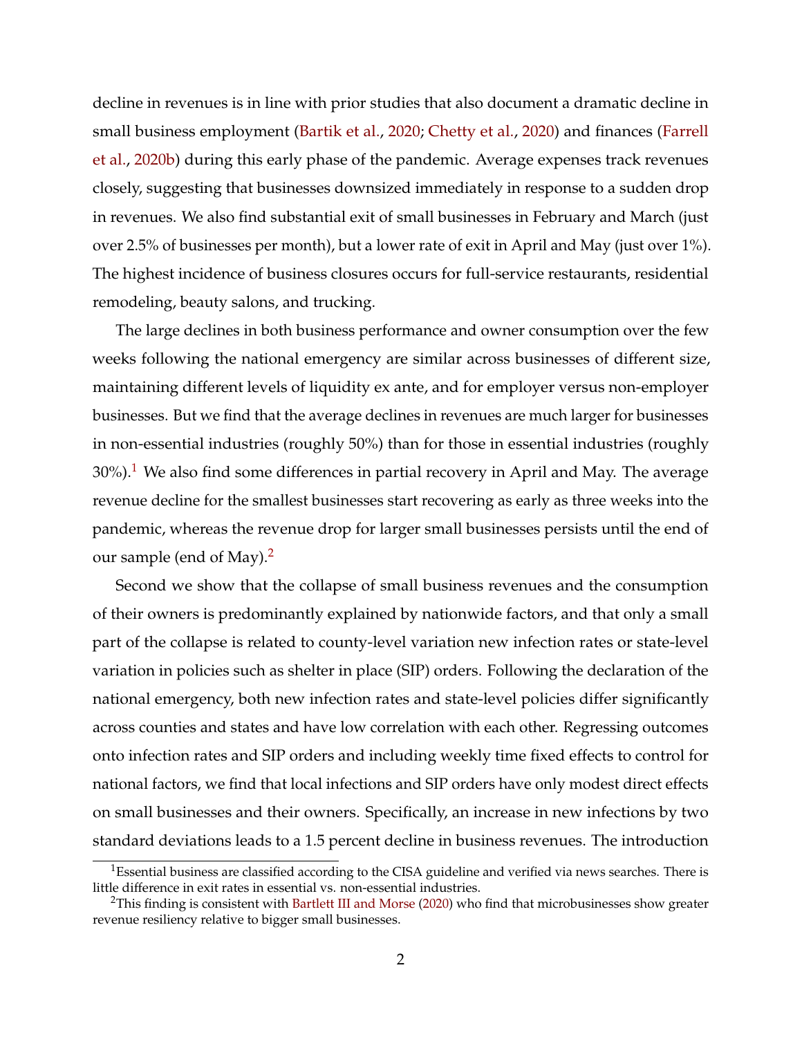decline in revenues is in line with prior studies that also document a dramatic decline in small business employment (Bartik et al., 2020; Chetty et al., 2020) and finances (Farrell et al., 2020b) during this early phase of the pandemic. Average expenses track revenues closely, suggesting that businesses downsized immediately in response to a sudden drop in revenues. We also find substantial exit of small businesses in February and March (just over 2.5% of businesses per month), but a lower rate of exit in April and May (just over 1%). The highest incidence of business closures occurs for full-service restaurants, residential remodeling, beauty salons, and trucking.

The large declines in both business performance and owner consumption over the few weeks following the national emergency are similar across businesses of different size, maintaining different levels of liquidity ex ante, and for employer versus non-employer businesses. But we find that the average declines in revenues are much larger for businesses in non-essential industries (roughly 50%) than for those in essential industries (roughly 30%).[1] We also find some differences in partial recovery in April and May. The average revenue decline for the smallest businesses start recovering as early as three weeks into the pandemic, whereas the revenue drop for larger small businesses persists until the end of our sample (end of May).[2]

Second we show that the collapse of small business revenues and the consumption of their owners is predominantly explained by nationwide factors, and that only a small part of the collapse is related to county-level variation new infection rates or state-level variation in policies such as shelter in place (SIP) orders. Following the declaration of the national emergency, both new infection rates and state-level policies differ significantly across counties and states and have low correlation with each other. Regressing outcomes onto infection rates and SIP orders and including weekly time fixed effects to control for national factors, we find that local infections and SIP orders have only modest direct effects on small businesses and their owners. Specifically, an increase in new infections by two standard deviations leads to a 1.5 percent decline in business revenues. The introduction

[1] Essential business are classified according to the CISA guideline and verified via news searches. There is little difference in exit rates in essential vs. non-essential industries.

[2] This finding is consistent with Bartlett III and Morse (2020) who find that microbusinesses show greater revenue resiliency relative to bigger small businesses.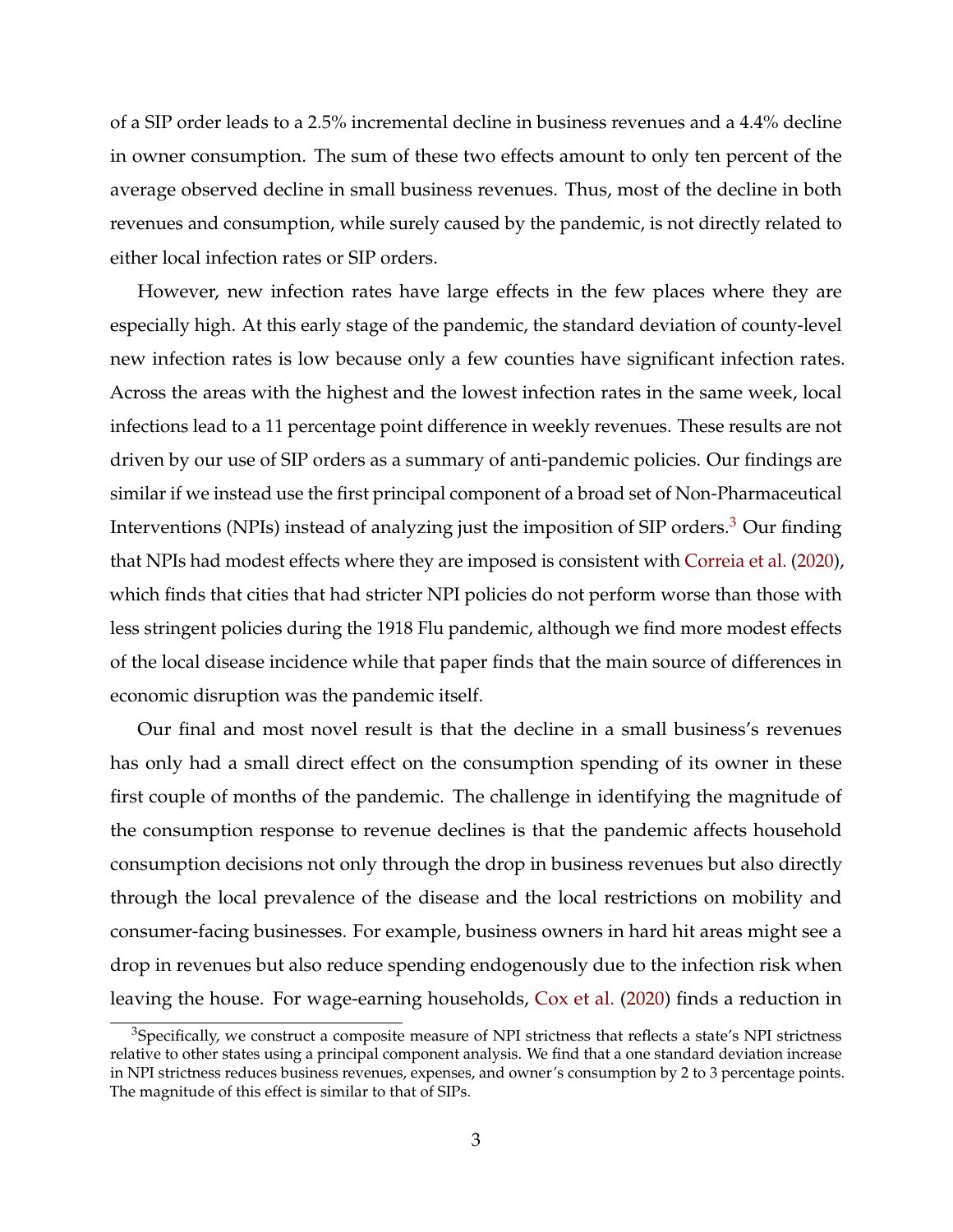of a SIP order leads to a 2.5% incremental decline in business revenues and a 4.4% decline in owner consumption. The sum of these two effects amount to only ten percent of the average observed decline in small business revenues. Thus, most of the decline in both revenues and consumption, while surely caused by the pandemic, is not directly related to either local infection rates or SIP orders.

However, new infection rates have large effects in the few places where they are especially high. At this early stage of the pandemic, the standard deviation of county-level new infection rates is low because only a few counties have significant infection rates. Across the areas with the highest and the lowest infection rates in the same week, local infections lead to a 11 percentage point difference in weekly revenues. These results are not driven by our use of SIP orders as a summary of anti-pandemic policies. Our findings are similar if we instead use the first principal component of a broad set of Non-Pharmaceutical Interventions (NPIs) instead of analyzing just the imposition of SIP orders.[3] Our finding that NPIs had modest effects where they are imposed is consistent with Correia et al. (2020), which finds that cities that had stricter NPI policies do not perform worse than those with less stringent policies during the 1918 Flu pandemic, although we find more modest effects of the local disease incidence while that paper finds that the main source of differences in economic disruption was the pandemic itself.

Our final and most novel result is that the decline in a small business's revenues has only had a small direct effect on the consumption spending of its owner in these first couple of months of the pandemic. The challenge in identifying the magnitude of the consumption response to revenue declines is that the pandemic affects household consumption decisions not only through the drop in business revenues but also directly through the local prevalence of the disease and the local restrictions on mobility and consumer-facing businesses. For example, business owners in hard hit areas might see a drop in revenues but also reduce spending endogenously due to the infection risk when leaving the house. For wage-earning households, Cox et al. (2020) finds a reduction in

[3] Specifically, we construct a composite measure of NPI strictness that reflects a state's NPI strictness relative to other states using a principal component analysis. We find that a one standard deviation increase in NPI strictness reduces business revenues, expenses, and owner's consumption by 2 to 3 percentage points. The magnitude of this effect is similar to that of SIPs.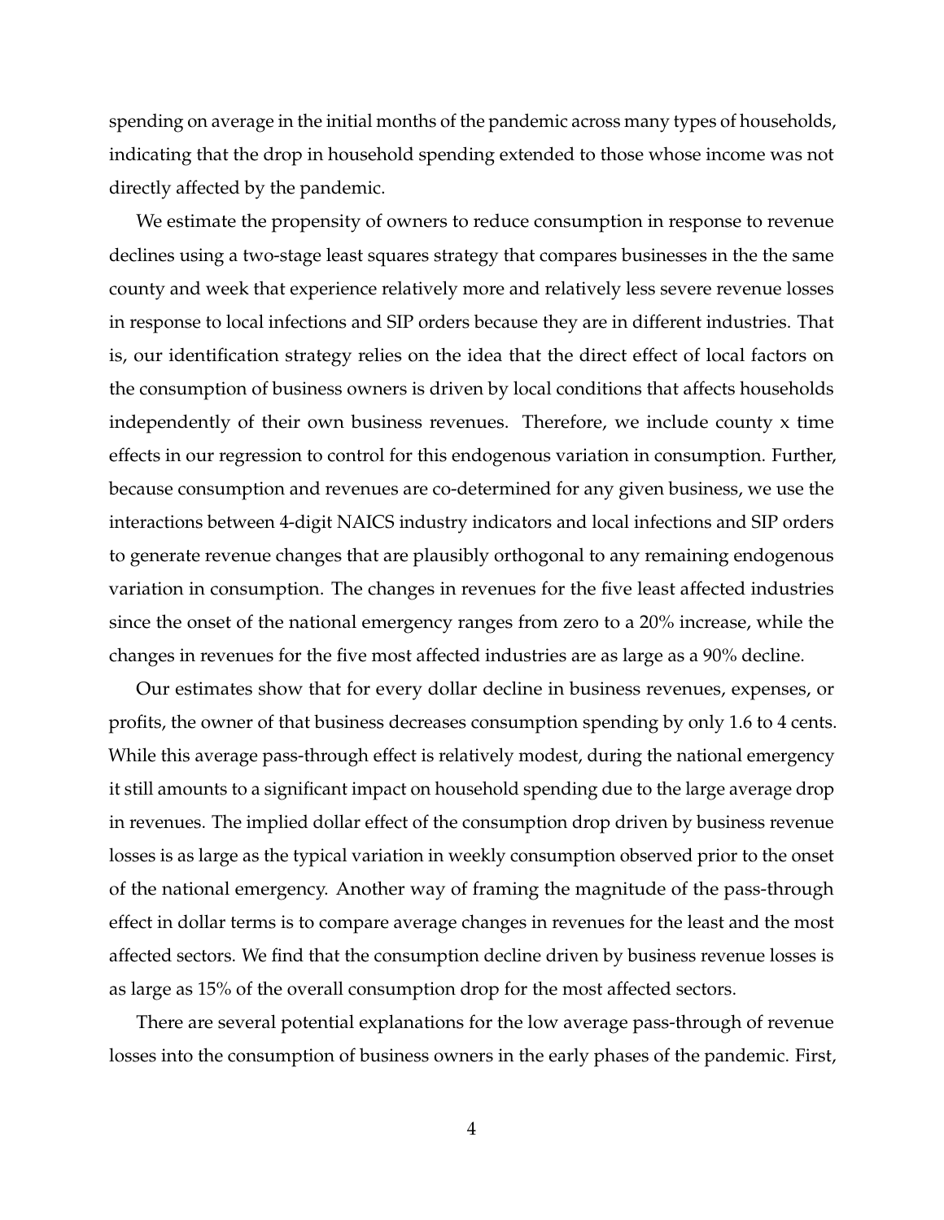spending on average in the initial months of the pandemic across many types of households, indicating that the drop in household spending extended to those whose income was not directly affected by the pandemic.

We estimate the propensity of owners to reduce consumption in response to revenue declines using a two-stage least squares strategy that compares businesses in the the same county and week that experience relatively more and relatively less severe revenue losses in response to local infections and SIP orders because they are in different industries. That is, our identification strategy relies on the idea that the direct effect of local factors on the consumption of business owners is driven by local conditions that affects households independently of their own business revenues. Therefore, we include county x time effects in our regression to control for this endogenous variation in consumption. Further, because consumption and revenues are co-determined for any given business, we use the interactions between 4-digit NAICS industry indicators and local infections and SIP orders to generate revenue changes that are plausibly orthogonal to any remaining endogenous variation in consumption. The changes in revenues for the five least affected industries since the onset of the national emergency ranges from zero to a 20% increase, while the changes in revenues for the five most affected industries are as large as a 90% decline.

Our estimates show that for every dollar decline in business revenues, expenses, or profits, the owner of that business decreases consumption spending by only 1.6 to 4 cents. While this average pass-through effect is relatively modest, during the national emergency it still amounts to a significant impact on household spending due to the large average drop in revenues. The implied dollar effect of the consumption drop driven by business revenue losses is as large as the typical variation in weekly consumption observed prior to the onset of the national emergency. Another way of framing the magnitude of the pass-through effect in dollar terms is to compare average changes in revenues for the least and the most affected sectors. We find that the consumption decline driven by business revenue losses is as large as 15% of the overall consumption drop for the most affected sectors.

There are several potential explanations for the low average pass-through of revenue losses into the consumption of business owners in the early phases of the pandemic. First,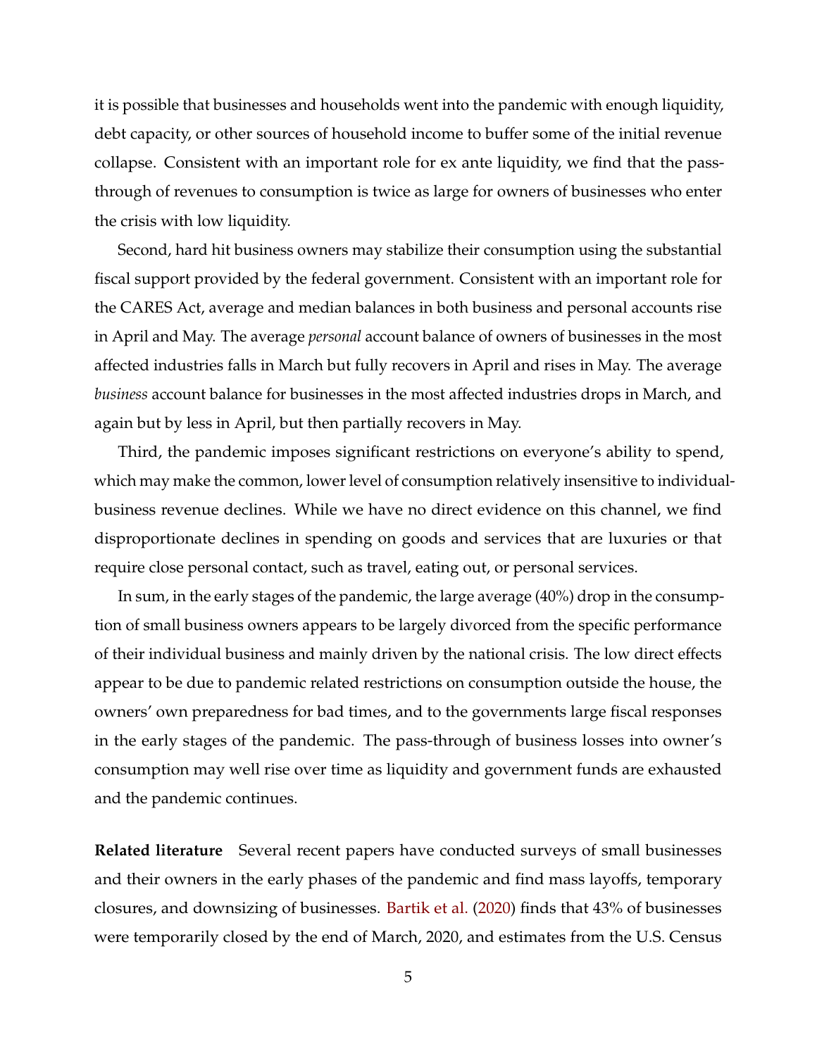it is possible that businesses and households went into the pandemic with enough liquidity, debt capacity, or other sources of household income to buffer some of the initial revenue collapse. Consistent with an important role for ex ante liquidity, we find that the pass-through of revenues to consumption is twice as large for owners of businesses who enter the crisis with low liquidity.

Second, hard hit business owners may stabilize their consumption using the substantial fiscal support provided by the federal government. Consistent with an important role for the CARES Act, average and median balances in both business and personal accounts rise in April and May. The average *personal* account balance of owners of businesses in the most affected industries falls in March but fully recovers in April and rises in May. The average *business* account balance for businesses in the most affected industries drops in March, and again but by less in April, but then partially recovers in May.

Third, the pandemic imposes significant restrictions on everyone's ability to spend, which may make the common, lower level of consumption relatively insensitive to individual-business revenue declines. While we have no direct evidence on this channel, we find disproportionate declines in spending on goods and services that are luxuries or that require close personal contact, such as travel, eating out, or personal services.

In sum, in the early stages of the pandemic, the large average (40%) drop in the consumption of small business owners appears to be largely divorced from the specific performance of their individual business and mainly driven by the national crisis. The low direct effects appear to be due to pandemic related restrictions on consumption outside the house, the owners' own preparedness for bad times, and to the governments large fiscal responses in the early stages of the pandemic. The pass-through of business losses into owner's consumption may well rise over time as liquidity and government funds are exhausted and the pandemic continues.

**Related literature** Several recent papers have conducted surveys of small businesses and their owners in the early phases of the pandemic and find mass layoffs, temporary closures, and downsizing of businesses. Bartik et al. (2020) finds that 43% of businesses were temporarily closed by the end of March, 2020, and estimates from the U.S. Census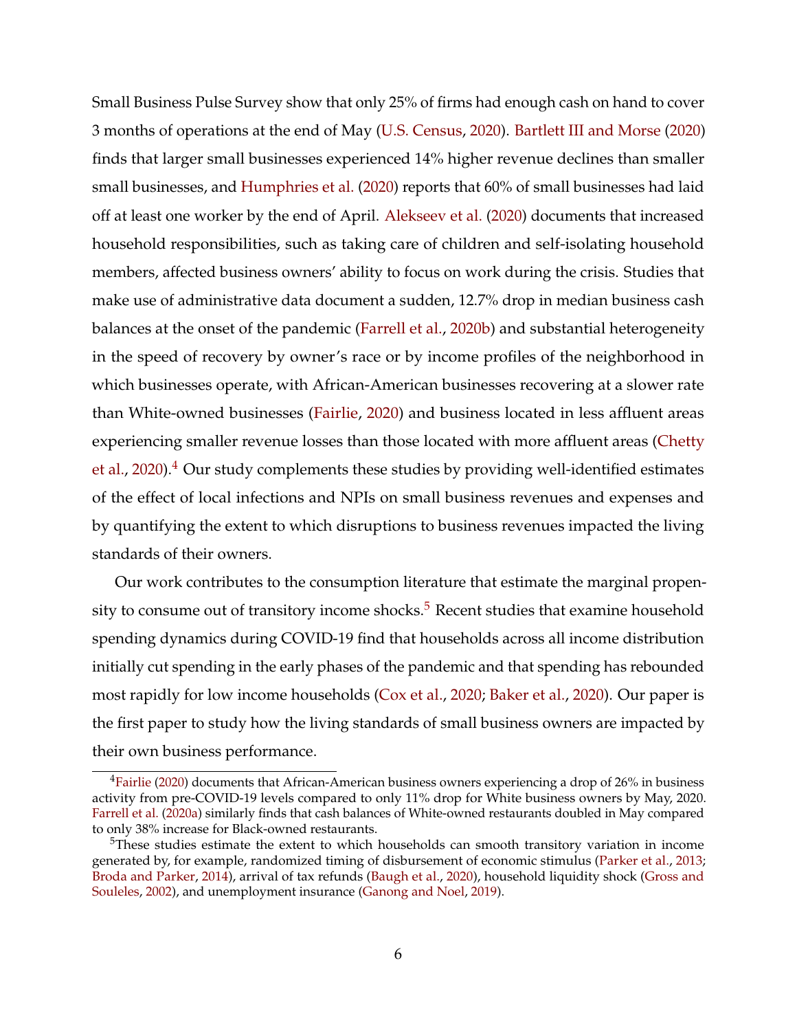Small Business Pulse Survey show that only 25% of firms had enough cash on hand to cover 3 months of operations at the end of May (U.S. Census, 2020). Bartlett III and Morse (2020) finds that larger small businesses experienced 14% higher revenue declines than smaller small businesses, and Humphries et al. (2020) reports that 60% of small businesses had laid off at least one worker by the end of April. Alekseev et al. (2020) documents that increased household responsibilities, such as taking care of children and self-isolating household members, affected business owners' ability to focus on work during the crisis. Studies that make use of administrative data document a sudden, 12.7% drop in median business cash balances at the onset of the pandemic (Farrell et al., 2020b) and substantial heterogeneity in the speed of recovery by owner's race or by income profiles of the neighborhood in which businesses operate, with African-American businesses recovering at a slower rate than White-owned businesses (Fairlie, 2020) and business located in less affluent areas experiencing smaller revenue losses than those located with more affluent areas (Chetty et al., 2020).[4] Our study complements these studies by providing well-identified estimates of the effect of local infections and NPIs on small business revenues and expenses and by quantifying the extent to which disruptions to business revenues impacted the living standards of their owners.

Our work contributes to the consumption literature that estimate the marginal propensity to consume out of transitory income shocks.[5] Recent studies that examine household spending dynamics during COVID-19 find that households across all income distribution initially cut spending in the early phases of the pandemic and that spending has rebounded most rapidly for low income households (Cox et al., 2020; Baker et al., 2020). Our paper is the first paper to study how the living standards of small business owners are impacted by their own business performance.

[4] Fairlie (2020) documents that African-American business owners experiencing a drop of 26% in business activity from pre-COVID-19 levels compared to only 11% drop for White business owners by May, 2020. Farrell et al. (2020a) similarly finds that cash balances of White-owned restaurants doubled in May compared to only 38% increase for Black-owned restaurants.

[5] These studies estimate the extent to which households can smooth transitory variation in income generated by, for example, randomized timing of disbursement of economic stimulus (Parker et al., 2013; Broda and Parker, 2014), arrival of tax refunds (Baugh et al., 2020), household liquidity shock (Gross and Souleles, 2002), and unemployment insurance (Ganong and Noel, 2019).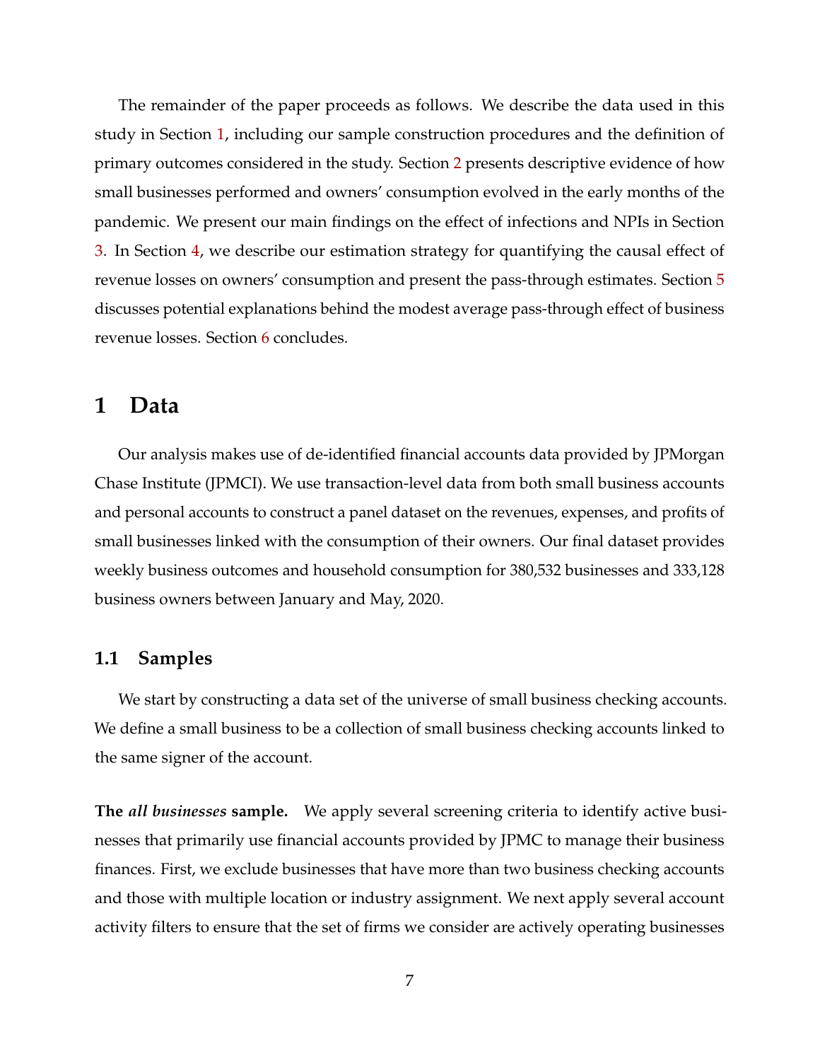The remainder of the paper proceeds as follows. We describe the data used in this study in Section 1, including our sample construction procedures and the definition of primary outcomes considered in the study. Section 2 presents descriptive evidence of how small businesses performed and owners' consumption evolved in the early months of the pandemic. We present our main findings on the effect of infections and NPIs in Section 3. In Section 4, we describe our estimation strategy for quantifying the causal effect of revenue losses on owners' consumption and present the pass-through estimates. Section 5 discusses potential explanations behind the modest average pass-through effect of business revenue losses. Section 6 concludes.

# 1 Data

Our analysis makes use of de-identified financial accounts data provided by JPMorgan Chase Institute (JPMCI). We use transaction-level data from both small business accounts and personal accounts to construct a panel dataset on the revenues, expenses, and profits of small businesses linked with the consumption of their owners. Our final dataset provides weekly business outcomes and household consumption for 380,532 businesses and 333,128 business owners between January and May, 2020.

## 1.1 Samples

We start by constructing a data set of the universe of small business checking accounts. We define a small business to be a collection of small business checking accounts linked to the same signer of the account.

**The *all businesses* sample.** We apply several screening criteria to identify active businesses that primarily use financial accounts provided by JPMC to manage their business finances. First, we exclude businesses that have more than two business checking accounts and those with multiple location or industry assignment. We next apply several account activity filters to ensure that the set of firms we consider are actively operating businesses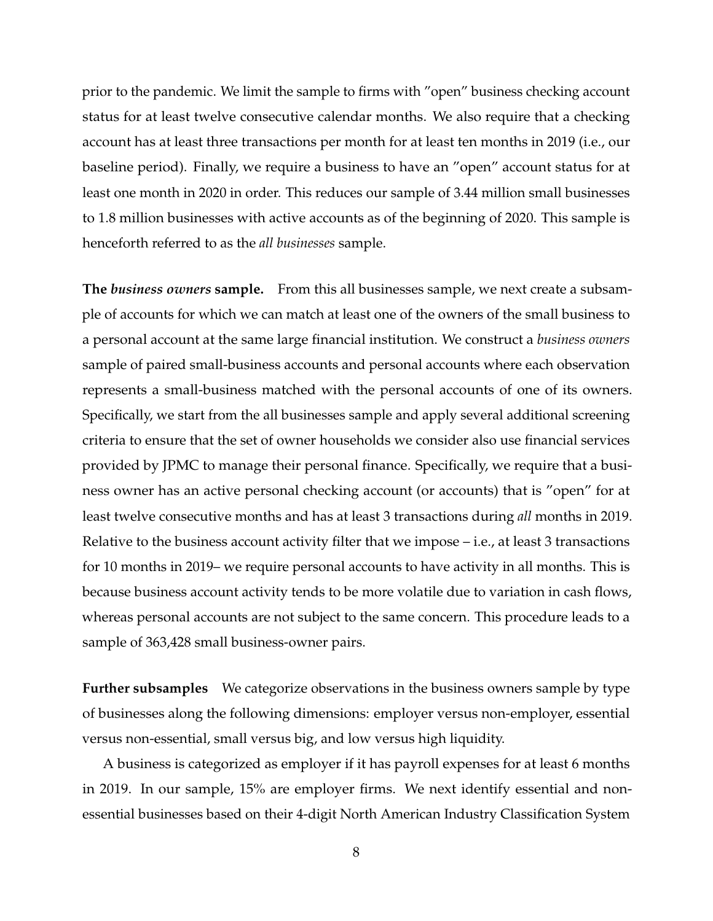prior to the pandemic. We limit the sample to firms with "open" business checking account status for at least twelve consecutive calendar months. We also require that a checking account has at least three transactions per month for at least ten months in 2019 (i.e., our baseline period). Finally, we require a business to have an "open" account status for at least one month in 2020 in order. This reduces our sample of 3.44 million small businesses to 1.8 million businesses with active accounts as of the beginning of 2020. This sample is henceforth referred to as the *all businesses* sample.

**The *business owners* sample.** From this all businesses sample, we next create a subsample of accounts for which we can match at least one of the owners of the small business to a personal account at the same large financial institution. We construct a *business owners* sample of paired small-business accounts and personal accounts where each observation represents a small-business matched with the personal accounts of one of its owners. Specifically, we start from the all businesses sample and apply several additional screening criteria to ensure that the set of owner households we consider also use financial services provided by JPMC to manage their personal finance. Specifically, we require that a business owner has an active personal checking account (or accounts) that is "open" for at least twelve consecutive months and has at least 3 transactions during *all* months in 2019. Relative to the business account activity filter that we impose – i.e., at least 3 transactions for 10 months in 2019– we require personal accounts to have activity in all months. This is because business account activity tends to be more volatile due to variation in cash flows, whereas personal accounts are not subject to the same concern. This procedure leads to a sample of 363,428 small business-owner pairs.

**Further subsamples** We categorize observations in the business owners sample by type of businesses along the following dimensions: employer versus non-employer, essential versus non-essential, small versus big, and low versus high liquidity.

A business is categorized as employer if it has payroll expenses for at least 6 months in 2019. In our sample, 15% are employer firms. We next identify essential and non-essential businesses based on their 4-digit North American Industry Classification System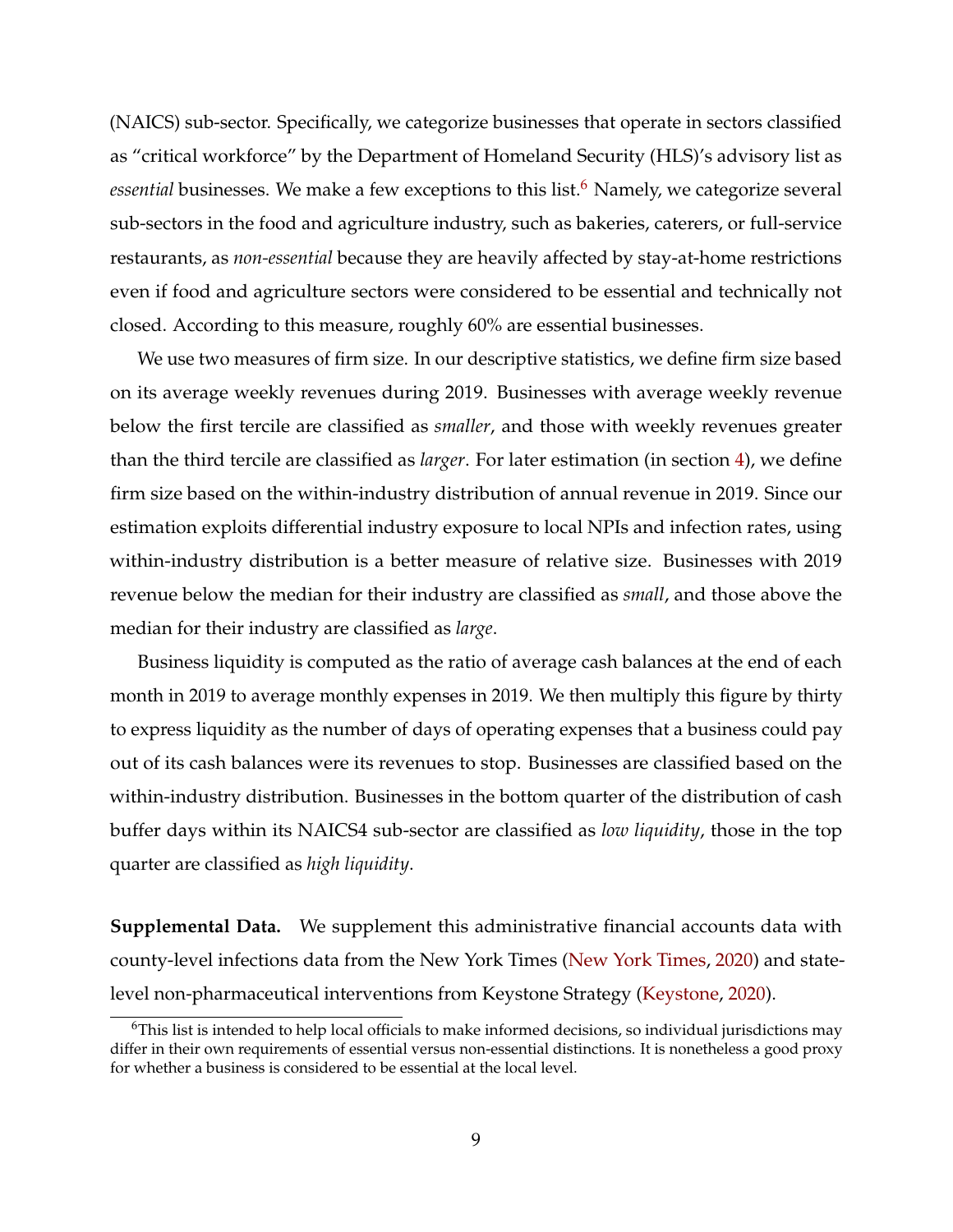(NAICS) sub-sector. Specifically, we categorize businesses that operate in sectors classified as "critical workforce" by the Department of Homeland Security (HLS)'s advisory list as *essential* businesses. We make a few exceptions to this list.[6] Namely, we categorize several sub-sectors in the food and agriculture industry, such as bakeries, caterers, or full-service restaurants, as *non-essential* because they are heavily affected by stay-at-home restrictions even if food and agriculture sectors were considered to be essential and technically not closed. According to this measure, roughly 60% are essential businesses.

We use two measures of firm size. In our descriptive statistics, we define firm size based on its average weekly revenues during 2019. Businesses with average weekly revenue below the first tercile are classified as *smaller*, and those with weekly revenues greater than the third tercile are classified as *larger*. For later estimation (in section 4), we define firm size based on the within-industry distribution of annual revenue in 2019. Since our estimation exploits differential industry exposure to local NPIs and infection rates, using within-industry distribution is a better measure of relative size. Businesses with 2019 revenue below the median for their industry are classified as *small*, and those above the median for their industry are classified as *large*.

Business liquidity is computed as the ratio of average cash balances at the end of each month in 2019 to average monthly expenses in 2019. We then multiply this figure by thirty to express liquidity as the number of days of operating expenses that a business could pay out of its cash balances were its revenues to stop. Businesses are classified based on the within-industry distribution. Businesses in the bottom quarter of the distribution of cash buffer days within its NAICS4 sub-sector are classified as *low liquidity*, those in the top quarter are classified as *high liquidity*.

**Supplemental Data.** We supplement this administrative financial accounts data with county-level infections data from the New York Times (New York Times, 2020) and state-level non-pharmaceutical interventions from Keystone Strategy (Keystone, 2020).

[6] This list is intended to help local officials to make informed decisions, so individual jurisdictions may differ in their own requirements of essential versus non-essential distinctions. It is nonetheless a good proxy for whether a business is considered to be essential at the local level.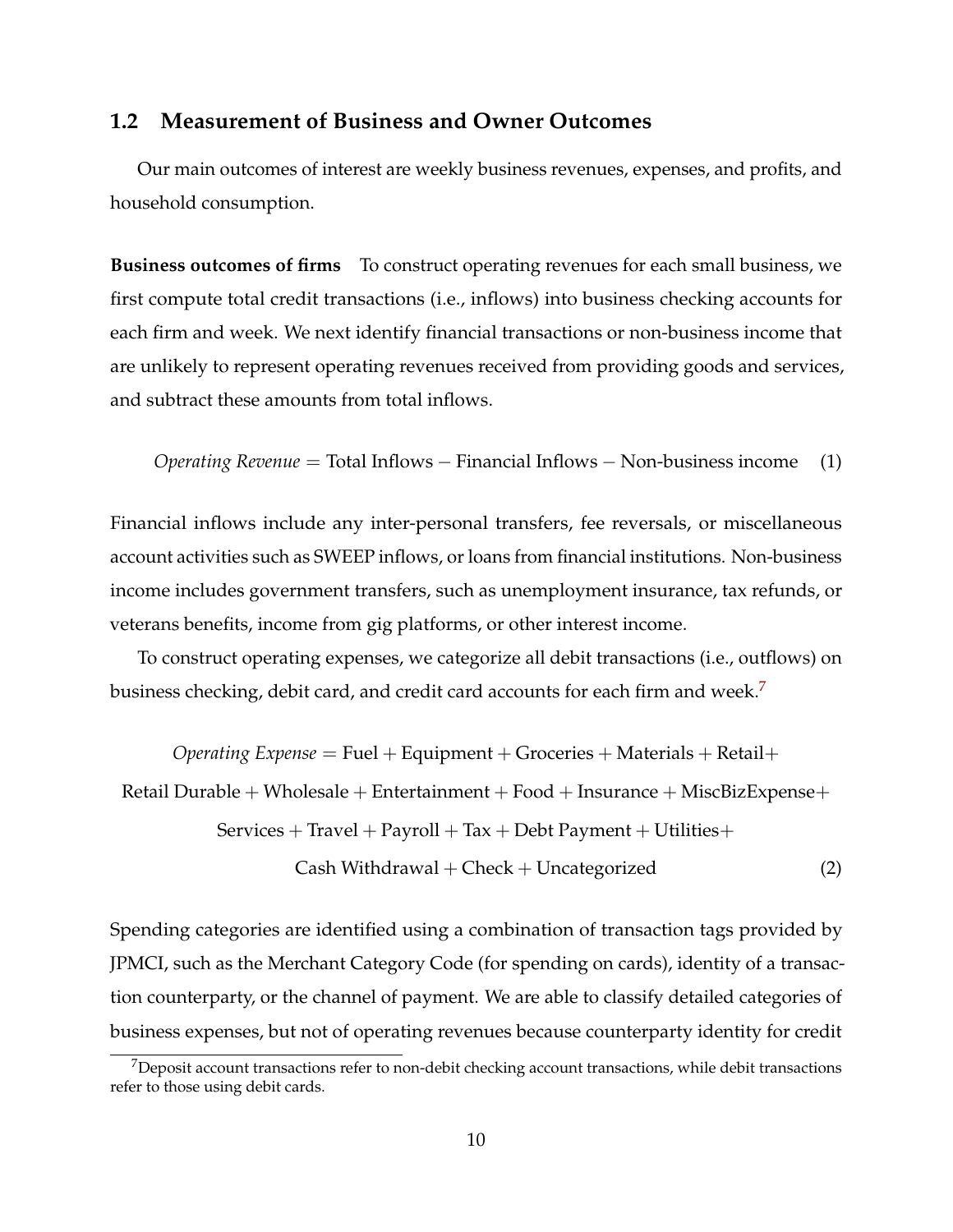## 1.2 Measurement of Business and Owner Outcomes

Our main outcomes of interest are weekly business revenues, expenses, and profits, and household consumption.

**Business outcomes of firms** To construct operating revenues for each small business, we first compute total credit transactions (i.e., inflows) into business checking accounts for each firm and week. We next identify financial transactions or non-business income that are unlikely to represent operating revenues received from providing goods and services, and subtract these amounts from total inflows.

$$\textit{Operating Revenue} = \text{Total Inflows} - \text{Financial Inflows} - \text{Non-business income} \tag{1}$$

Financial inflows include any inter-personal transfers, fee reversals, or miscellaneous account activities such as SWEEP inflows, or loans from financial institutions. Non-business income includes government transfers, such as unemployment insurance, tax refunds, or veterans benefits, income from gig platforms, or other interest income.

To construct operating expenses, we categorize all debit transactions (i.e., outflows) on business checking, debit card, and credit card accounts for each firm and week.[7]

$$\begin{aligned}
\textit{Operating Expense} &= \text{Fuel} + \text{Equipment} + \text{Groceries} + \text{Materials} + \text{Retail} + \\
&\text{Retail Durable} + \text{Wholesale} + \text{Entertainment} + \text{Food} + \text{Insurance} + \text{MiscBizExpense} + \\
&\text{Services} + \text{Travel} + \text{Payroll} + \text{Tax} + \text{Debt Payment} + \text{Utilities} + \\
&\text{Cash Withdrawal} + \text{Check} + \text{Uncategorized}
\end{aligned} \tag{2}$$

Spending categories are identified using a combination of transaction tags provided by JPMCI, such as the Merchant Category Code (for spending on cards), identity of a transaction counterparty, or the channel of payment. We are able to classify detailed categories of business expenses, but not of operating revenues because counterparty identity for credit

[7] Deposit account transactions refer to non-debit checking account transactions, while debit transactions refer to those using debit cards.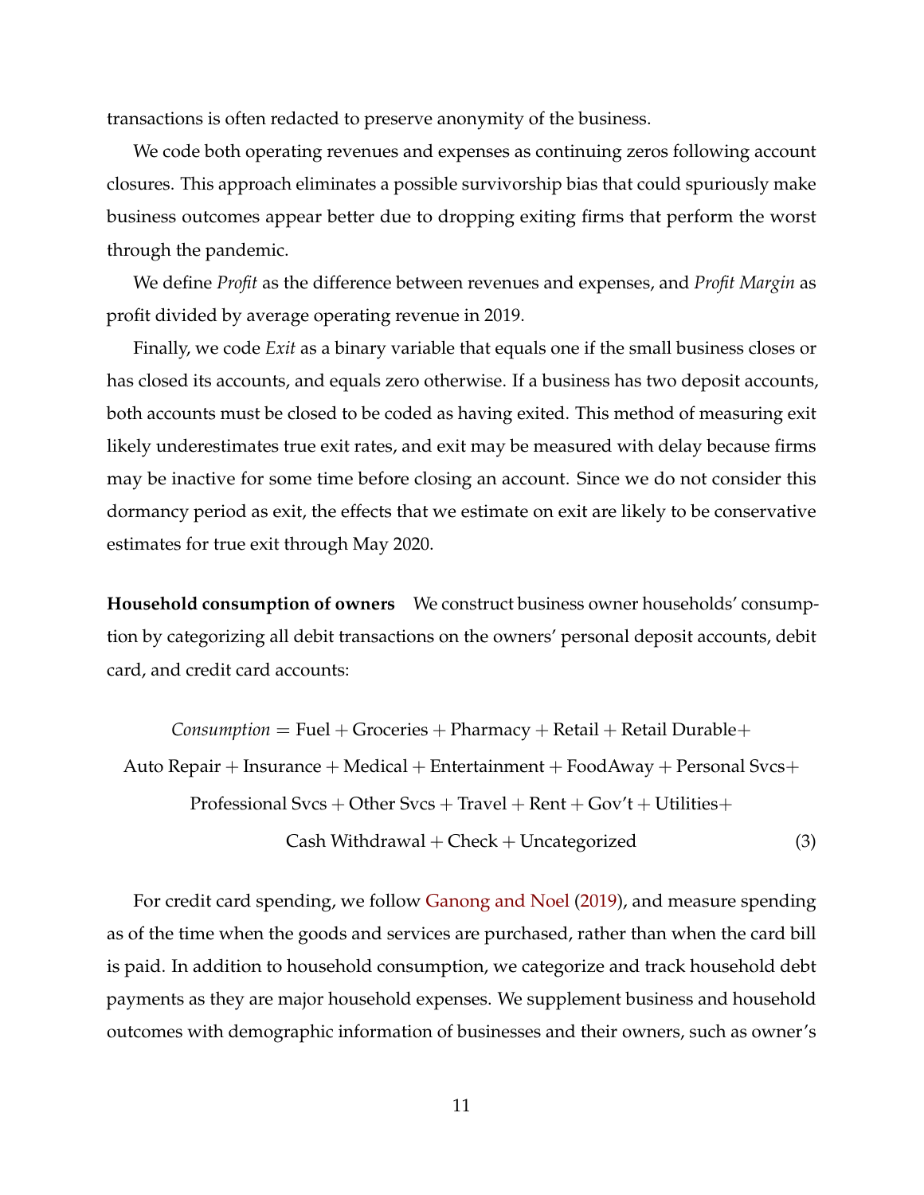transactions is often redacted to preserve anonymity of the business.

We code both operating revenues and expenses as continuing zeros following account closures. This approach eliminates a possible survivorship bias that could spuriously make business outcomes appear better due to dropping exiting firms that perform the worst through the pandemic.

We define *Profit* as the difference between revenues and expenses, and *Profit Margin* as profit divided by average operating revenue in 2019.

Finally, we code *Exit* as a binary variable that equals one if the small business closes or has closed its accounts, and equals zero otherwise. If a business has two deposit accounts, both accounts must be closed to be coded as having exited. This method of measuring exit likely underestimates true exit rates, and exit may be measured with delay because firms may be inactive for some time before closing an account. Since we do not consider this dormancy period as exit, the effects that we estimate on exit are likely to be conservative estimates for true exit through May 2020.

**Household consumption of owners** We construct business owner households' consumption by categorizing all debit transactions on the owners' personal deposit accounts, debit card, and credit card accounts:

$$\begin{aligned} \textit{Consumption} = {} & \text{Fuel} + \text{Groceries} + \text{Pharmacy} + \text{Retail} + \text{Retail Durable} + \\ & \text{Auto Repair} + \text{Insurance} + \text{Medical} + \text{Entertainment} + \text{FoodAway} + \text{Personal Svcs} + \\ & \text{Professional Svcs} + \text{Other Svcs} + \text{Travel} + \text{Rent} + \text{Gov't} + \text{Utilities} + \\ & \text{Cash Withdrawal} + \text{Check} + \text{Uncategorized} \end{aligned} \tag{3}$$

For credit card spending, we follow Ganong and Noel (2019), and measure spending as of the time when the goods and services are purchased, rather than when the card bill is paid. In addition to household consumption, we categorize and track household debt payments as they are major household expenses. We supplement business and household outcomes with demographic information of businesses and their owners, such as owner's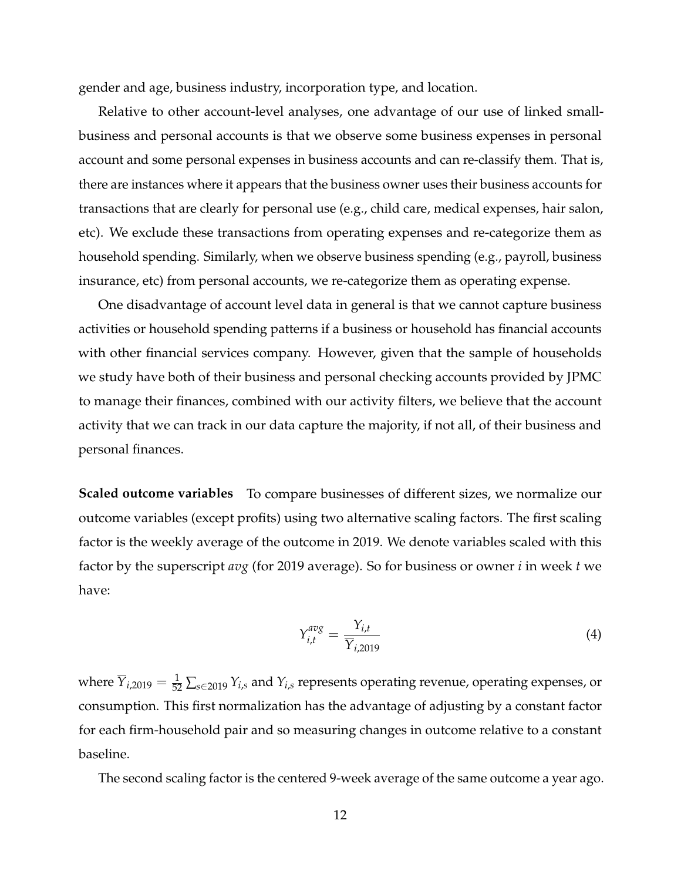gender and age, business industry, incorporation type, and location.

Relative to other account-level analyses, one advantage of our use of linked small-business and personal accounts is that we observe some business expenses in personal account and some personal expenses in business accounts and can re-classify them. That is, there are instances where it appears that the business owner uses their business accounts for transactions that are clearly for personal use (e.g., child care, medical expenses, hair salon, etc). We exclude these transactions from operating expenses and re-categorize them as household spending. Similarly, when we observe business spending (e.g., payroll, business insurance, etc) from personal accounts, we re-categorize them as operating expense.

One disadvantage of account level data in general is that we cannot capture business activities or household spending patterns if a business or household has financial accounts with other financial services company. However, given that the sample of households we study have both of their business and personal checking accounts provided by JPMC to manage their finances, combined with our activity filters, we believe that the account activity that we can track in our data capture the majority, if not all, of their business and personal finances.

**Scaled outcome variables** To compare businesses of different sizes, we normalize our outcome variables (except profits) using two alternative scaling factors. The first scaling factor is the weekly average of the outcome in 2019. We denote variables scaled with this factor by the superscript *avg* (for 2019 average). So for business or owner $i$ in week $t$ we have:

$$Y_{i,t}^{avg} = \frac{Y_{i,t}}{\overline{Y}_{i,2019}} \tag{4}$$

where $\overline{Y}_{i,2019} = \frac{1}{52}\sum_{s\in 2019} Y_{i,s}$ and $Y_{i,s}$ represents operating revenue, operating expenses, or consumption. This first normalization has the advantage of adjusting by a constant factor for each firm-household pair and so measuring changes in outcome relative to a constant baseline.

The second scaling factor is the centered 9-week average of the same outcome a year ago.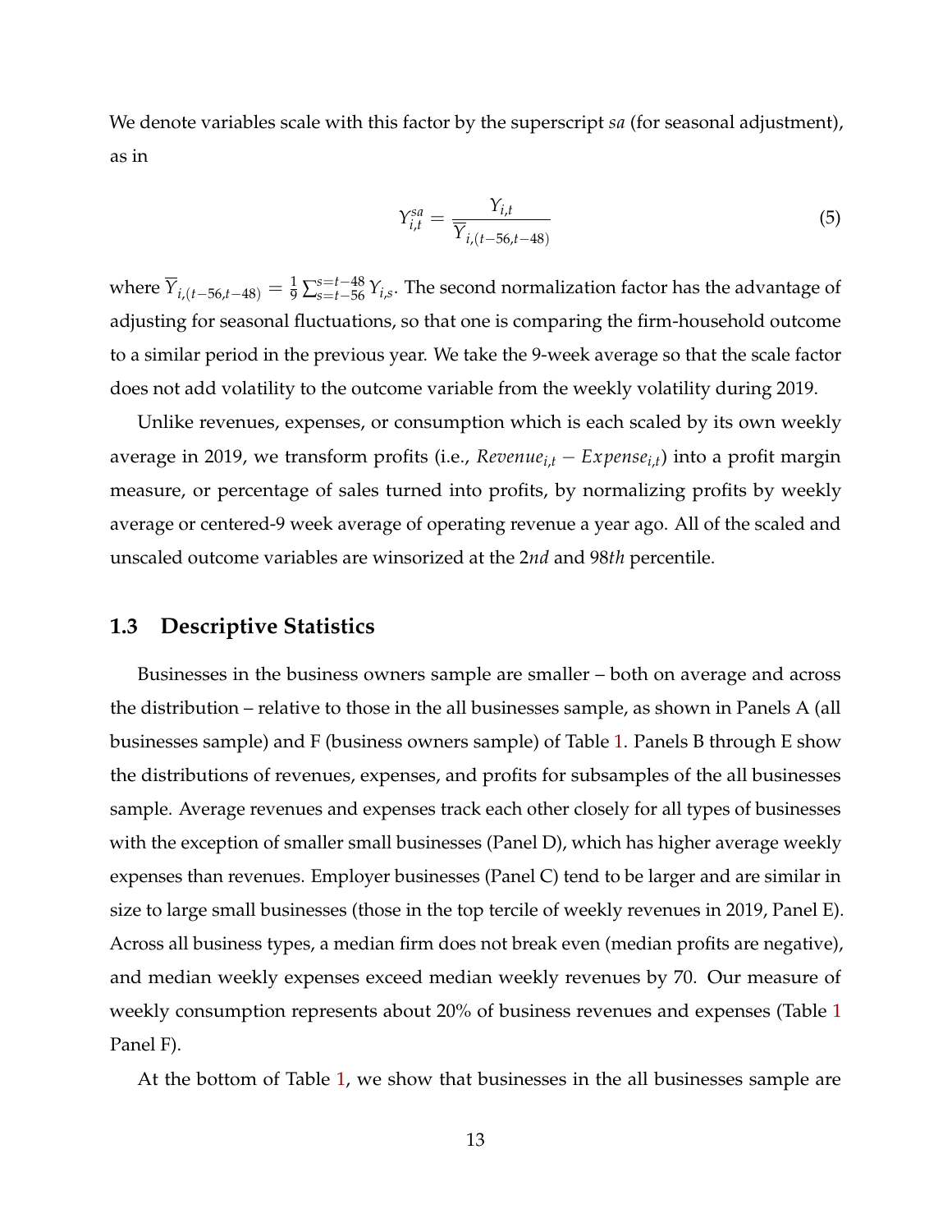We denote variables scale with this factor by the superscript *sa* (for seasonal adjustment), as in

$$Y_{i,t}^{sa} = \frac{Y_{i,t}}{\overline{Y}_{i,(t-56,t-48)}} \tag{5}$$

where $\overline{Y}_{i,(t-56,t-48)} = \frac{1}{9}\sum_{s=t-56}^{s=t-48} Y_{i,s}$. The second normalization factor has the advantage of adjusting for seasonal fluctuations, so that one is comparing the firm-household outcome to a similar period in the previous year. We take the 9-week average so that the scale factor does not add volatility to the outcome variable from the weekly volatility during 2019.

Unlike revenues, expenses, or consumption which is each scaled by its own weekly average in 2019, we transform profits (i.e., $Revenue_{i,t} - Expense_{i,t}$) into a profit margin measure, or percentage of sales turned into profits, by normalizing profits by weekly average or centered-9 week average of operating revenue a year ago. All of the scaled and unscaled outcome variables are winsorized at the 2*nd* and 98*th* percentile.

## 1.3 Descriptive Statistics

Businesses in the business owners sample are smaller – both on average and across the distribution – relative to those in the all businesses sample, as shown in Panels A (all businesses sample) and F (business owners sample) of Table 1. Panels B through E show the distributions of revenues, expenses, and profits for subsamples of the all businesses sample. Average revenues and expenses track each other closely for all types of businesses with the exception of smaller small businesses (Panel D), which has higher average weekly expenses than revenues. Employer businesses (Panel C) tend to be larger and are similar in size to large small businesses (those in the top tercile of weekly revenues in 2019, Panel E). Across all business types, a median firm does not break even (median profits are negative), and median weekly expenses exceed median weekly revenues by 70. Our measure of weekly consumption represents about 20% of business revenues and expenses (Table 1 Panel F).

At the bottom of Table 1, we show that businesses in the all businesses sample are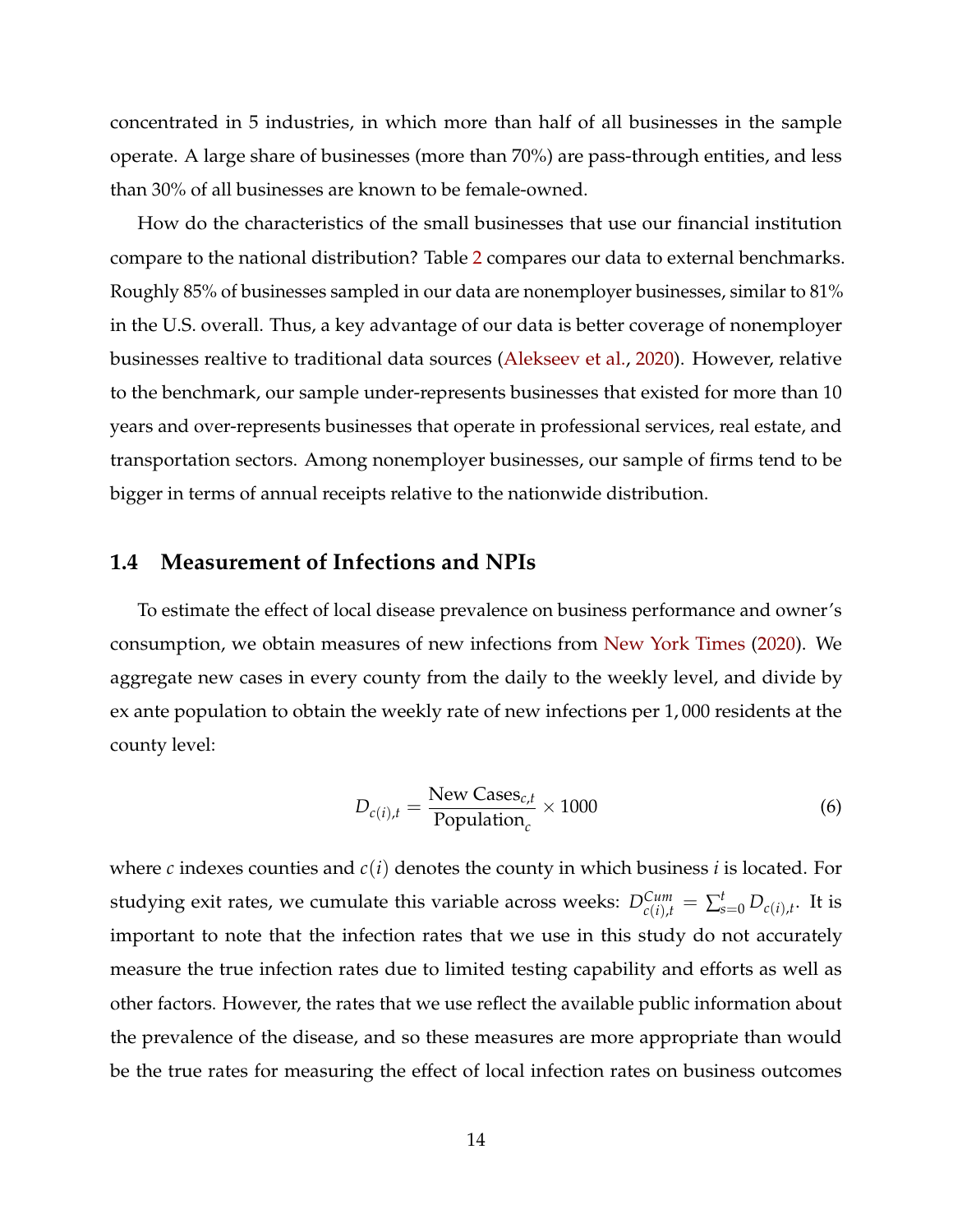concentrated in 5 industries, in which more than half of all businesses in the sample operate. A large share of businesses (more than 70%) are pass-through entities, and less than 30% of all businesses are known to be female-owned.

How do the characteristics of the small businesses that use our financial institution compare to the national distribution? Table 2 compares our data to external benchmarks. Roughly 85% of businesses sampled in our data are nonemployer businesses, similar to 81% in the U.S. overall. Thus, a key advantage of our data is better coverage of nonemployer businesses realtive to traditional data sources (Alekseev et al., 2020). However, relative to the benchmark, our sample under-represents businesses that existed for more than 10 years and over-represents businesses that operate in professional services, real estate, and transportation sectors. Among nonemployer businesses, our sample of firms tend to be bigger in terms of annual receipts relative to the nationwide distribution.

## 1.4 Measurement of Infections and NPIs

To estimate the effect of local disease prevalence on business performance and owner's consumption, we obtain measures of new infections from New York Times (2020). We aggregate new cases in every county from the daily to the weekly level, and divide by ex ante population to obtain the weekly rate of new infections per 1,000 residents at the county level:

$$D_{c(i),t} = \frac{\text{New Cases}_{c,t}}{\text{Population}_c} \times 1000 \tag{6}$$

where $c$ indexes counties and $c(i)$ denotes the county in which business $i$ is located. For studying exit rates, we cumulate this variable across weeks: $D^{Cum}_{c(i),t} = \sum_{s=0}^{t} D_{c(i),t}$. It is important to note that the infection rates that we use in this study do not accurately measure the true infection rates due to limited testing capability and efforts as well as other factors. However, the rates that we use reflect the available public information about the prevalence of the disease, and so these measures are more appropriate than would be the true rates for measuring the effect of local infection rates on business outcomes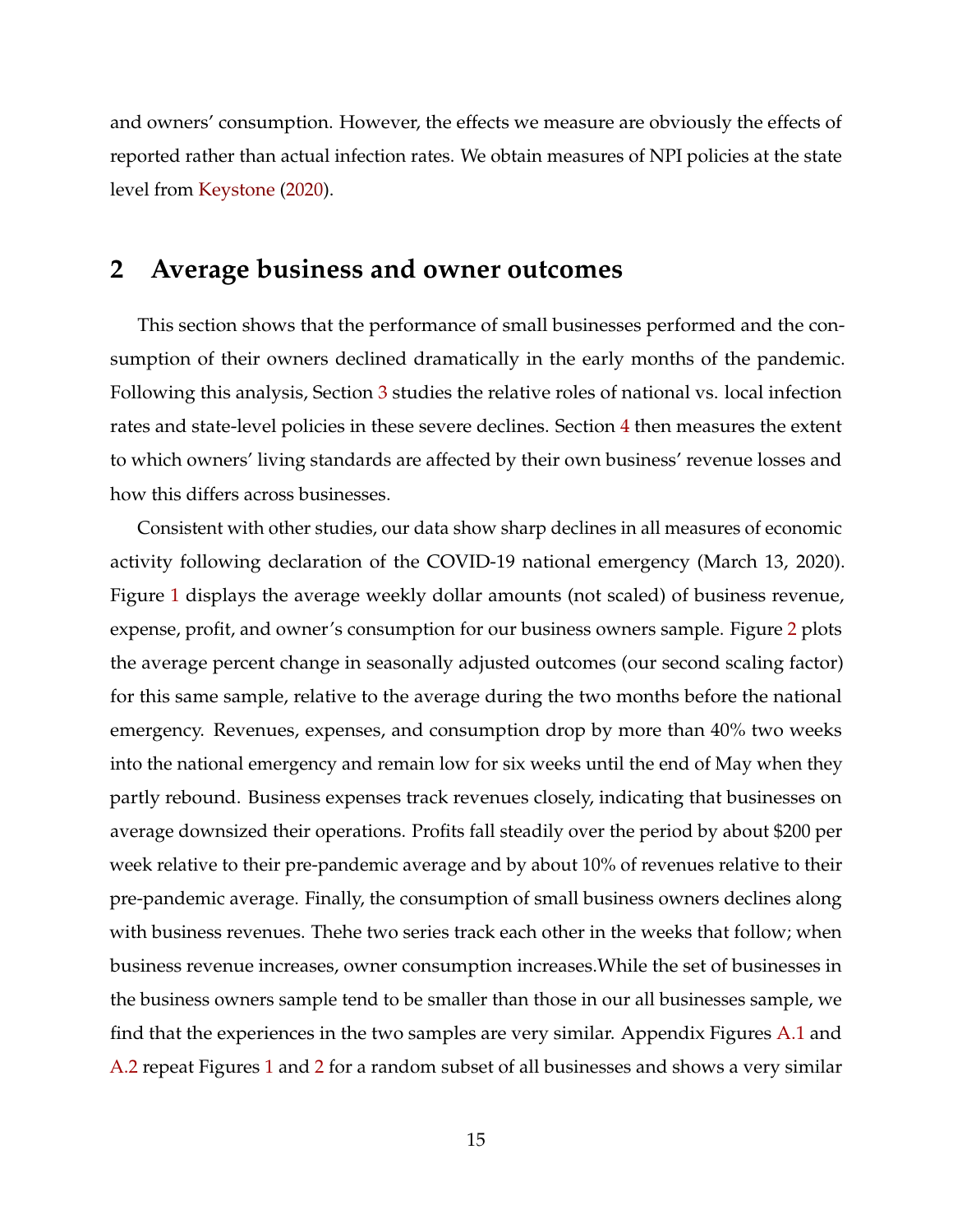and owners' consumption. However, the effects we measure are obviously the effects of reported rather than actual infection rates. We obtain measures of NPI policies at the state level from Keystone (2020).

## 2 Average business and owner outcomes

This section shows that the performance of small businesses performed and the consumption of their owners declined dramatically in the early months of the pandemic. Following this analysis, Section 3 studies the relative roles of national vs. local infection rates and state-level policies in these severe declines. Section 4 then measures the extent to which owners' living standards are affected by their own business' revenue losses and how this differs across businesses.

Consistent with other studies, our data show sharp declines in all measures of economic activity following declaration of the COVID-19 national emergency (March 13, 2020). Figure 1 displays the average weekly dollar amounts (not scaled) of business revenue, expense, profit, and owner's consumption for our business owners sample. Figure 2 plots the average percent change in seasonally adjusted outcomes (our second scaling factor) for this same sample, relative to the average during the two months before the national emergency. Revenues, expenses, and consumption drop by more than 40% two weeks into the national emergency and remain low for six weeks until the end of May when they partly rebound. Business expenses track revenues closely, indicating that businesses on average downsized their operations. Profits fall steadily over the period by about $200 per week relative to their pre-pandemic average and by about 10% of revenues relative to their pre-pandemic average. Finally, the consumption of small business owners declines along with business revenues. Thehe two series track each other in the weeks that follow; when business revenue increases, owner consumption increases.While the set of businesses in the business owners sample tend to be smaller than those in our all businesses sample, we find that the experiences in the two samples are very similar. Appendix Figures A.1 and A.2 repeat Figures 1 and 2 for a random subset of all businesses and shows a very similar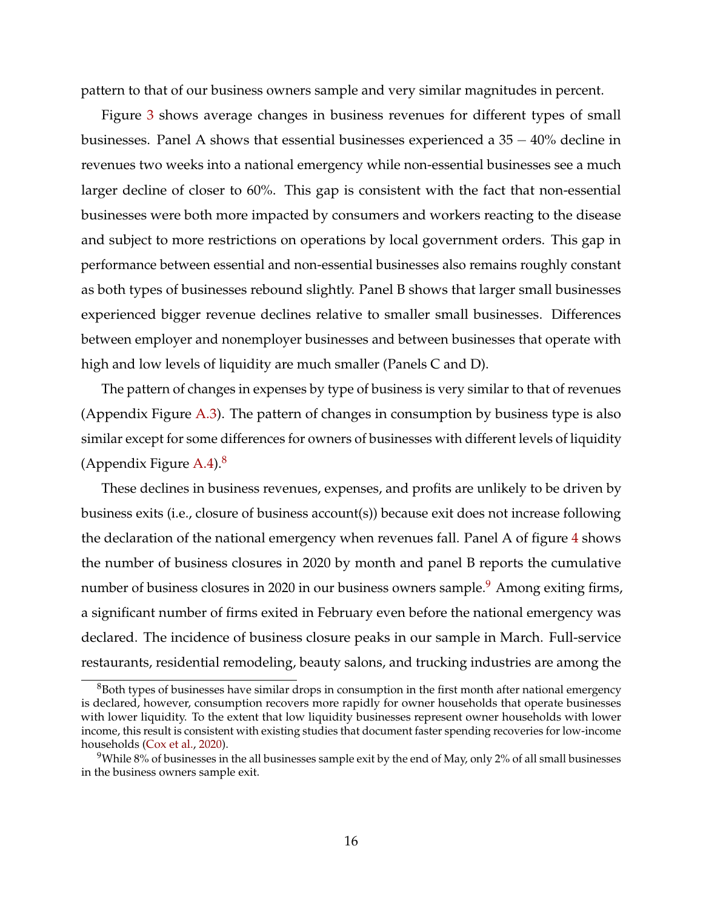pattern to that of our business owners sample and very similar magnitudes in percent.

Figure 3 shows average changes in business revenues for different types of small businesses. Panel A shows that essential businesses experienced a $35-40\%$ decline in revenues two weeks into a national emergency while non-essential businesses see a much larger decline of closer to 60%. This gap is consistent with the fact that non-essential businesses were both more impacted by consumers and workers reacting to the disease and subject to more restrictions on operations by local government orders. This gap in performance between essential and non-essential businesses also remains roughly constant as both types of businesses rebound slightly. Panel B shows that larger small businesses experienced bigger revenue declines relative to smaller small businesses. Differences between employer and nonemployer businesses and between businesses that operate with high and low levels of liquidity are much smaller (Panels C and D).

The pattern of changes in expenses by type of business is very similar to that of revenues (Appendix Figure A.3). The pattern of changes in consumption by business type is also similar except for some differences for owners of businesses with different levels of liquidity (Appendix Figure A.4).[8]

These declines in business revenues, expenses, and profits are unlikely to be driven by business exits (i.e., closure of business account(s)) because exit does not increase following the declaration of the national emergency when revenues fall. Panel A of figure 4 shows the number of business closures in 2020 by month and panel B reports the cumulative number of business closures in 2020 in our business owners sample.[9] Among exiting firms, a significant number of firms exited in February even before the national emergency was declared. The incidence of business closure peaks in our sample in March. Full-service restaurants, residential remodeling, beauty salons, and trucking industries are among the

[8] Both types of businesses have similar drops in consumption in the first month after national emergency is declared, however, consumption recovers more rapidly for owner households that operate businesses with lower liquidity. To the extent that low liquidity businesses represent owner households with lower income, this result is consistent with existing studies that document faster spending recoveries for low-income households (Cox et al., 2020).

[9] While 8% of businesses in the all businesses sample exit by the end of May, only 2% of all small businesses in the business owners sample exit.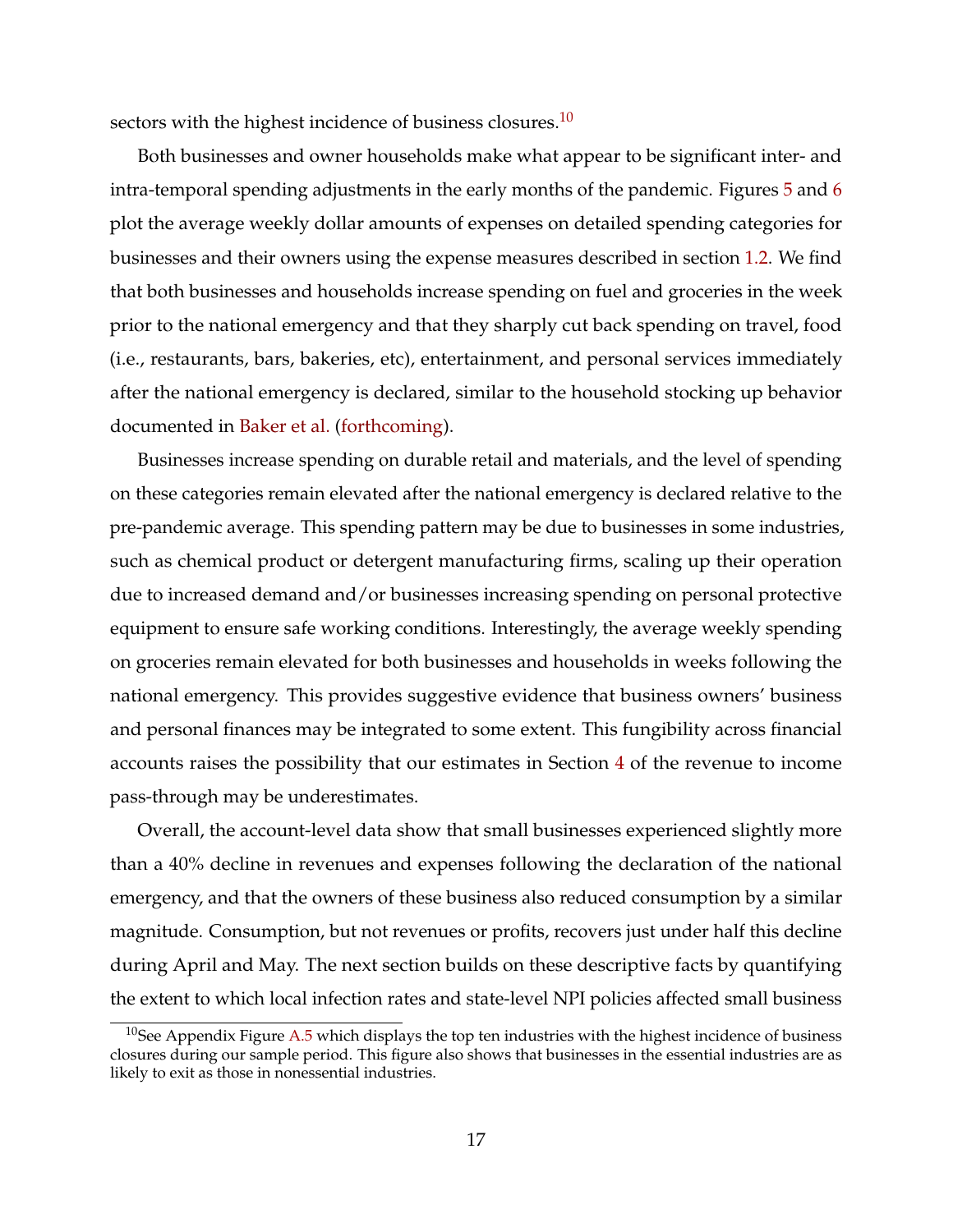sectors with the highest incidence of business closures.[10]

Both businesses and owner households make what appear to be significant inter- and intra-temporal spending adjustments in the early months of the pandemic. Figures 5 and 6 plot the average weekly dollar amounts of expenses on detailed spending categories for businesses and their owners using the expense measures described in section 1.2. We find that both businesses and households increase spending on fuel and groceries in the week prior to the national emergency and that they sharply cut back spending on travel, food (i.e., restaurants, bars, bakeries, etc), entertainment, and personal services immediately after the national emergency is declared, similar to the household stocking up behavior documented in Baker et al. (forthcoming).

Businesses increase spending on durable retail and materials, and the level of spending on these categories remain elevated after the national emergency is declared relative to the pre-pandemic average. This spending pattern may be due to businesses in some industries, such as chemical product or detergent manufacturing firms, scaling up their operation due to increased demand and/or businesses increasing spending on personal protective equipment to ensure safe working conditions. Interestingly, the average weekly spending on groceries remain elevated for both businesses and households in weeks following the national emergency. This provides suggestive evidence that business owners' business and personal finances may be integrated to some extent. This fungibility across financial accounts raises the possibility that our estimates in Section 4 of the revenue to income pass-through may be underestimates.

Overall, the account-level data show that small businesses experienced slightly more than a 40% decline in revenues and expenses following the declaration of the national emergency, and that the owners of these business also reduced consumption by a similar magnitude. Consumption, but not revenues or profits, recovers just under half this decline during April and May. The next section builds on these descriptive facts by quantifying the extent to which local infection rates and state-level NPI policies affected small business

[10] See Appendix Figure A.5 which displays the top ten industries with the highest incidence of business closures during our sample period. This figure also shows that businesses in the essential industries are as likely to exit as those in nonessential industries.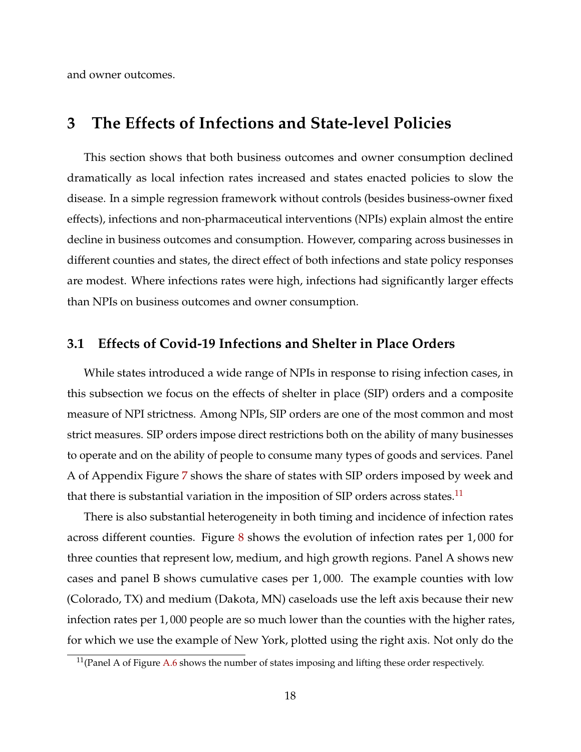and owner outcomes.

# 3 The Effects of Infections and State-level Policies

This section shows that both business outcomes and owner consumption declined dramatically as local infection rates increased and states enacted policies to slow the disease. In a simple regression framework without controls (besides business-owner fixed effects), infections and non-pharmaceutical interventions (NPIs) explain almost the entire decline in business outcomes and consumption. However, comparing across businesses in different counties and states, the direct effect of both infections and state policy responses are modest. Where infections rates were high, infections had significantly larger effects than NPIs on business outcomes and owner consumption.

## 3.1 Effects of Covid-19 Infections and Shelter in Place Orders

While states introduced a wide range of NPIs in response to rising infection cases, in this subsection we focus on the effects of shelter in place (SIP) orders and a composite measure of NPI strictness. Among NPIs, SIP orders are one of the most common and most strict measures. SIP orders impose direct restrictions both on the ability of many businesses to operate and on the ability of people to consume many types of goods and services. Panel A of Appendix Figure 7 shows the share of states with SIP orders imposed by week and that there is substantial variation in the imposition of SIP orders across states.[11]

There is also substantial heterogeneity in both timing and incidence of infection rates across different counties. Figure 8 shows the evolution of infection rates per $1,000$ for three counties that represent low, medium, and high growth regions. Panel A shows new cases and panel B shows cumulative cases per $1,000$. The example counties with low (Colorado, TX) and medium (Dakota, MN) caseloads use the left axis because their new infection rates per $1,000$ people are so much lower than the counties with the higher rates, for which we use the example of New York, plotted using the right axis. Not only do the

[11](Panel A of Figure A.6 shows the number of states imposing and lifting these order respectively.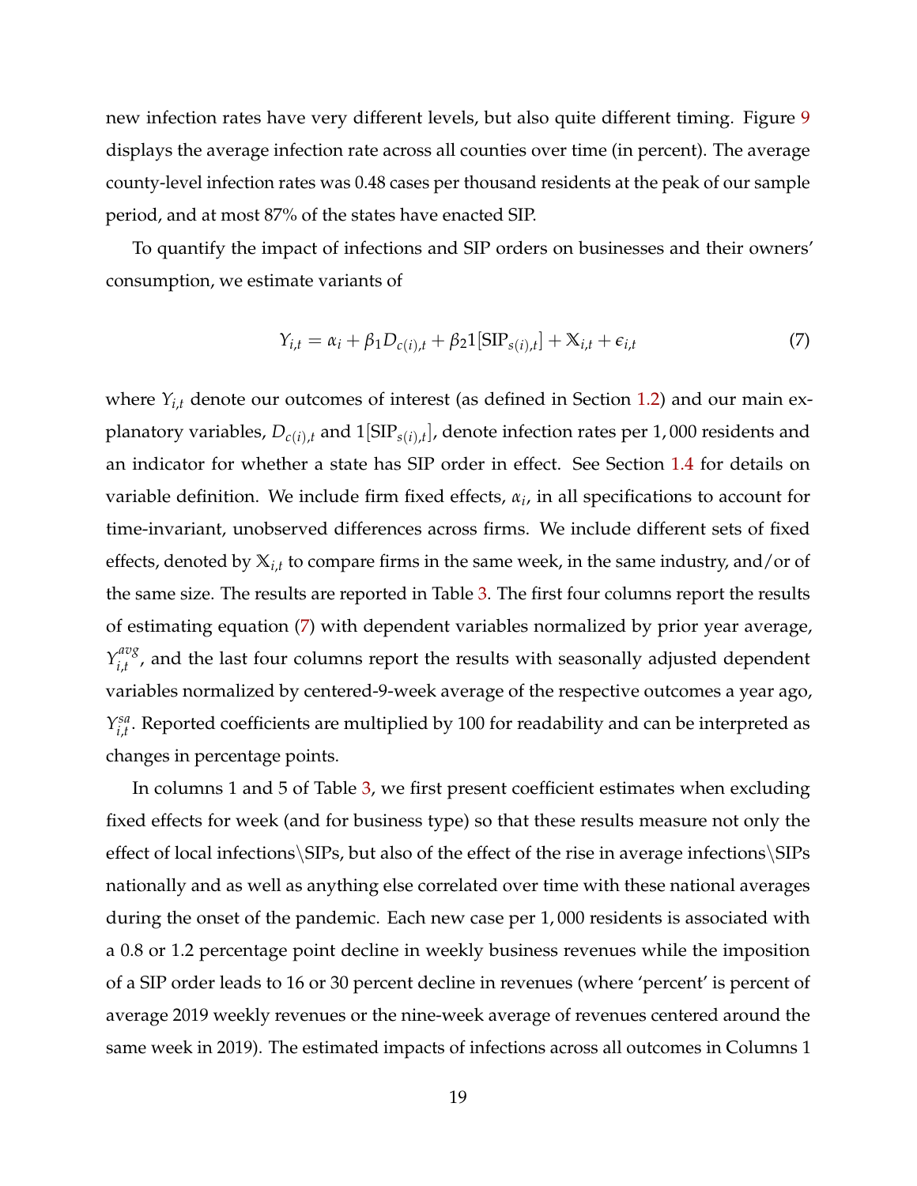new infection rates have very different levels, but also quite different timing. Figure 9 displays the average infection rate across all counties over time (in percent). The average county-level infection rates was 0.48 cases per thousand residents at the peak of our sample period, and at most 87% of the states have enacted SIP.

To quantify the impact of infections and SIP orders on businesses and their owners' consumption, we estimate variants of

$$Y_{i,t} = \alpha_i + \beta_1 D_{c(i),t} + \beta_2 1[\text{SIP}_{s(i),t}] + \mathbb{X}_{i,t} + \epsilon_{i,t} \tag{7}$$

where $Y_{i,t}$ denote our outcomes of interest (as defined in Section 1.2) and our main explanatory variables, $D_{c(i),t}$ and $1[\text{SIP}_{s(i),t}]$, denote infection rates per 1,000 residents and an indicator for whether a state has SIP order in effect. See Section 1.4 for details on variable definition. We include firm fixed effects, $\alpha_i$, in all specifications to account for time-invariant, unobserved differences across firms. We include different sets of fixed effects, denoted by $\mathbb{X}_{i,t}$ to compare firms in the same week, in the same industry, and/or of the same size. The results are reported in Table 3. The first four columns report the results of estimating equation (7) with dependent variables normalized by prior year average, $Y_{i,t}^{avg}$, and the last four columns report the results with seasonally adjusted dependent variables normalized by centered-9-week average of the respective outcomes a year ago, $Y_{i,t}^{sa}$. Reported coefficients are multiplied by 100 for readability and can be interpreted as changes in percentage points.

In columns 1 and 5 of Table 3, we first present coefficient estimates when excluding fixed effects for week (and for business type) so that these results measure not only the effect of local infections\SIPs, but also of the effect of the rise in average infections\SIPs nationally and as well as anything else correlated over time with these national averages during the onset of the pandemic. Each new case per 1,000 residents is associated with a 0.8 or 1.2 percentage point decline in weekly business revenues while the imposition of a SIP order leads to 16 or 30 percent decline in revenues (where 'percent' is percent of average 2019 weekly revenues or the nine-week average of revenues centered around the same week in 2019). The estimated impacts of infections across all outcomes in Columns 1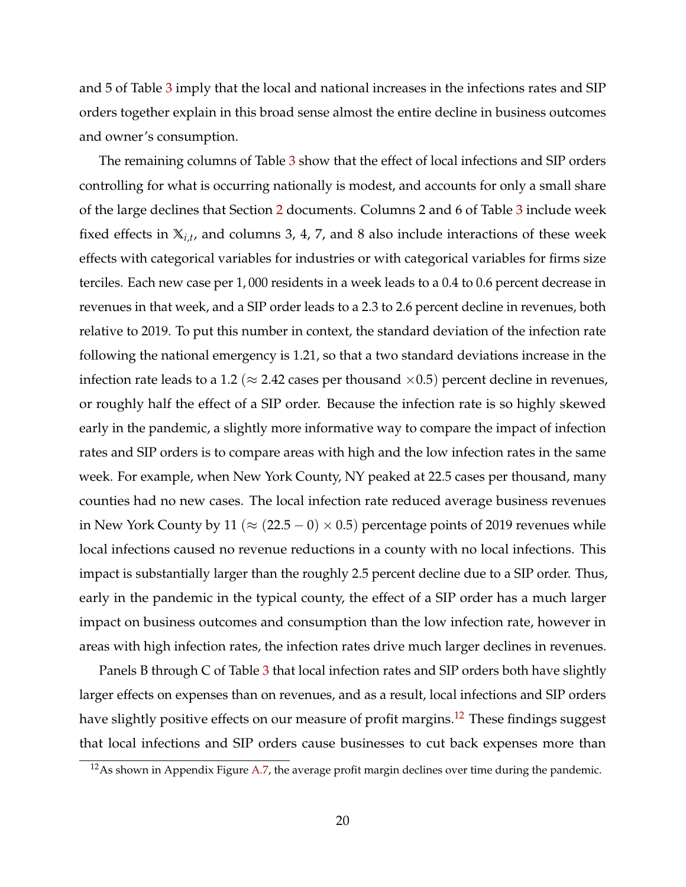and 5 of Table 3 imply that the local and national increases in the infections rates and SIP orders together explain in this broad sense almost the entire decline in business outcomes and owner's consumption.

The remaining columns of Table 3 show that the effect of local infections and SIP orders controlling for what is occurring nationally is modest, and accounts for only a small share of the large declines that Section 2 documents. Columns 2 and 6 of Table 3 include week fixed effects in $\mathbb{X}_{i,t}$, and columns 3, 4, 7, and 8 also include interactions of these week effects with categorical variables for industries or with categorical variables for firms size terciles. Each new case per 1,000 residents in a week leads to a 0.4 to 0.6 percent decrease in revenues in that week, and a SIP order leads to a 2.3 to 2.6 percent decline in revenues, both relative to 2019. To put this number in context, the standard deviation of the infection rate following the national emergency is 1.21, so that a two standard deviations increase in the infection rate leads to a 1.2 ($\approx$ 2.42 cases per thousand $\times 0.5$) percent decline in revenues, or roughly half the effect of a SIP order. Because the infection rate is so highly skewed early in the pandemic, a slightly more informative way to compare the impact of infection rates and SIP orders is to compare areas with high and the low infection rates in the same week. For example, when New York County, NY peaked at 22.5 cases per thousand, many counties had no new cases. The local infection rate reduced average business revenues in New York County by 11 ($\approx (22.5 - 0) \times 0.5$) percentage points of 2019 revenues while local infections caused no revenue reductions in a county with no local infections. This impact is substantially larger than the roughly 2.5 percent decline due to a SIP order. Thus, early in the pandemic in the typical county, the effect of a SIP order has a much larger impact on business outcomes and consumption than the low infection rate, however in areas with high infection rates, the infection rates drive much larger declines in revenues.

Panels B through C of Table 3 that local infection rates and SIP orders both have slightly larger effects on expenses than on revenues, and as a result, local infections and SIP orders have slightly positive effects on our measure of profit margins.[12] These findings suggest that local infections and SIP orders cause businesses to cut back expenses more than

[12] As shown in Appendix Figure A.7, the average profit margin declines over time during the pandemic.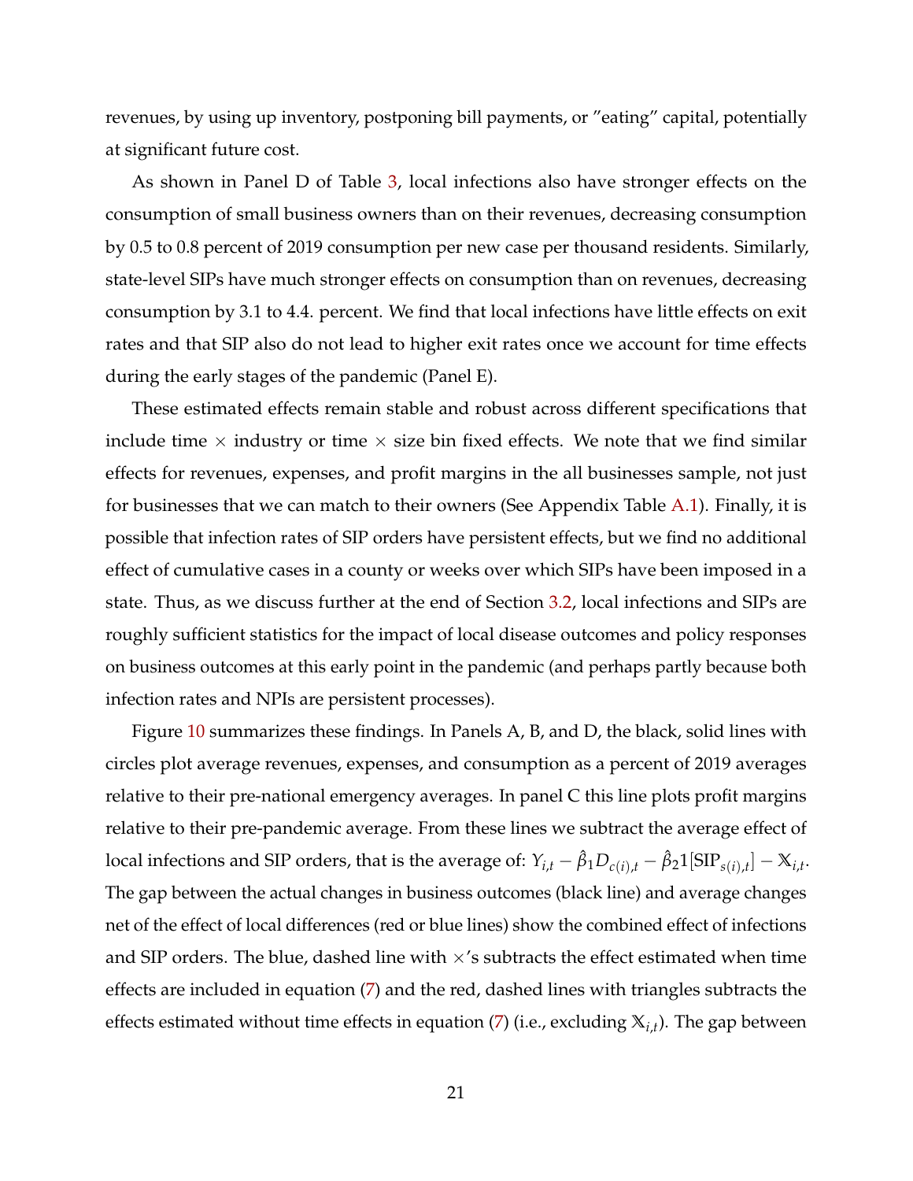revenues, by using up inventory, postponing bill payments, or "eating" capital, potentially at significant future cost.

As shown in Panel D of Table 3, local infections also have stronger effects on the consumption of small business owners than on their revenues, decreasing consumption by 0.5 to 0.8 percent of 2019 consumption per new case per thousand residents. Similarly, state-level SIPs have much stronger effects on consumption than on revenues, decreasing consumption by 3.1 to 4.4. percent. We find that local infections have little effects on exit rates and that SIP also do not lead to higher exit rates once we account for time effects during the early stages of the pandemic (Panel E).

These estimated effects remain stable and robust across different specifications that include time × industry or time × size bin fixed effects. We note that we find similar effects for revenues, expenses, and profit margins in the all businesses sample, not just for businesses that we can match to their owners (See Appendix Table A.1). Finally, it is possible that infection rates of SIP orders have persistent effects, but we find no additional effect of cumulative cases in a county or weeks over which SIPs have been imposed in a state. Thus, as we discuss further at the end of Section 3.2, local infections and SIPs are roughly sufficient statistics for the impact of local disease outcomes and policy responses on business outcomes at this early point in the pandemic (and perhaps partly because both infection rates and NPIs are persistent processes).

Figure 10 summarizes these findings. In Panels A, B, and D, the black, solid lines with circles plot average revenues, expenses, and consumption as a percent of 2019 averages relative to their pre-national emergency averages. In panel C this line plots profit margins relative to their pre-pandemic average. From these lines we subtract the average effect of local infections and SIP orders, that is the average of: $Y_{i,t} - \hat{\beta}_1 D_{c(i),t} - \hat{\beta}_2 1[\text{SIP}_{s(i),t}] - \mathbb{X}_{i,t}$. The gap between the actual changes in business outcomes (black line) and average changes net of the effect of local differences (red or blue lines) show the combined effect of infections and SIP orders. The blue, dashed line with ×'s subtracts the effect estimated when time effects are included in equation (7) and the red, dashed lines with triangles subtracts the effects estimated without time effects in equation (7) (i.e., excluding $\mathbb{X}_{i,t}$). The gap between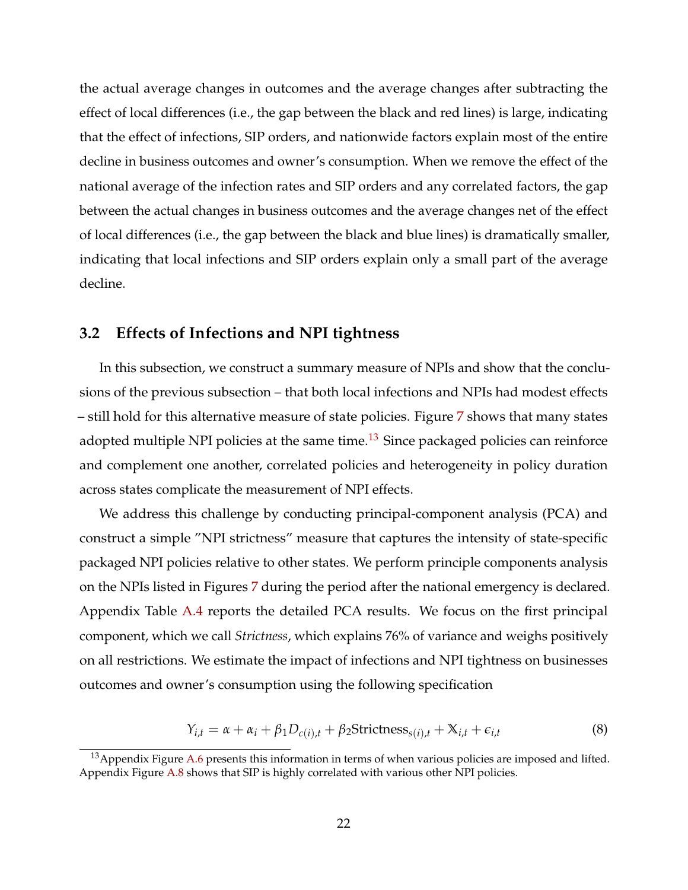the actual average changes in outcomes and the average changes after subtracting the effect of local differences (i.e., the gap between the black and red lines) is large, indicating that the effect of infections, SIP orders, and nationwide factors explain most of the entire decline in business outcomes and owner's consumption. When we remove the effect of the national average of the infection rates and SIP orders and any correlated factors, the gap between the actual changes in business outcomes and the average changes net of the effect of local differences (i.e., the gap between the black and blue lines) is dramatically smaller, indicating that local infections and SIP orders explain only a small part of the average decline.

## 3.2 Effects of Infections and NPI tightness

In this subsection, we construct a summary measure of NPIs and show that the conclusions of the previous subsection – that both local infections and NPIs had modest effects – still hold for this alternative measure of state policies. Figure 7 shows that many states adopted multiple NPI policies at the same time.[13] Since packaged policies can reinforce and complement one another, correlated policies and heterogeneity in policy duration across states complicate the measurement of NPI effects.

We address this challenge by conducting principal-component analysis (PCA) and construct a simple "NPI strictness" measure that captures the intensity of state-specific packaged NPI policies relative to other states. We perform principle components analysis on the NPIs listed in Figures 7 during the period after the national emergency is declared. Appendix Table A.4 reports the detailed PCA results. We focus on the first principal component, which we call *Strictness*, which explains 76% of variance and weighs positively on all restrictions. We estimate the impact of infections and NPI tightness on businesses outcomes and owner's consumption using the following specification

$$Y_{i,t} = \alpha + \alpha_i + \beta_1 D_{c(i),t} + \beta_2 \text{Strictness}_{s(i),t} + \mathbb{X}_{i,t} + \epsilon_{i,t} \tag{8}$$

[13] Appendix Figure A.6 presents this information in terms of when various policies are imposed and lifted. Appendix Figure A.8 shows that SIP is highly correlated with various other NPI policies.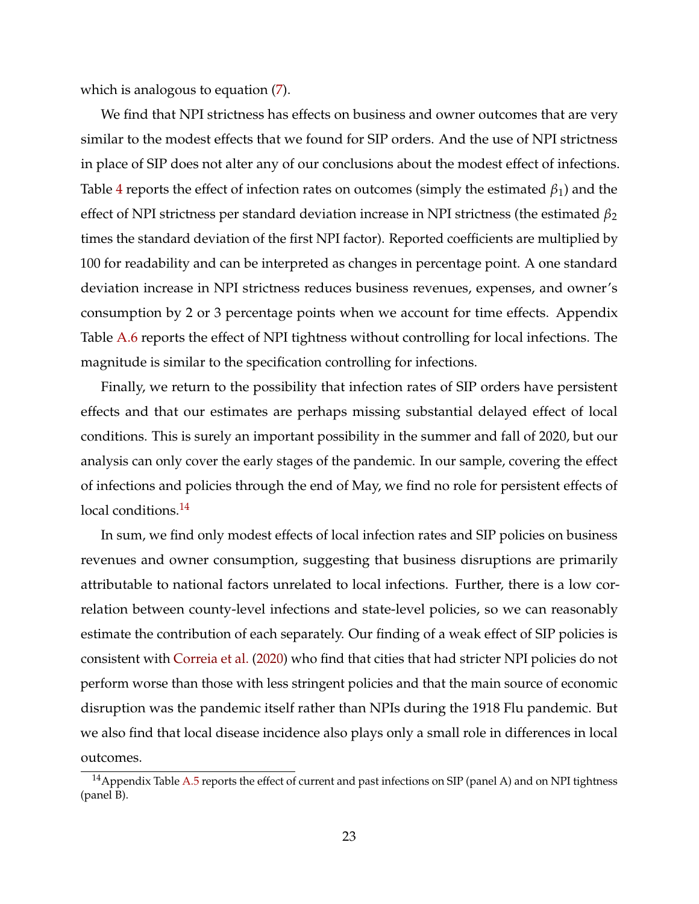which is analogous to equation (7).

We find that NPI strictness has effects on business and owner outcomes that are very similar to the modest effects that we found for SIP orders. And the use of NPI strictness in place of SIP does not alter any of our conclusions about the modest effect of infections. Table 4 reports the effect of infection rates on outcomes (simply the estimated $\beta_1$) and the effect of NPI strictness per standard deviation increase in NPI strictness (the estimated $\beta_2$ times the standard deviation of the first NPI factor). Reported coefficients are multiplied by 100 for readability and can be interpreted as changes in percentage point. A one standard deviation increase in NPI strictness reduces business revenues, expenses, and owner's consumption by 2 or 3 percentage points when we account for time effects. Appendix Table A.6 reports the effect of NPI tightness without controlling for local infections. The magnitude is similar to the specification controlling for infections.

Finally, we return to the possibility that infection rates of SIP orders have persistent effects and that our estimates are perhaps missing substantial delayed effect of local conditions. This is surely an important possibility in the summer and fall of 2020, but our analysis can only cover the early stages of the pandemic. In our sample, covering the effect of infections and policies through the end of May, we find no role for persistent effects of local conditions.[14]

In sum, we find only modest effects of local infection rates and SIP policies on business revenues and owner consumption, suggesting that business disruptions are primarily attributable to national factors unrelated to local infections. Further, there is a low correlation between county-level infections and state-level policies, so we can reasonably estimate the contribution of each separately. Our finding of a weak effect of SIP policies is consistent with Correia et al. (2020) who find that cities that had stricter NPI policies do not perform worse than those with less stringent policies and that the main source of economic disruption was the pandemic itself rather than NPIs during the 1918 Flu pandemic. But we also find that local disease incidence also plays only a small role in differences in local outcomes.

[14] Appendix Table A.5 reports the effect of current and past infections on SIP (panel A) and on NPI tightness (panel B).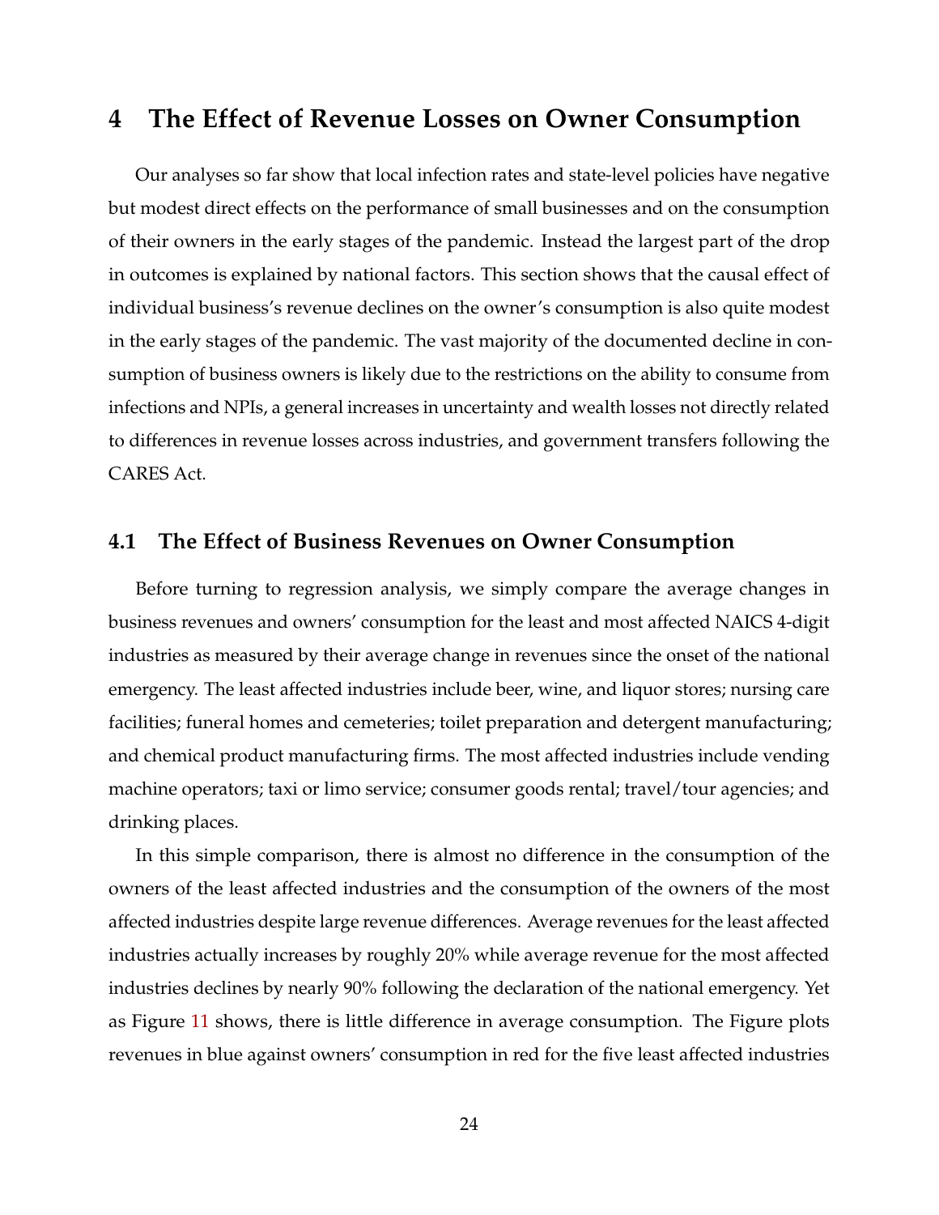# 4 The Effect of Revenue Losses on Owner Consumption

Our analyses so far show that local infection rates and state-level policies have negative but modest direct effects on the performance of small businesses and on the consumption of their owners in the early stages of the pandemic. Instead the largest part of the drop in outcomes is explained by national factors. This section shows that the causal effect of individual business's revenue declines on the owner's consumption is also quite modest in the early stages of the pandemic. The vast majority of the documented decline in consumption of business owners is likely due to the restrictions on the ability to consume from infections and NPIs, a general increases in uncertainty and wealth losses not directly related to differences in revenue losses across industries, and government transfers following the CARES Act.

## 4.1 The Effect of Business Revenues on Owner Consumption

Before turning to regression analysis, we simply compare the average changes in business revenues and owners' consumption for the least and most affected NAICS 4-digit industries as measured by their average change in revenues since the onset of the national emergency. The least affected industries include beer, wine, and liquor stores; nursing care facilities; funeral homes and cemeteries; toilet preparation and detergent manufacturing; and chemical product manufacturing firms. The most affected industries include vending machine operators; taxi or limo service; consumer goods rental; travel/tour agencies; and drinking places.

In this simple comparison, there is almost no difference in the consumption of the owners of the least affected industries and the consumption of the owners of the most affected industries despite large revenue differences. Average revenues for the least affected industries actually increases by roughly 20% while average revenue for the most affected industries declines by nearly 90% following the declaration of the national emergency. Yet as Figure 11 shows, there is little difference in average consumption. The Figure plots revenues in blue against owners' consumption in red for the five least affected industries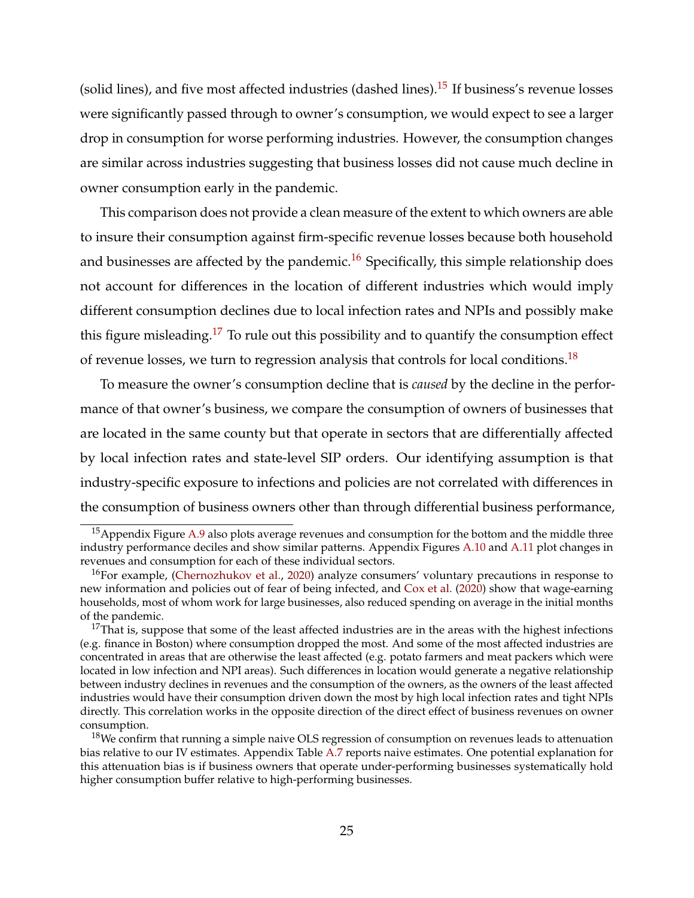(solid lines), and five most affected industries (dashed lines).[15] If business's revenue losses were significantly passed through to owner's consumption, we would expect to see a larger drop in consumption for worse performing industries. However, the consumption changes are similar across industries suggesting that business losses did not cause much decline in owner consumption early in the pandemic.

This comparison does not provide a clean measure of the extent to which owners are able to insure their consumption against firm-specific revenue losses because both household and businesses are affected by the pandemic.[16] Specifically, this simple relationship does not account for differences in the location of different industries which would imply different consumption declines due to local infection rates and NPIs and possibly make this figure misleading.[17] To rule out this possibility and to quantify the consumption effect of revenue losses, we turn to regression analysis that controls for local conditions.[18]

To measure the owner's consumption decline that is *caused* by the decline in the performance of that owner's business, we compare the consumption of owners of businesses that are located in the same county but that operate in sectors that are differentially affected by local infection rates and state-level SIP orders. Our identifying assumption is that industry-specific exposure to infections and policies are not correlated with differences in the consumption of business owners other than through differential business performance,

[15] Appendix Figure A.9 also plots average revenues and consumption for the bottom and the middle three industry performance deciles and show similar patterns. Appendix Figures A.10 and A.11 plot changes in revenues and consumption for each of these individual sectors.

[16] For example, (Chernozhukov et al., 2020) analyze consumers' voluntary precautions in response to new information and policies out of fear of being infected, and Cox et al. (2020) show that wage-earning households, most of whom work for large businesses, also reduced spending on average in the initial months of the pandemic.

[17] That is, suppose that some of the least affected industries are in the areas with the highest infections (e.g. finance in Boston) where consumption dropped the most. And some of the most affected industries are concentrated in areas that are otherwise the least affected (e.g. potato farmers and meat packers which were located in low infection and NPI areas). Such differences in location would generate a negative relationship between industry declines in revenues and the consumption of the owners, as the owners of the least affected industries would have their consumption driven down the most by high local infection rates and tight NPIs directly. This correlation works in the opposite direction of the direct effect of business revenues on owner consumption.

[18] We confirm that running a simple naive OLS regression of consumption on revenues leads to attenuation bias relative to our IV estimates. Appendix Table A.7 reports naive estimates. One potential explanation for this attenuation bias is if business owners that operate under-performing businesses systematically hold higher consumption buffer relative to high-performing businesses.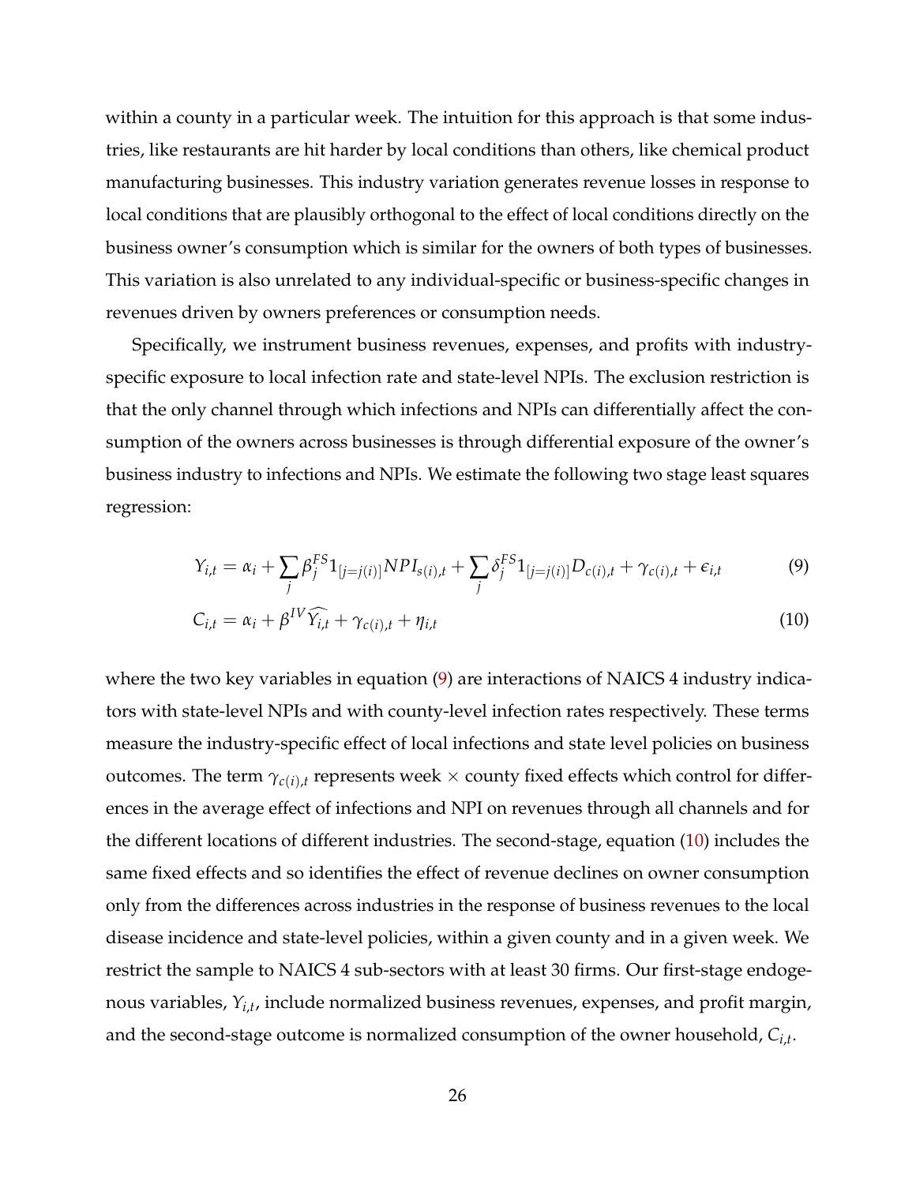within a county in a particular week. The intuition for this approach is that some industries, like restaurants are hit harder by local conditions than others, like chemical product manufacturing businesses. This industry variation generates revenue losses in response to local conditions that are plausibly orthogonal to the effect of local conditions directly on the business owner's consumption which is similar for the owners of both types of businesses. This variation is also unrelated to any individual-specific or business-specific changes in revenues driven by owners preferences or consumption needs.

Specifically, we instrument business revenues, expenses, and profits with industry-specific exposure to local infection rate and state-level NPIs. The exclusion restriction is that the only channel through which infections and NPIs can differentially affect the consumption of the owners across businesses is through differential exposure of the owner's business industry to infections and NPIs. We estimate the following two stage least squares regression:

$$Y_{i,t} = \alpha_i + \sum_j \beta_j^{FS} 1_{[j=j(i)]} NPI_{s(i),t} + \sum_j \delta_j^{FS} 1_{[j=j(i)]} D_{c(i),t} + \gamma_{c(i),t} + \epsilon_{i,t} \tag{9}$$

$$C_{i,t} = \alpha_i + \beta^{IV} \widehat{Y_{i,t}} + \gamma_{c(i),t} + \eta_{i,t} \tag{10}$$

where the two key variables in equation (9) are interactions of NAICS 4 industry indicators with state-level NPIs and with county-level infection rates respectively. These terms measure the industry-specific effect of local infections and state level policies on business outcomes. The term $\gamma_{c(i),t}$ represents week $\times$ county fixed effects which control for differences in the average effect of infections and NPI on revenues through all channels and for the different locations of different industries. The second-stage, equation (10) includes the same fixed effects and so identifies the effect of revenue declines on owner consumption only from the differences across industries in the response of business revenues to the local disease incidence and state-level policies, within a given county and in a given week. We restrict the sample to NAICS 4 sub-sectors with at least 30 firms. Our first-stage endogenous variables, $Y_{i,t}$, include normalized business revenues, expenses, and profit margin, and the second-stage outcome is normalized consumption of the owner household, $C_{i,t}$.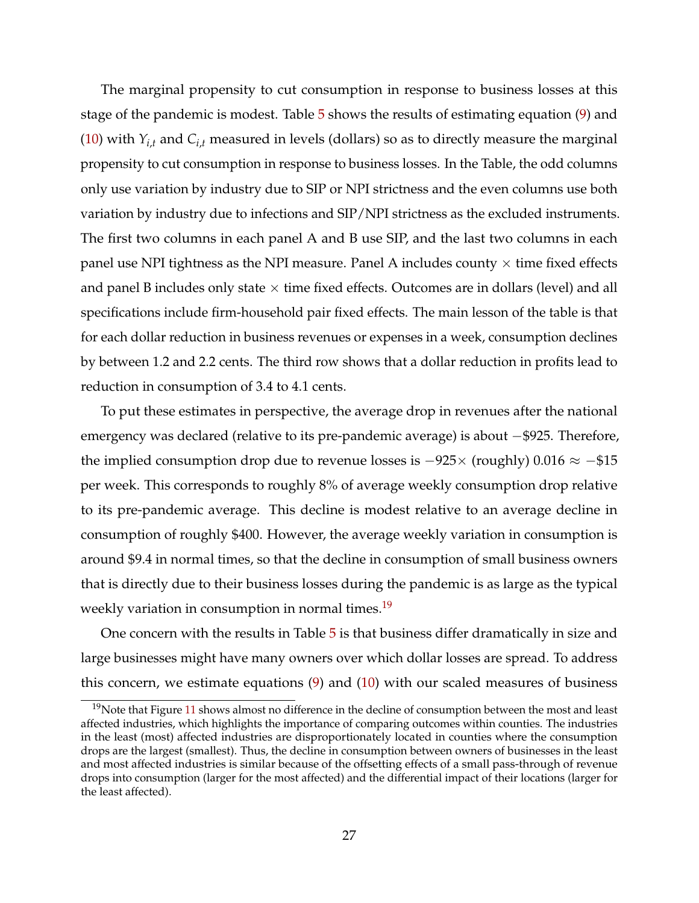The marginal propensity to cut consumption in response to business losses at this stage of the pandemic is modest. Table 5 shows the results of estimating equation (9) and (10) with $Y_{i,t}$ and $C_{i,t}$ measured in levels (dollars) so as to directly measure the marginal propensity to cut consumption in response to business losses. In the Table, the odd columns only use variation by industry due to SIP or NPI strictness and the even columns use both variation by industry due to infections and SIP/NPI strictness as the excluded instruments. The first two columns in each panel A and B use SIP, and the last two columns in each panel use NPI tightness as the NPI measure. Panel A includes county $\times$ time fixed effects and panel B includes only state $\times$ time fixed effects. Outcomes are in dollars (level) and all specifications include firm-household pair fixed effects. The main lesson of the table is that for each dollar reduction in business revenues or expenses in a week, consumption declines by between 1.2 and 2.2 cents. The third row shows that a dollar reduction in profits lead to reduction in consumption of 3.4 to 4.1 cents.

To put these estimates in perspective, the average drop in revenues after the national emergency was declared (relative to its pre-pandemic average) is about $-\$925$. Therefore, the implied consumption drop due to revenue losses is $-925\times$ (roughly) $0.016 \approx -\$15$ per week. This corresponds to roughly 8% of average weekly consumption drop relative to its pre-pandemic average. This decline is modest relative to an average decline in consumption of roughly \$400. However, the average weekly variation in consumption is around \$9.4 in normal times, so that the decline in consumption of small business owners that is directly due to their business losses during the pandemic is as large as the typical weekly variation in consumption in normal times.[19]

One concern with the results in Table 5 is that business differ dramatically in size and large businesses might have many owners over which dollar losses are spread. To address this concern, we estimate equations (9) and (10) with our scaled measures of business

[19]Note that Figure 11 shows almost no difference in the decline of consumption between the most and least affected industries, which highlights the importance of comparing outcomes within counties. The industries in the least (most) affected industries are disproportionately located in counties where the consumption drops are the largest (smallest). Thus, the decline in consumption between owners of businesses in the least and most affected industries is similar because of the offsetting effects of a small pass-through of revenue drops into consumption (larger for the most affected) and the differential impact of their locations (larger for the least affected).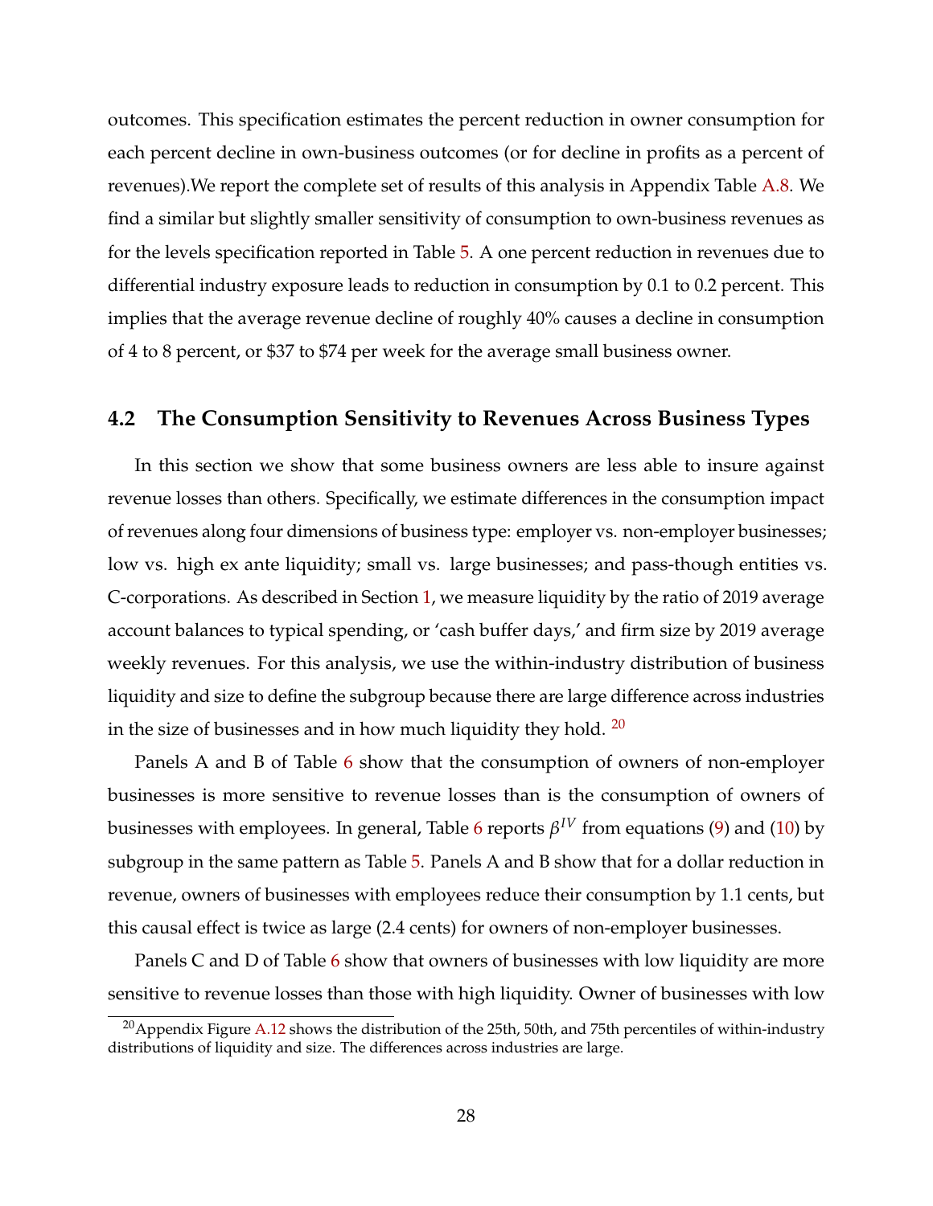outcomes. This specification estimates the percent reduction in owner consumption for each percent decline in own-business outcomes (or for decline in profits as a percent of revenues).We report the complete set of results of this analysis in Appendix Table A.8. We find a similar but slightly smaller sensitivity of consumption to own-business revenues as for the levels specification reported in Table 5. A one percent reduction in revenues due to differential industry exposure leads to reduction in consumption by 0.1 to 0.2 percent. This implies that the average revenue decline of roughly 40% causes a decline in consumption of 4 to 8 percent, or $37 to $74 per week for the average small business owner.

## 4.2 The Consumption Sensitivity to Revenues Across Business Types

In this section we show that some business owners are less able to insure against revenue losses than others. Specifically, we estimate differences in the consumption impact of revenues along four dimensions of business type: employer vs. non-employer businesses; low vs. high ex ante liquidity; small vs. large businesses; and pass-though entities vs. C-corporations. As described in Section 1, we measure liquidity by the ratio of 2019 average account balances to typical spending, or 'cash buffer days,' and firm size by 2019 average weekly revenues. For this analysis, we use the within-industry distribution of business liquidity and size to define the subgroup because there are large difference across industries in the size of businesses and in how much liquidity they hold. [20]

Panels A and B of Table 6 show that the consumption of owners of non-employer businesses is more sensitive to revenue losses than is the consumption of owners of businesses with employees. In general, Table 6 reports $\beta^{IV}$ from equations (9) and (10) by subgroup in the same pattern as Table 5. Panels A and B show that for a dollar reduction in revenue, owners of businesses with employees reduce their consumption by 1.1 cents, but this causal effect is twice as large (2.4 cents) for owners of non-employer businesses.

Panels C and D of Table 6 show that owners of businesses with low liquidity are more sensitive to revenue losses than those with high liquidity. Owner of businesses with low

[20] Appendix Figure A.12 shows the distribution of the 25th, 50th, and 75th percentiles of within-industry distributions of liquidity and size. The differences across industries are large.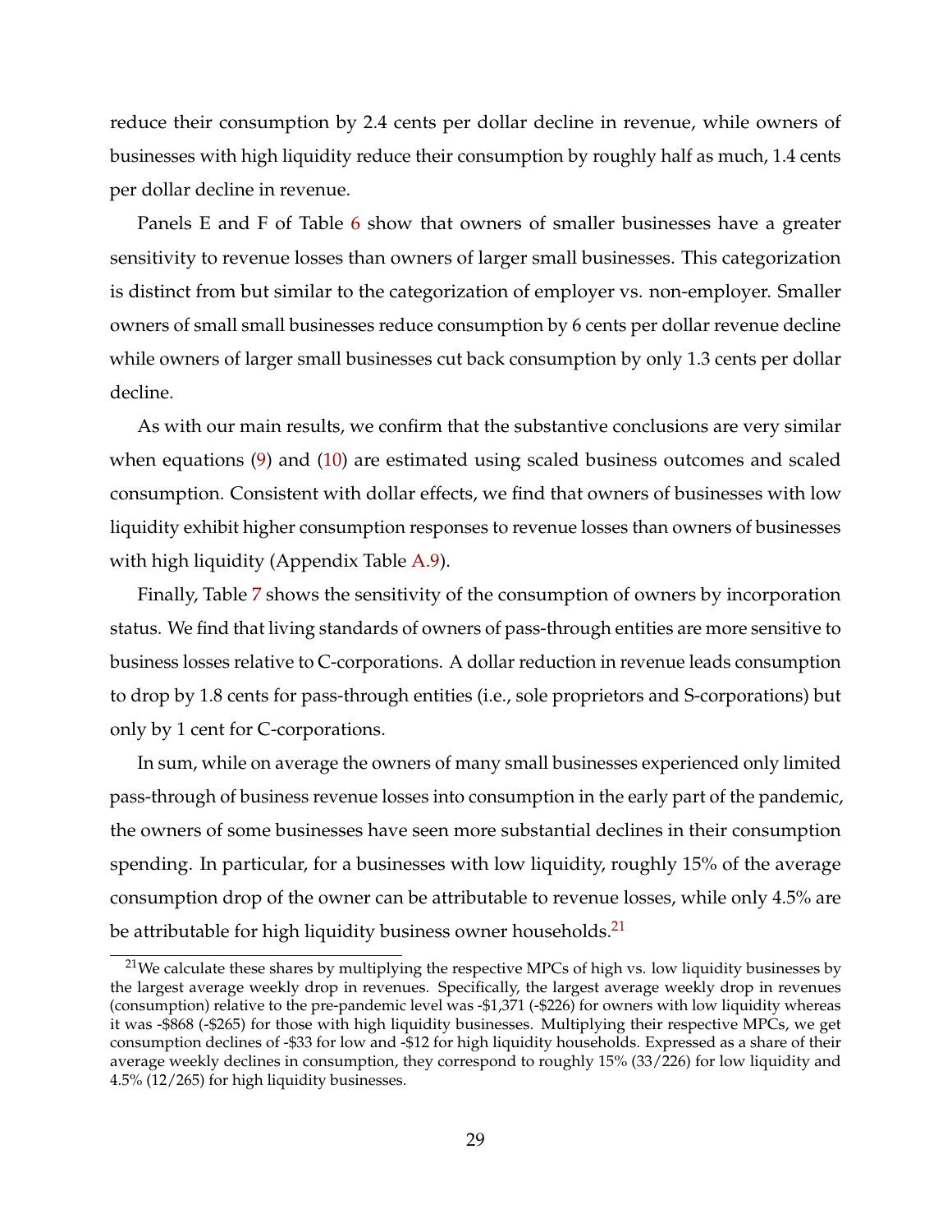reduce their consumption by 2.4 cents per dollar decline in revenue, while owners of businesses with high liquidity reduce their consumption by roughly half as much, 1.4 cents per dollar decline in revenue.

Panels E and F of Table 6 show that owners of smaller businesses have a greater sensitivity to revenue losses than owners of larger small businesses. This categorization is distinct from but similar to the categorization of employer vs. non-employer. Smaller owners of small small businesses reduce consumption by 6 cents per dollar revenue decline while owners of larger small businesses cut back consumption by only 1.3 cents per dollar decline.

As with our main results, we confirm that the substantive conclusions are very similar when equations (9) and (10) are estimated using scaled business outcomes and scaled consumption. Consistent with dollar effects, we find that owners of businesses with low liquidity exhibit higher consumption responses to revenue losses than owners of businesses with high liquidity (Appendix Table A.9).

Finally, Table 7 shows the sensitivity of the consumption of owners by incorporation status. We find that living standards of owners of pass-through entities are more sensitive to business losses relative to C-corporations. A dollar reduction in revenue leads consumption to drop by 1.8 cents for pass-through entities (i.e., sole proprietors and S-corporations) but only by 1 cent for C-corporations.

In sum, while on average the owners of many small businesses experienced only limited pass-through of business revenue losses into consumption in the early part of the pandemic, the owners of some businesses have seen more substantial declines in their consumption spending. In particular, for a businesses with low liquidity, roughly 15% of the average consumption drop of the owner can be attributable to revenue losses, while only 4.5% are be attributable for high liquidity business owner households.[21]

[21] We calculate these shares by multiplying the respective MPCs of high vs. low liquidity businesses by the largest average weekly drop in revenues. Specifically, the largest average weekly drop in revenues (consumption) relative to the pre-pandemic level was -$1,371 (-$226) for owners with low liquidity whereas it was -$868 (-$265) for those with high liquidity businesses. Multiplying their respective MPCs, we get consumption declines of -$33 for low and -$12 for high liquidity households. Expressed as a share of their average weekly declines in consumption, they correspond to roughly 15% (33/226) for low liquidity and 4.5% (12/265) for high liquidity businesses.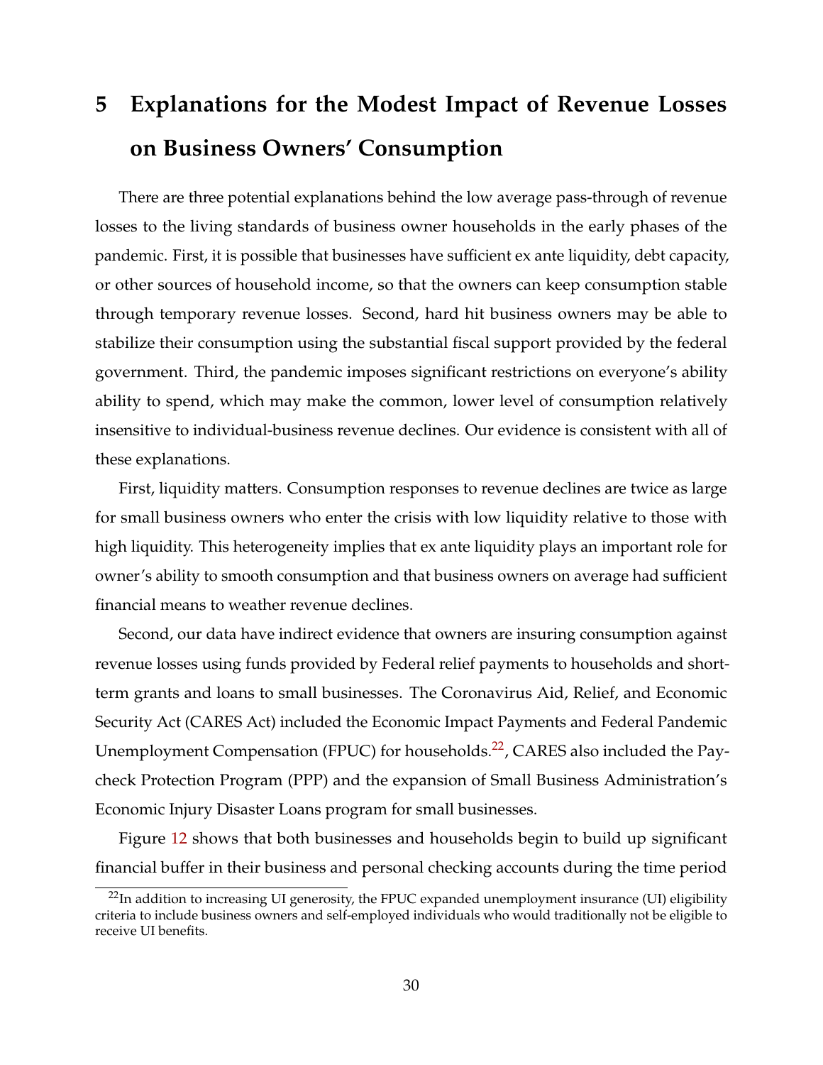# 5 Explanations for the Modest Impact of Revenue Losses on Business Owners' Consumption

There are three potential explanations behind the low average pass-through of revenue losses to the living standards of business owner households in the early phases of the pandemic. First, it is possible that businesses have sufficient ex ante liquidity, debt capacity, or other sources of household income, so that the owners can keep consumption stable through temporary revenue losses. Second, hard hit business owners may be able to stabilize their consumption using the substantial fiscal support provided by the federal government. Third, the pandemic imposes significant restrictions on everyone's ability ability to spend, which may make the common, lower level of consumption relatively insensitive to individual-business revenue declines. Our evidence is consistent with all of these explanations.

First, liquidity matters. Consumption responses to revenue declines are twice as large for small business owners who enter the crisis with low liquidity relative to those with high liquidity. This heterogeneity implies that ex ante liquidity plays an important role for owner's ability to smooth consumption and that business owners on average had sufficient financial means to weather revenue declines.

Second, our data have indirect evidence that owners are insuring consumption against revenue losses using funds provided by Federal relief payments to households and short-term grants and loans to small businesses. The Coronavirus Aid, Relief, and Economic Security Act (CARES Act) included the Economic Impact Payments and Federal Pandemic Unemployment Compensation (FPUC) for households.[22], CARES also included the Paycheck Protection Program (PPP) and the expansion of Small Business Administration's Economic Injury Disaster Loans program for small businesses.

Figure 12 shows that both businesses and households begin to build up significant financial buffer in their business and personal checking accounts during the time period

[22] In addition to increasing UI generosity, the FPUC expanded unemployment insurance (UI) eligibility criteria to include business owners and self-employed individuals who would traditionally not be eligible to receive UI benefits.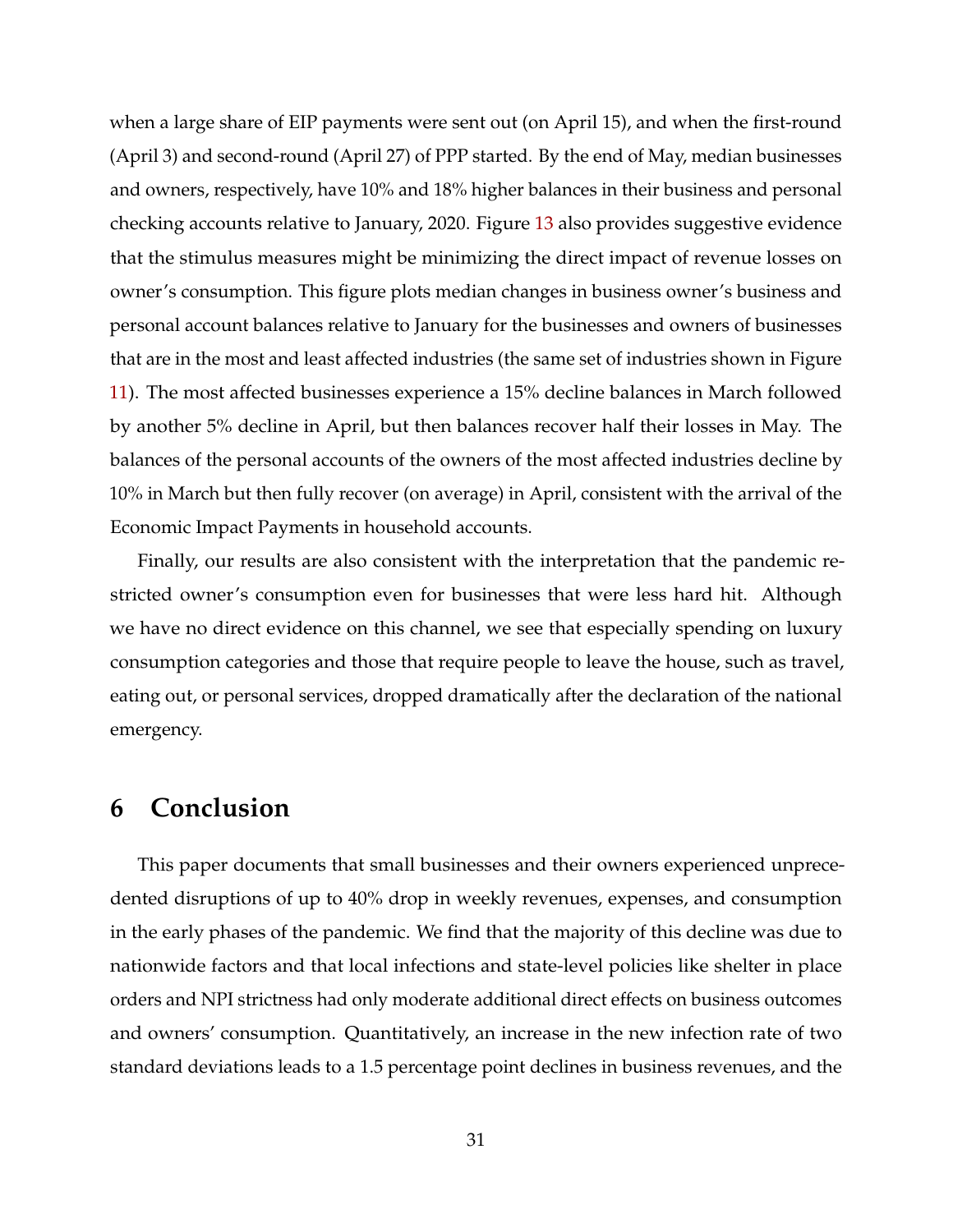when a large share of EIP payments were sent out (on April 15), and when the first-round (April 3) and second-round (April 27) of PPP started. By the end of May, median businesses and owners, respectively, have 10% and 18% higher balances in their business and personal checking accounts relative to January, 2020. Figure 13 also provides suggestive evidence that the stimulus measures might be minimizing the direct impact of revenue losses on owner's consumption. This figure plots median changes in business owner's business and personal account balances relative to January for the businesses and owners of businesses that are in the most and least affected industries (the same set of industries shown in Figure 11). The most affected businesses experience a 15% decline balances in March followed by another 5% decline in April, but then balances recover half their losses in May. The balances of the personal accounts of the owners of the most affected industries decline by 10% in March but then fully recover (on average) in April, consistent with the arrival of the Economic Impact Payments in household accounts.

Finally, our results are also consistent with the interpretation that the pandemic restricted owner's consumption even for businesses that were less hard hit. Although we have no direct evidence on this channel, we see that especially spending on luxury consumption categories and those that require people to leave the house, such as travel, eating out, or personal services, dropped dramatically after the declaration of the national emergency.

# 6 Conclusion

This paper documents that small businesses and their owners experienced unprecedented disruptions of up to 40% drop in weekly revenues, expenses, and consumption in the early phases of the pandemic. We find that the majority of this decline was due to nationwide factors and that local infections and state-level policies like shelter in place orders and NPI strictness had only moderate additional direct effects on business outcomes and owners' consumption. Quantitatively, an increase in the new infection rate of two standard deviations leads to a 1.5 percentage point declines in business revenues, and the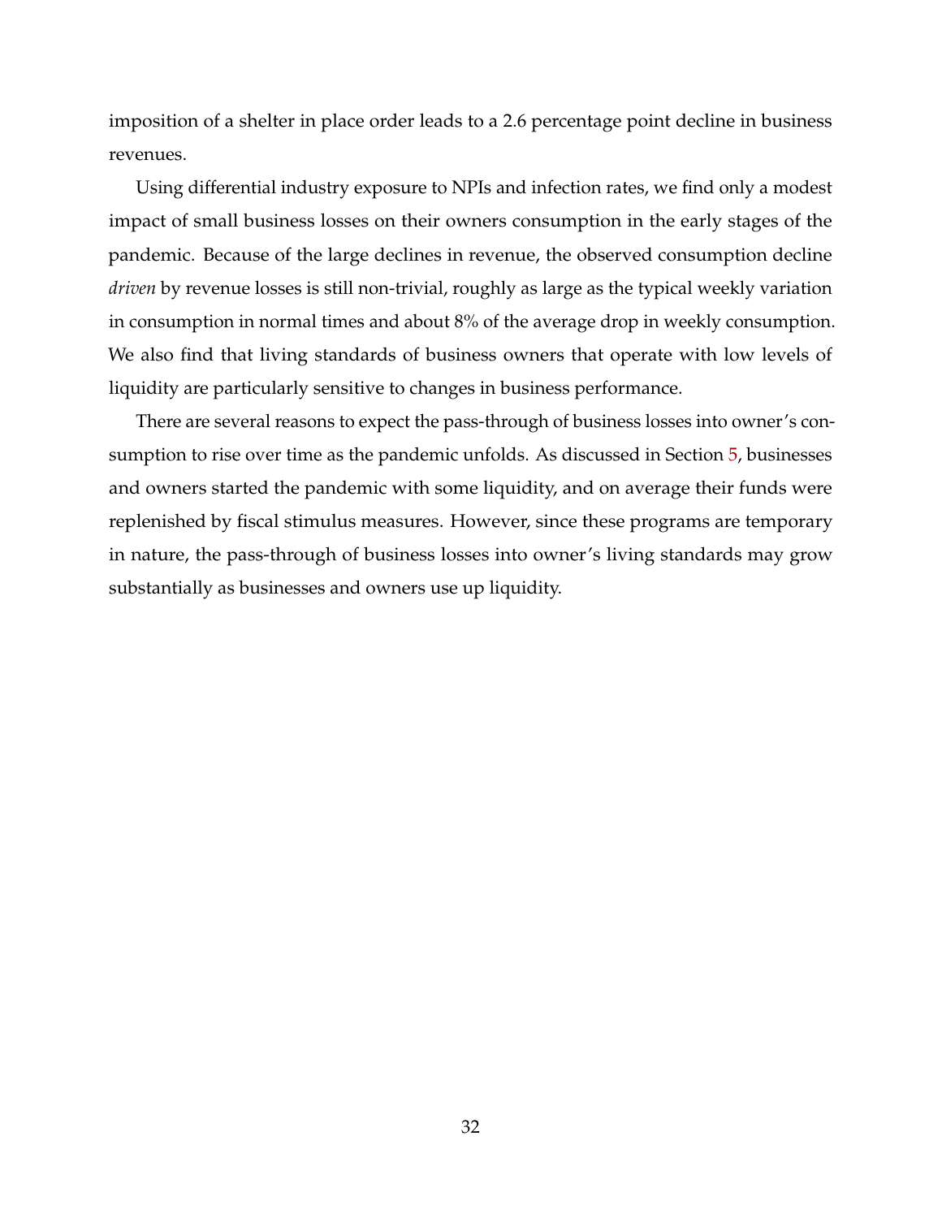imposition of a shelter in place order leads to a 2.6 percentage point decline in business revenues.

Using differential industry exposure to NPIs and infection rates, we find only a modest impact of small business losses on their owners consumption in the early stages of the pandemic. Because of the large declines in revenue, the observed consumption decline *driven* by revenue losses is still non-trivial, roughly as large as the typical weekly variation in consumption in normal times and about 8% of the average drop in weekly consumption. We also find that living standards of business owners that operate with low levels of liquidity are particularly sensitive to changes in business performance.

There are several reasons to expect the pass-through of business losses into owner's consumption to rise over time as the pandemic unfolds. As discussed in Section 5, businesses and owners started the pandemic with some liquidity, and on average their funds were replenished by fiscal stimulus measures. However, since these programs are temporary in nature, the pass-through of business losses into owner's living standards may grow substantially as businesses and owners use up liquidity.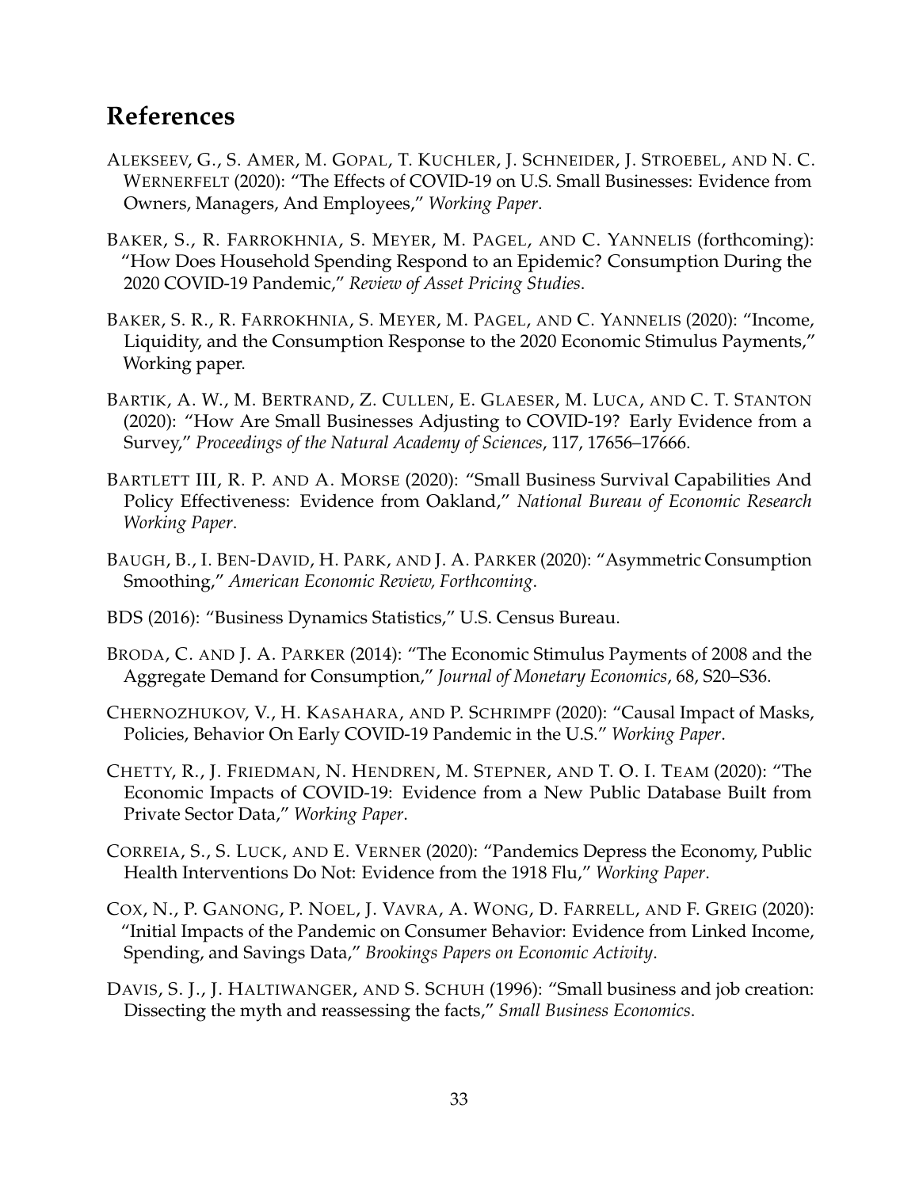# References

ALEKSEEV, G., S. AMER, M. GOPAL, T. KUCHLER, J. SCHNEIDER, J. STROEBEL, AND N. C. WERNERFELT (2020): "The Effects of COVID-19 on U.S. Small Businesses: Evidence from Owners, Managers, And Employees," *Working Paper*.

BAKER, S., R. FARROKHNIA, S. MEYER, M. PAGEL, AND C. YANNELIS (forthcoming): "How Does Household Spending Respond to an Epidemic? Consumption During the 2020 COVID-19 Pandemic," *Review of Asset Pricing Studies*.

BAKER, S. R., R. FARROKHNIA, S. MEYER, M. PAGEL, AND C. YANNELIS (2020): "Income, Liquidity, and the Consumption Response to the 2020 Economic Stimulus Payments," Working paper.

BARTIK, A. W., M. BERTRAND, Z. CULLEN, E. GLAESER, M. LUCA, AND C. T. STANTON (2020): "How Are Small Businesses Adjusting to COVID-19? Early Evidence from a Survey," *Proceedings of the Natural Academy of Sciences*, 117, 17656–17666.

BARTLETT III, R. P. AND A. MORSE (2020): "Small Business Survival Capabilities And Policy Effectiveness: Evidence from Oakland," *National Bureau of Economic Research Working Paper*.

BAUGH, B., I. BEN-DAVID, H. PARK, AND J. A. PARKER (2020): "Asymmetric Consumption Smoothing," *American Economic Review, Forthcoming*.

BDS (2016): "Business Dynamics Statistics," U.S. Census Bureau.

BRODA, C. AND J. A. PARKER (2014): "The Economic Stimulus Payments of 2008 and the Aggregate Demand for Consumption," *Journal of Monetary Economics*, 68, S20–S36.

CHERNOZHUKOV, V., H. KASAHARA, AND P. SCHRIMPF (2020): "Causal Impact of Masks, Policies, Behavior On Early COVID-19 Pandemic in the U.S." *Working Paper*.

CHETTY, R., J. FRIEDMAN, N. HENDREN, M. STEPNER, AND T. O. I. TEAM (2020): "The Economic Impacts of COVID-19: Evidence from a New Public Database Built from Private Sector Data," *Working Paper*.

CORREIA, S., S. LUCK, AND E. VERNER (2020): "Pandemics Depress the Economy, Public Health Interventions Do Not: Evidence from the 1918 Flu," *Working Paper*.

COX, N., P. GANONG, P. NOEL, J. VAVRA, A. WONG, D. FARRELL, AND F. GREIG (2020): "Initial Impacts of the Pandemic on Consumer Behavior: Evidence from Linked Income, Spending, and Savings Data," *Brookings Papers on Economic Activity*.

DAVIS, S. J., J. HALTIWANGER, AND S. SCHUH (1996): "Small business and job creation: Dissecting the myth and reassessing the facts," *Small Business Economics*.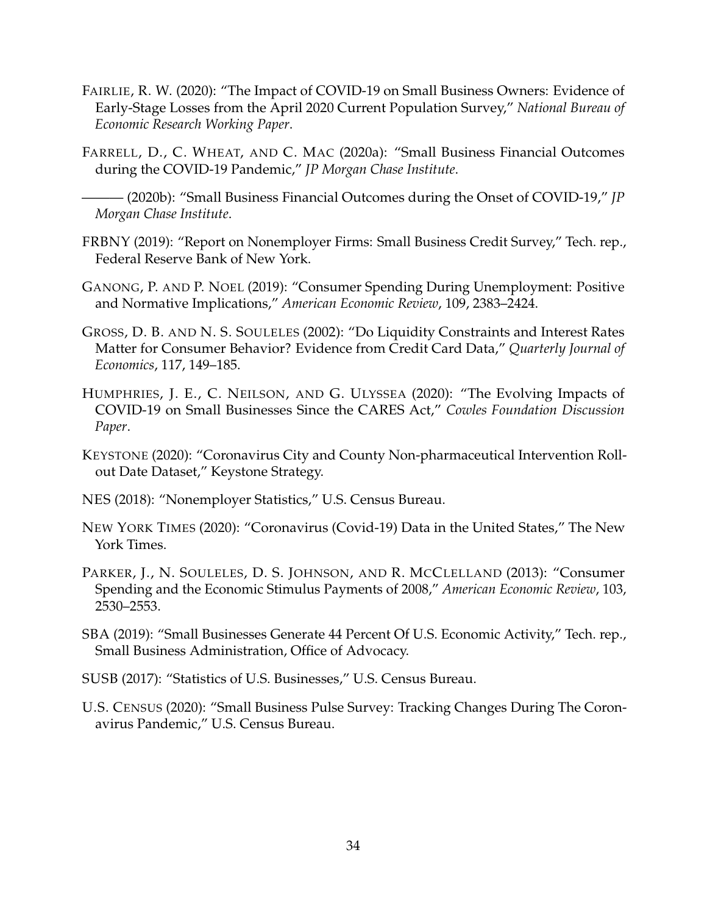FAIRLIE, R. W. (2020): "The Impact of COVID-19 on Small Business Owners: Evidence of Early-Stage Losses from the April 2020 Current Population Survey," *National Bureau of Economic Research Working Paper*.

FARRELL, D., C. WHEAT, AND C. MAC (2020a): "Small Business Financial Outcomes during the COVID-19 Pandemic," *JP Morgan Chase Institute*.

——— (2020b): "Small Business Financial Outcomes during the Onset of COVID-19," *JP Morgan Chase Institute*.

FRBNY (2019): "Report on Nonemployer Firms: Small Business Credit Survey," Tech. rep., Federal Reserve Bank of New York.

GANONG, P. AND P. NOEL (2019): "Consumer Spending During Unemployment: Positive and Normative Implications," *American Economic Review*, 109, 2383–2424.

GROSS, D. B. AND N. S. SOULELES (2002): "Do Liquidity Constraints and Interest Rates Matter for Consumer Behavior? Evidence from Credit Card Data," *Quarterly Journal of Economics*, 117, 149–185.

HUMPHRIES, J. E., C. NEILSON, AND G. ULYSSEA (2020): "The Evolving Impacts of COVID-19 on Small Businesses Since the CARES Act," *Cowles Foundation Discussion Paper*.

KEYSTONE (2020): "Coronavirus City and County Non-pharmaceutical Intervention Rollout Date Dataset," Keystone Strategy.

NES (2018): "Nonemployer Statistics," U.S. Census Bureau.

NEW YORK TIMES (2020): "Coronavirus (Covid-19) Data in the United States," The New York Times.

PARKER, J., N. SOULELES, D. S. JOHNSON, AND R. MCCLELLAND (2013): "Consumer Spending and the Economic Stimulus Payments of 2008," *American Economic Review*, 103, 2530–2553.

SBA (2019): "Small Businesses Generate 44 Percent Of U.S. Economic Activity," Tech. rep., Small Business Administration, Office of Advocacy.

SUSB (2017): "Statistics of U.S. Businesses," U.S. Census Bureau.

U.S. CENSUS (2020): "Small Business Pulse Survey: Tracking Changes During The Coronavirus Pandemic," U.S. Census Bureau.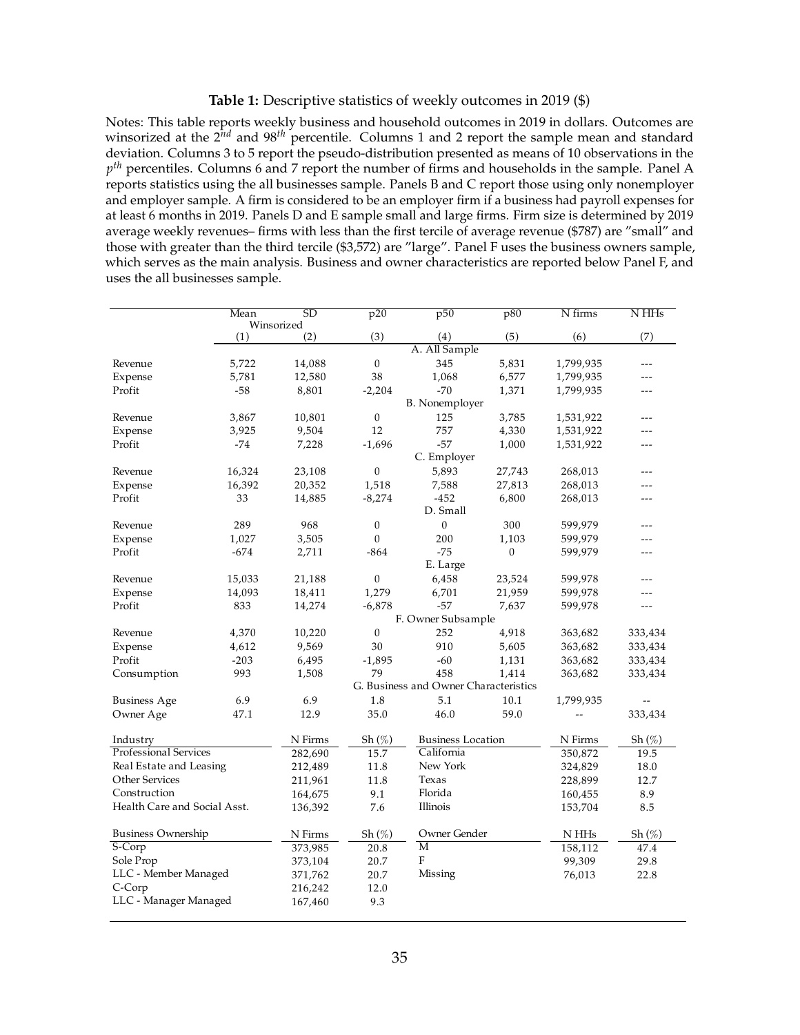**Table 1:** Descriptive statistics of weekly outcomes in 2019 ($)

Notes: This table reports weekly business and household outcomes in 2019 in dollars. Outcomes are winsorized at the $2^{nd}$ and $98^{th}$ percentile. Columns 1 and 2 report the sample mean and standard deviation. Columns 3 to 5 report the pseudo-distribution presented as means of 10 observations in the $p^{th}$ percentiles. Columns 6 and 7 report the number of firms and households in the sample. Panel A reports statistics using the all businesses sample. Panels B and C report those using only nonemployer and employer sample. A firm is considered to be an employer firm if a business had payroll expenses for at least 6 months in 2019. Panels D and E sample small and large firms. Firm size is determined by 2019 average weekly revenues– firms with less than the first tercile of average revenue ($787) are "small" and those with greater than the third tercile ($3,572) are "large". Panel F uses the business owners sample, which serves as the main analysis. Business and owner characteristics are reported below Panel F, and uses the all businesses sample.

| | Mean | SD | p20 | p50 | p80 | N firms | N HHs |
|---|---|---|---|---|---|---|---|
| | Winsorized | | | | | | |
| | (1) | (2) | (3) | (4) | (5) | (6) | (7) |
| **A. All Sample** | | | | | | | |
| Revenue | 5,722 | 14,088 | 0 | 345 | 5,831 | 1,799,935 | --- |
| Expense | 5,781 | 12,580 | 38 | 1,068 | 6,577 | 1,799,935 | --- |
| Profit | -58 | 8,801 | -2,204 | -70 | 1,371 | 1,799,935 | --- |
| **B. Nonemployer** | | | | | | | |
| Revenue | 3,867 | 10,801 | 0 | 125 | 3,785 | 1,531,922 | --- |
| Expense | 3,925 | 9,504 | 12 | 757 | 4,330 | 1,531,922 | --- |
| Profit | -74 | 7,228 | -1,696 | -57 | 1,000 | 1,531,922 | --- |
| **C. Employer** | | | | | | | |
| Revenue | 16,324 | 23,108 | 0 | 5,893 | 27,743 | 268,013 | --- |
| Expense | 16,392 | 20,352 | 1,518 | 7,588 | 27,813 | 268,013 | --- |
| Profit | 33 | 14,885 | -8,274 | -452 | 6,800 | 268,013 | --- |
| **D. Small** | | | | | | | |
| Revenue | 289 | 968 | 0 | 0 | 300 | 599,979 | --- |
| Expense | 1,027 | 3,505 | 0 | 200 | 1,103 | 599,979 | --- |
| Profit | -674 | 2,711 | -864 | -75 | 0 | 599,979 | --- |
| **E. Large** | | | | | | | |
| Revenue | 15,033 | 21,188 | 0 | 6,458 | 23,524 | 599,978 | --- |
| Expense | 14,093 | 18,411 | 1,279 | 6,701 | 21,959 | 599,978 | --- |
| Profit | 833 | 14,274 | -6,878 | -57 | 7,637 | 599,978 | --- |
| **F. Owner Subsample** | | | | | | | |
| Revenue | 4,370 | 10,220 | 0 | 252 | 4,918 | 363,682 | 333,434 |
| Expense | 4,612 | 9,569 | 30 | 910 | 5,605 | 363,682 | 333,434 |
| Profit | -203 | 6,495 | -1,895 | -60 | 1,131 | 363,682 | 333,434 |
| Consumption | 993 | 1,508 | 79 | 458 | 1,414 | 363,682 | 333,434 |
| **G. Business and Owner Characteristics** | | | | | | | |
| Business Age | 6.9 | 6.9 | 1.8 | 5.1 | 10.1 | 1,799,935 | -- |
| Owner Age | 47.1 | 12.9 | 35.0 | 46.0 | 59.0 | -- | 333,434 |

| Industry | N Firms | Sh (%) | Business Location | N Firms | Sh (%) |
|---|---|---|---|---|---|
| Professional Services | 282,690 | 15.7 | California | 350,872 | 19.5 |
| Real Estate and Leasing | 212,489 | 11.8 | New York | 324,829 | 18.0 |
| Other Services | 211,961 | 11.8 | Texas | 228,899 | 12.7 |
| Construction | 164,675 | 9.1 | Florida | 160,455 | 8.9 |
| Health Care and Social Asst. | 136,392 | 7.6 | Illinois | 153,704 | 8.5 |

| Business Ownership | N Firms | Sh (%) | Owner Gender | N HHs | Sh (%) |
|---|---|---|---|---|---|
| S-Corp | 373,985 | 20.8 | M | 158,112 | 47.4 |
| Sole Prop | 373,104 | 20.7 | F | 99,309 | 29.8 |
| LLC - Member Managed | 371,762 | 20.7 | Missing | 76,013 | 22.8 |
| C-Corp | 216,242 | 12.0 | | | |
| LLC - Manager Managed | 167,460 | 9.3 | | | |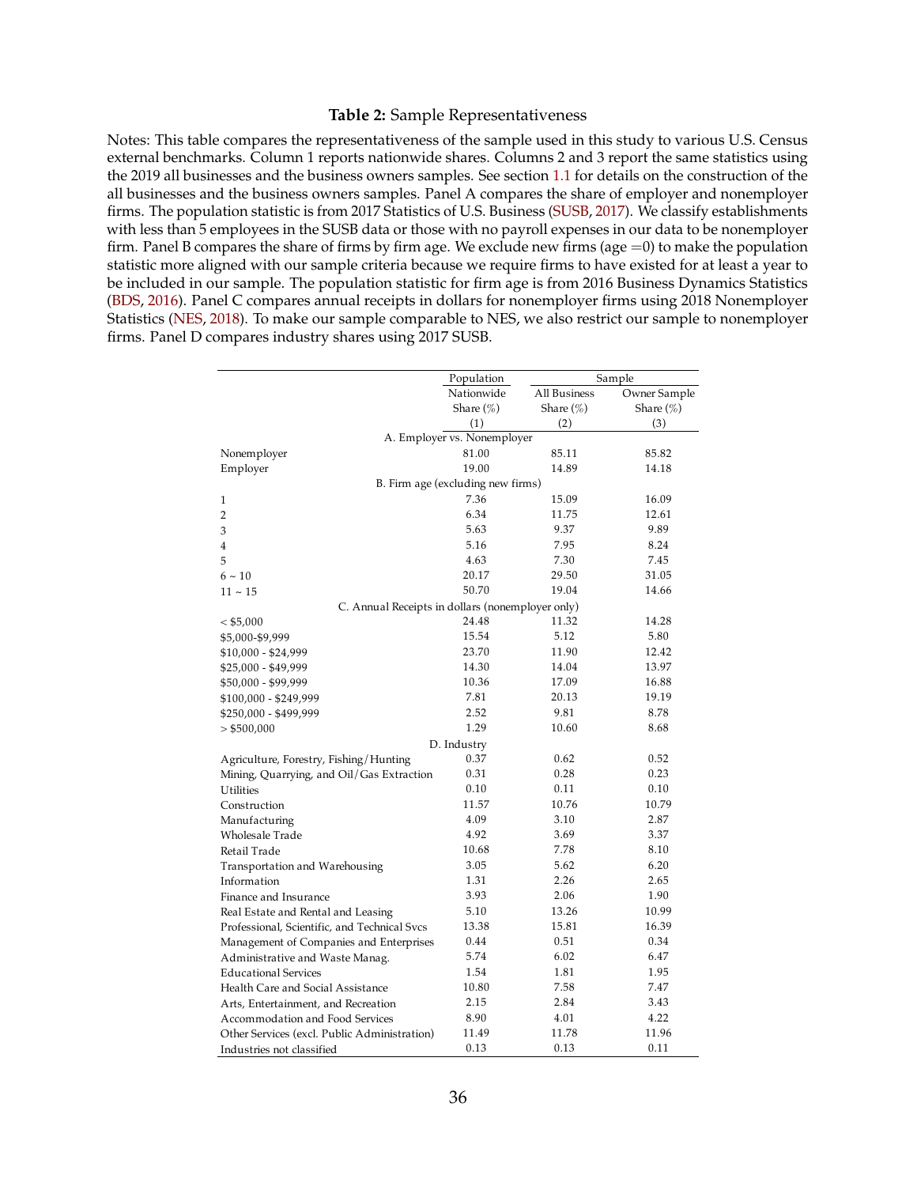**Table 2:** Sample Representativeness

Notes: This table compares the representativeness of the sample used in this study to various U.S. Census external benchmarks. Column 1 reports nationwide shares. Columns 2 and 3 report the same statistics using the 2019 all businesses and the business owners samples. See section 1.1 for details on the construction of the all businesses and the business owners samples. Panel A compares the share of employer and nonemployer firms. The population statistic is from 2017 Statistics of U.S. Business (SUSB, 2017). We classify establishments with less than 5 employees in the SUSB data or those with no payroll expenses in our data to be nonemployer firm. Panel B compares the share of firms by firm age. We exclude new firms (age =0) to make the population statistic more aligned with our sample criteria because we require firms to have existed for at least a year to be included in our sample. The population statistic for firm age is from 2016 Business Dynamics Statistics (BDS, 2016). Panel C compares annual receipts in dollars for nonemployer firms using 2018 Nonemployer Statistics (NES, 2018). To make our sample comparable to NES, we also restrict our sample to nonemployer firms. Panel D compares industry shares using 2017 SUSB.

| | Population | Sample | |
|---|---|---|---|
| | Nationwide Share (%) | All Business Share (%) | Owner Sample Share (%) |
| | (1) | (2) | (3) |
| **A. Employer vs. Nonemployer** | | | |
| Nonemployer | 81.00 | 85.11 | 85.82 |
| Employer | 19.00 | 14.89 | 14.18 |
| **B. Firm age (excluding new firms)** | | | |
| 1 | 7.36 | 15.09 | 16.09 |
| 2 | 6.34 | 11.75 | 12.61 |
| 3 | 5.63 | 9.37 | 9.89 |
| 4 | 5.16 | 7.95 | 8.24 |
| 5 | 4.63 | 7.30 | 7.45 |
| 6 ~ 10 | 20.17 | 29.50 | 31.05 |
| 11 ~ 15 | 50.70 | 19.04 | 14.66 |
| **C. Annual Receipts in dollars (nonemployer only)** | | | |
| < $5,000 | 24.48 | 11.32 | 14.28 |
| $5,000-$9,999 | 15.54 | 5.12 | 5.80 |
| $10,000 - $24,999 | 23.70 | 11.90 | 12.42 |
| $25,000 - $49,999 | 14.30 | 14.04 | 13.97 |
| $50,000 - $99,999 | 10.36 | 17.09 | 16.88 |
| $100,000 - $249,999 | 7.81 | 20.13 | 19.19 |
| $250,000 - $499,999 | 2.52 | 9.81 | 8.78 |
| > $500,000 | 1.29 | 10.60 | 8.68 |
| **D. Industry** | | | |
| Agriculture, Forestry, Fishing/Hunting | 0.37 | 0.62 | 0.52 |
| Mining, Quarrying, and Oil/Gas Extraction | 0.31 | 0.28 | 0.23 |
| Utilities | 0.10 | 0.11 | 0.10 |
| Construction | 11.57 | 10.76 | 10.79 |
| Manufacturing | 4.09 | 3.10 | 2.87 |
| Wholesale Trade | 4.92 | 3.69 | 3.37 |
| Retail Trade | 10.68 | 7.78 | 8.10 |
| Transportation and Warehousing | 3.05 | 5.62 | 6.20 |
| Information | 1.31 | 2.26 | 2.65 |
| Finance and Insurance | 3.93 | 2.06 | 1.90 |
| Real Estate and Rental and Leasing | 5.10 | 13.26 | 10.99 |
| Professional, Scientific, and Technical Svcs | 13.38 | 15.81 | 16.39 |
| Management of Companies and Enterprises | 0.44 | 0.51 | 0.34 |
| Administrative and Waste Manag. | 5.74 | 6.02 | 6.47 |
| Educational Services | 1.54 | 1.81 | 1.95 |
| Health Care and Social Assistance | 10.80 | 7.58 | 7.47 |
| Arts, Entertainment, and Recreation | 2.15 | 2.84 | 3.43 |
| Accommodation and Food Services | 8.90 | 4.01 | 4.22 |
| Other Services (excl. Public Administration) | 11.49 | 11.78 | 11.96 |
| Industries not classified | 0.13 | 0.13 | 0.11 |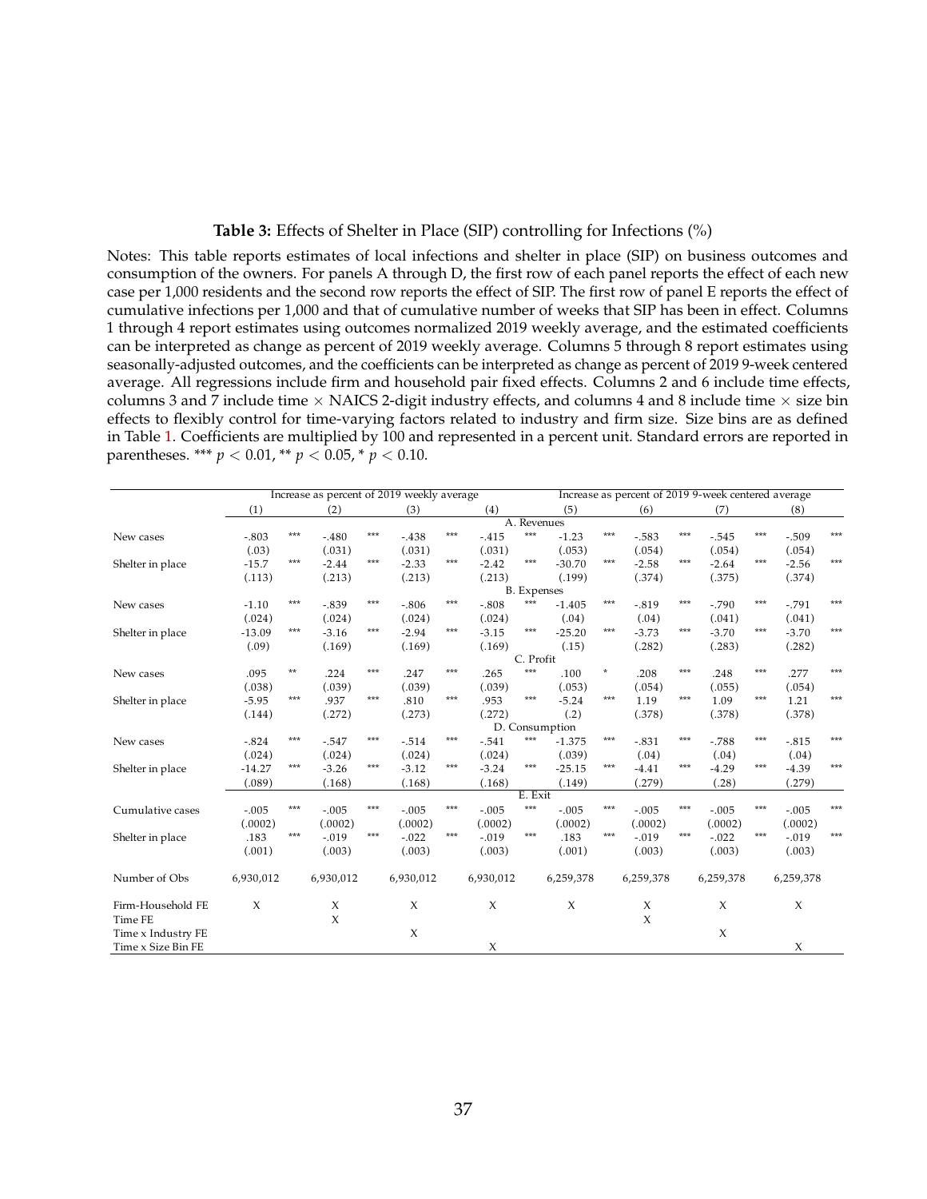**Table 3:** Effects of Shelter in Place (SIP) controlling for Infections (%)

Notes: This table reports estimates of local infections and shelter in place (SIP) on business outcomes and consumption of the owners. For panels A through D, the first row of each panel reports the effect of each new case per 1,000 residents and the second row reports the effect of SIP. The first row of panel E reports the effect of cumulative infections per 1,000 and that of cumulative number of weeks that SIP has been in effect. Columns 1 through 4 report estimates using outcomes normalized 2019 weekly average, and the estimated coefficients can be interpreted as change as percent of 2019 weekly average. Columns 5 through 8 report estimates using seasonally-adjusted outcomes, and the coefficients can be interpreted as change as percent of 2019 9-week centered average. All regressions include firm and household pair fixed effects. Columns 2 and 6 include time effects, columns 3 and 7 include time × NAICS 2-digit industry effects, and columns 4 and 8 include time × size bin effects to flexibly control for time-varying factors related to industry and firm size. Size bins are as defined in Table 1. Coefficients are multiplied by 100 and represented in a percent unit. Standard errors are reported in parentheses. *** $p < 0.01$, ** $p < 0.05$, * $p < 0.10$.

| | Increase as percent of 2019 weekly average | | | | Increase as percent of 2019 9-week centered average | | | |
|---|---|---|---|---|---|---|---|---|
| | (1) | (2) | (3) | (4) | (5) | (6) | (7) | (8) |
| | | | | A. Revenues | | | | |
| New cases | -.803 *** | -.480 *** | -.438 *** | -.415 *** | -1.23 *** | -.583 *** | -.545 *** | -.509 *** |
| | (.03) | (.031) | (.031) | (.031) | (.053) | (.054) | (.054) | (.054) |
| Shelter in place | -15.7 *** | -2.44 *** | -2.33 *** | -2.42 *** | -30.70 *** | -2.58 *** | -2.64 *** | -2.56 *** |
| | (.113) | (.213) | (.213) | (.213) | (.199) | (.374) | (.375) | (.374) |
| | | | | B. Expenses | | | | |
| New cases | -1.10 *** | -.839 *** | -.806 *** | -.808 *** | -1.405 *** | -.819 *** | -.790 *** | -.791 *** |
| | (.024) | (.024) | (.024) | (.024) | (.04) | (.04) | (.041) | (.041) |
| Shelter in place | -13.09 *** | -3.16 *** | -2.94 *** | -3.15 *** | -25.20 *** | -3.73 *** | -3.70 *** | -3.70 *** |
| | (.09) | (.169) | (.169) | (.169) | (.15) | (.282) | (.283) | (.282) |
| | | | | C. Profit | | | | |
| New cases | .095 ** | .224 *** | .247 *** | .265 *** | .100 * | .208 *** | .248 *** | .277 *** |
| | (.038) | (.039) | (.039) | (.039) | (.053) | (.054) | (.055) | (.054) |
| Shelter in place | -5.95 *** | .937 *** | .810 *** | .953 *** | -5.24 *** | 1.19 *** | 1.09 *** | 1.21 *** |
| | (.144) | (.272) | (.273) | (.272) | (.2) | (.378) | (.378) | (.378) |
| | | | | D. Consumption | | | | |
| New cases | -.824 *** | -.547 *** | -.514 *** | -.541 *** | -1.375 *** | -.831 *** | -.788 *** | -.815 *** |
| | (.024) | (.024) | (.024) | (.024) | (.039) | (.04) | (.04) | (.04) |
| Shelter in place | -14.27 *** | -3.26 *** | -3.12 *** | -3.24 *** | -25.15 *** | -4.41 *** | -4.29 *** | -4.39 *** |
| | (.089) | (.168) | (.168) | (.168) | (.149) | (.279) | (.28) | (.279) |
| | | | | E. Exit | | | | |
| Cumulative cases | -.005 *** | -.005 *** | -.005 *** | -.005 *** | -.005 *** | -.005 *** | -.005 *** | -.005 *** |
| | (.0002) | (.0002) | (.0002) | (.0002) | (.0002) | (.0002) | (.0002) | (.0002) |
| Shelter in place | .183 *** | -.019 *** | -.022 *** | -.019 *** | .183 *** | -.019 *** | -.022 *** | -.019 *** |
| | (.001) | (.003) | (.003) | (.003) | (.001) | (.003) | (.003) | (.003) |
| Number of Obs | 6,930,012 | 6,930,012 | 6,930,012 | 6,930,012 | 6,259,378 | 6,259,378 | 6,259,378 | 6,259,378 |
| Firm-Household FE | X | X | X | X | X | X | X | X |
| Time FE | | X | | | | X | | |
| Time x Industry FE | | | X | | | | X | |
| Time x Size Bin FE | | | | X | | | | X |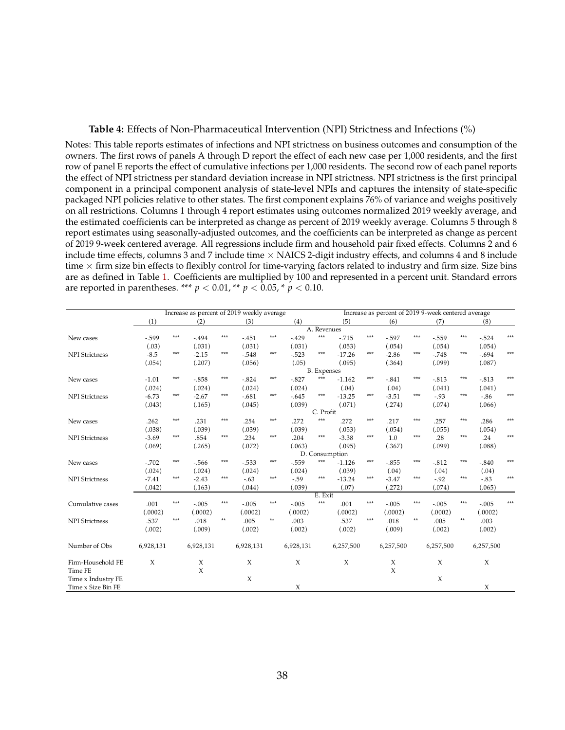**Table 4:** Effects of Non-Pharmaceutical Intervention (NPI) Strictness and Infections (%)

Notes: This table reports estimates of infections and NPI strictness on business outcomes and consumption of the owners. The first rows of panels A through D report the effect of each new case per 1,000 residents, and the first row of panel E reports the effect of cumulative infections per 1,000 residents. The second row of each panel reports the effect of NPI strictness per standard deviation increase in NPI strictness. NPI strictness is the first principal component in a principal component analysis of state-level NPIs and captures the intensity of state-specific packaged NPI policies relative to other states. The first component explains 76% of variance and weighs positively on all restrictions. Columns 1 through 4 report estimates using outcomes normalized 2019 weekly average, and the estimated coefficients can be interpreted as change as percent of 2019 weekly average. Columns 5 through 8 report estimates using seasonally-adjusted outcomes, and the coefficients can be interpreted as change as percent of 2019 9-week centered average. All regressions include firm and household pair fixed effects. Columns 2 and 6 include time effects, columns 3 and 7 include time × NAICS 2-digit industry effects, and columns 4 and 8 include time × firm size bin effects to flexibly control for time-varying factors related to industry and firm size. Size bins are as defined in Table 1. Coefficients are multiplied by 100 and represented in a percent unit. Standard errors are reported in parentheses. *** $p < 0.01$, ** $p < 0.05$, * $p < 0.10$.

| | Increase as percent of 2019 weekly average | | | | Increase as percent of 2019 9-week centered average | | | |
|---|---|---|---|---|---|---|---|---|
| | (1) | (2) | (3) | (4) | (5) | (6) | (7) | (8) |
| **A. Revenues** | | | | | | | | |
| New cases | -.599*** | -.494*** | -.451*** | -.429*** | -.715*** | -.597*** | -.559*** | -.524*** |
| | (.03) | (.031) | (.031) | (.031) | (.053) | (.054) | (.054) | (.054) |
| NPI Strictness | -8.5*** | -2.15*** | -.548*** | -.523*** | -17.26*** | -2.86*** | -.748*** | -.694*** |
| | (.054) | (.207) | (.056) | (.05) | (.095) | (.364) | (.099) | (.087) |
| **B. Expenses** | | | | | | | | |
| New cases | -1.01*** | -.858*** | -.824*** | -.827*** | -1.162*** | -.841*** | -.813*** | -.813*** |
| | (.024) | (.024) | (.024) | (.024) | (.04) | (.04) | (.041) | (.041) |
| NPI Strictness | -6.73*** | -2.67*** | -.681*** | -.645*** | -13.25*** | -3.51*** | -.93*** | -.86*** |
| | (.043) | (.165) | (.045) | (.039) | (.071) | (.274) | (.074) | (.066) |
| **C. Profit** | | | | | | | | |
| New cases | .262*** | .231*** | .254*** | .272*** | .272*** | .217*** | .257*** | .286*** |
| | (.038) | (.039) | (.039) | (.039) | (.053) | (.054) | (.055) | (.054) |
| NPI Strictness | -3.69*** | .854*** | .234*** | .204*** | -3.38*** | 1.0*** | .28*** | .24*** |
| | (.069) | (.265) | (.072) | (.063) | (.095) | (.367) | (.099) | (.088) |
| **D. Consumption** | | | | | | | | |
| New cases | -.702*** | -.566*** | -.533*** | -.559*** | -1.126*** | -.855*** | -.812*** | -.840*** |
| | (.024) | (.024) | (.024) | (.024) | (.039) | (.04) | (.04) | (.04) |
| NPI Strictness | -7.41*** | -2.43*** | -.63*** | -.59*** | -13.24*** | -3.47*** | -.92*** | -.83*** |
| | (.042) | (.163) | (.044) | (.039) | (.07) | (.272) | (.074) | (.065) |
| **E. Exit** | | | | | | | | |
| Cumulative cases | .001*** | -.005*** | -.005*** | -.005*** | .001*** | -.005*** | -.005*** | -.005*** |
| | (.0002) | (.0002) | (.0002) | (.0002) | (.0002) | (.0002) | (.0002) | (.0002) |
| NPI Strictness | .537*** | .018** | .005** | .003 | .537*** | .018** | .005** | .003 |
| | (.002) | (.009) | (.002) | (.002) | (.002) | (.009) | (.002) | (.002) |
| Number of Obs | 6,928,131 | 6,928,131 | 6,928,131 | 6,928,131 | 6,257,500 | 6,257,500 | 6,257,500 | 6,257,500 |
| Firm-Household FE | X | X | X | X | X | X | X | X |
| Time FE | | X | | | | X | | |
| Time x Industry FE | | | X | | | | X | |
| Time x Size Bin FE | | | | X | | | | X |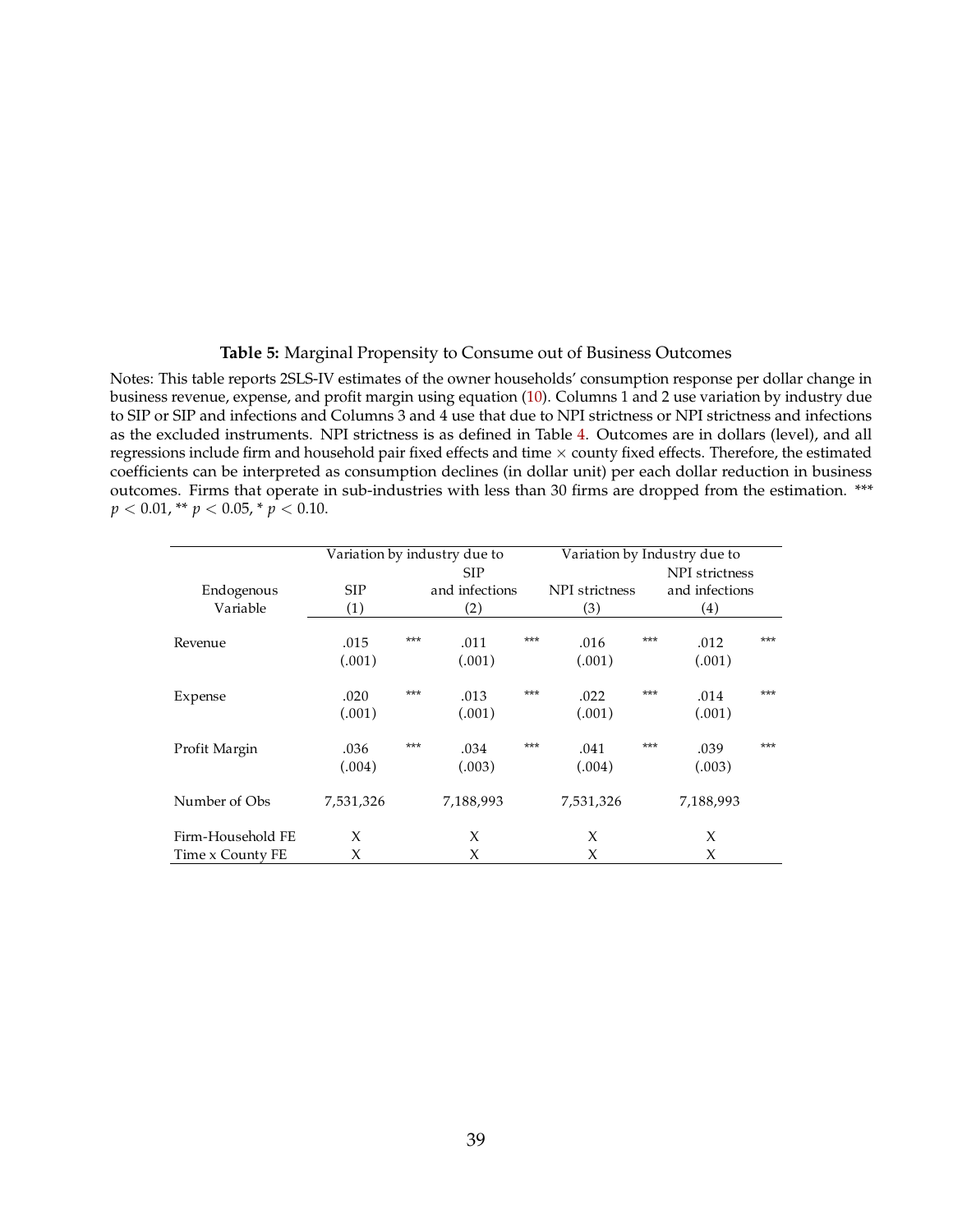**Table 5:** Marginal Propensity to Consume out of Business Outcomes

Notes: This table reports 2SLS-IV estimates of the owner households' consumption response per dollar change in business revenue, expense, and profit margin using equation (10). Columns 1 and 2 use variation by industry due to SIP or SIP and infections and Columns 3 and 4 use that due to NPI strictness or NPI strictness and infections as the excluded instruments. NPI strictness is as defined in Table 4. Outcomes are in dollars (level), and all regressions include firm and household pair fixed effects and time × county fixed effects. Therefore, the estimated coefficients can be interpreted as consumption declines (in dollar unit) per each dollar reduction in business outcomes. Firms that operate in sub-industries with less than 30 firms are dropped from the estimation. *** $p < 0.01$, ** $p < 0.05$, * $p < 0.10$.

| | Variation by industry due to | | Variation by Industry due to | |
|---|---|---|---|---|
| Endogenous Variable | SIP (1) | SIP and infections (2) | NPI strictness (3) | NPI strictness and infections (4) |
| Revenue | .015*** | .011*** | .016*** | .012*** |
| | (.001) | (.001) | (.001) | (.001) |
| Expense | .020*** | .013*** | .022*** | .014*** |
| | (.001) | (.001) | (.001) | (.001) |
| Profit Margin | .036*** | .034*** | .041*** | .039*** |
| | (.004) | (.003) | (.004) | (.003) |
| Number of Obs | 7,531,326 | 7,188,993 | 7,531,326 | 7,188,993 |
| Firm-Household FE | X | X | X | X |
| Time x County FE | X | X | X | X |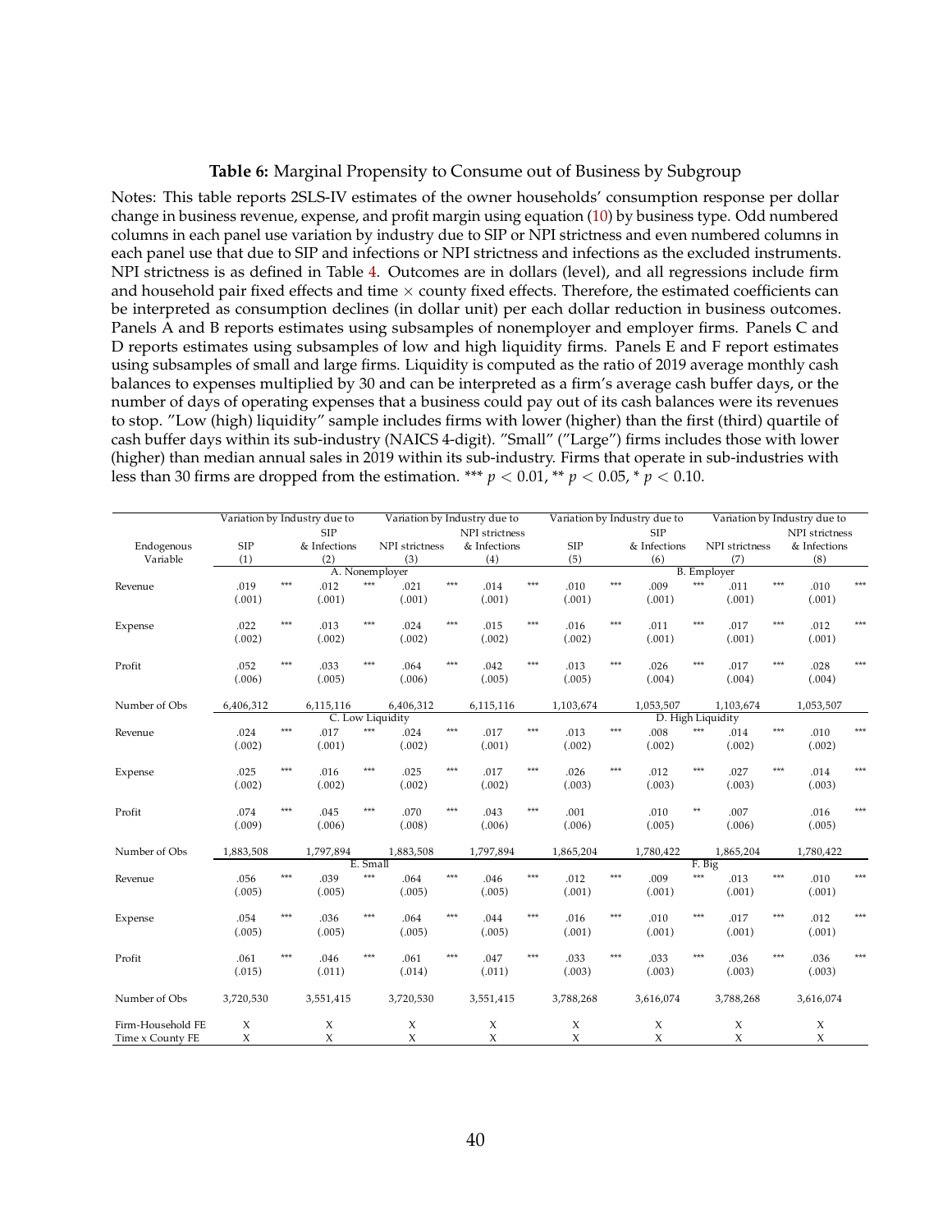**Table 6:** Marginal Propensity to Consume out of Business by Subgroup

Notes: This table reports 2SLS-IV estimates of the owner households' consumption response per dollar change in business revenue, expense, and profit margin using equation (10) by business type. Odd numbered columns in each panel use variation by industry due to SIP or NPI strictness and even numbered columns in each panel use that due to SIP and infections or NPI strictness and infections as the excluded instruments. NPI strictness is as defined in Table 4. Outcomes are in dollars (level), and all regressions include firm and household pair fixed effects and time $\times$ county fixed effects. Therefore, the estimated coefficients can be interpreted as consumption declines (in dollar unit) per each dollar reduction in business outcomes. Panels A and B reports estimates using subsamples of nonemployer and employer firms. Panels C and D reports estimates using subsamples of low and high liquidity firms. Panels E and F report estimates using subsamples of small and large firms. Liquidity is computed as the ratio of 2019 average monthly cash balances to expenses multiplied by 30 and can be interpreted as a firm's average cash buffer days, or the number of days of operating expenses that a business could pay out of its cash balances were its revenues to stop. "Low (high) liquidity" sample includes firms with lower (higher) than the first (third) quartile of cash buffer days within its sub-industry (NAICS 4-digit). "Small" ("Large") firms includes those with lower (higher) than median annual sales in 2019 within its sub-industry. Firms that operate in sub-industries with less than 30 firms are dropped from the estimation. *** $p < 0.01$, ** $p < 0.05$, * $p < 0.10$.

| | Variation by Industry due to | | Variation by Industry due to | | Variation by Industry due to | | Variation by Industry due to | |
|---|---|---|---|---|---|---|---|---|
| Endogenous Variable | SIP (1) | SIP & Infections (2) | NPI strictness (3) | NPI strictness & Infections (4) | SIP (5) | SIP & Infections (6) | NPI strictness (7) | NPI strictness & Infections (8) |
| | **A. Nonemployer** | | | | **B. Employer** | | | |
| Revenue | .019*** | .012*** | .021*** | .014*** | .010*** | .009*** | .011*** | .010*** |
| | (.001) | (.001) | (.001) | (.001) | (.001) | (.001) | (.001) | (.001) |
| Expense | .022*** | .013*** | .024*** | .015*** | .016*** | .011*** | .017*** | .012*** |
| | (.002) | (.002) | (.002) | (.002) | (.002) | (.001) | (.001) | (.001) |
| Profit | .052*** | .033*** | .064*** | .042*** | .013*** | .026*** | .017*** | .028*** |
| | (.006) | (.005) | (.006) | (.005) | (.005) | (.004) | (.004) | (.004) |
| Number of Obs | 6,406,312 | 6,115,116 | 6,406,312 | 6,115,116 | 1,103,674 | 1,053,507 | 1,103,674 | 1,053,507 |
| | **C. Low Liquidity** | | | | **D. High Liquidity** | | | |
| Revenue | .024*** | .017*** | .024*** | .017*** | .013*** | .008*** | .014*** | .010*** |
| | (.002) | (.001) | (.002) | (.001) | (.002) | (.002) | (.002) | (.002) |
| Expense | .025*** | .016*** | .025*** | .017*** | .026*** | .012*** | .027*** | .014*** |
| | (.002) | (.002) | (.002) | (.002) | (.003) | (.003) | (.003) | (.003) |
| Profit | .074*** | .045*** | .070*** | .043*** | .001 | .010** | .007 | .016*** |
| | (.009) | (.006) | (.008) | (.006) | (.006) | (.005) | (.006) | (.005) |
| Number of Obs | 1,883,508 | 1,797,894 | 1,883,508 | 1,797,894 | 1,865,204 | 1,780,422 | 1,865,204 | 1,780,422 |
| | **E. Small** | | | | **F. Big** | | | |
| Revenue | .056*** | .039*** | .064*** | .046*** | .012*** | .009*** | .013*** | .010*** |
| | (.005) | (.005) | (.005) | (.005) | (.001) | (.001) | (.001) | (.001) |
| Expense | .054*** | .036*** | .064*** | .044*** | .016*** | .010*** | .017*** | .012*** |
| | (.005) | (.005) | (.005) | (.005) | (.001) | (.001) | (.001) | (.001) |
| Profit | .061*** | .046*** | .061*** | .047*** | .033*** | .033*** | .036*** | .036*** |
| | (.015) | (.011) | (.014) | (.011) | (.003) | (.003) | (.003) | (.003) |
| Number of Obs | 3,720,530 | 3,551,415 | 3,720,530 | 3,551,415 | 3,788,268 | 3,616,074 | 3,788,268 | 3,616,074 |
| Firm-Household FE | X | X | X | X | X | X | X | X |
| Time x County FE | X | X | X | X | X | X | X | X |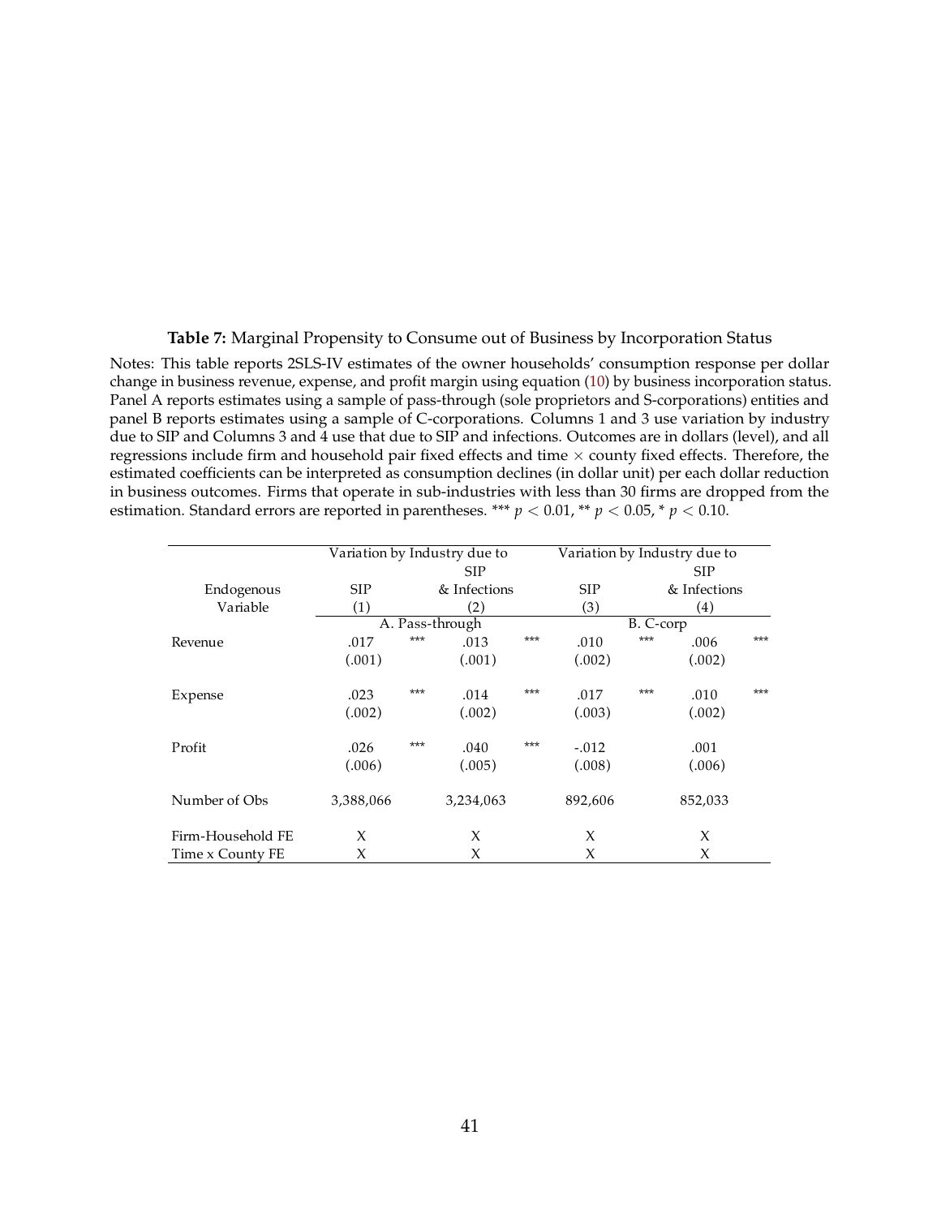**Table 7:** Marginal Propensity to Consume out of Business by Incorporation Status

Notes: This table reports 2SLS-IV estimates of the owner households' consumption response per dollar change in business revenue, expense, and profit margin using equation (10) by business incorporation status. Panel A reports estimates using a sample of pass-through (sole proprietors and S-corporations) entities and panel B reports estimates using a sample of C-corporations. Columns 1 and 3 use variation by industry due to SIP and Columns 3 and 4 use that due to SIP and infections. Outcomes are in dollars (level), and all regressions include firm and household pair fixed effects and time × county fixed effects. Therefore, the estimated coefficients can be interpreted as consumption declines (in dollar unit) per each dollar reduction in business outcomes. Firms that operate in sub-industries with less than 30 firms are dropped from the estimation. Standard errors are reported in parentheses. *** $p < 0.01$, ** $p < 0.05$, * $p < 0.10$.

| | Variation by Industry due to | | Variation by Industry due to | |
|---|---|---|---|---|
| Endogenous Variable | SIP (1) | SIP & Infections (2) | SIP (3) | SIP & Infections (4) |
| | A. Pass-through | | B. C-corp | |
| Revenue | .017 *** | .013 *** | .010 *** | .006 *** |
| | (.001) | (.001) | (.002) | (.002) |
| Expense | .023 *** | .014 *** | .017 *** | .010 *** |
| | (.002) | (.002) | (.003) | (.002) |
| Profit | .026 *** | .040 *** | -.012 | .001 |
| | (.006) | (.005) | (.008) | (.006) |
| Number of Obs | 3,388,066 | 3,234,063 | 892,606 | 852,033 |
| Firm-Household FE | X | X | X | X |
| Time x County FE | X | X | X | X |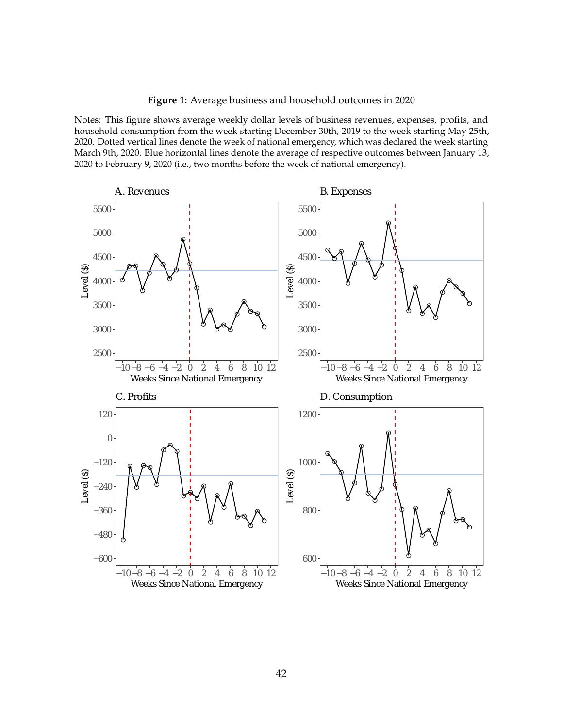**Figure 1:** Average business and household outcomes in 2020

Notes: This figure shows average weekly dollar levels of business revenues, expenses, profits, and household consumption from the week starting December 30th, 2019 to the week starting May 25th, 2020. Dotted vertical lines denote the week of national emergency, which was declared the week starting March 9th, 2020. Blue horizontal lines denote the average of respective outcomes between January 13, 2020 to February 9, 2020 (i.e., two months before the week of national emergency).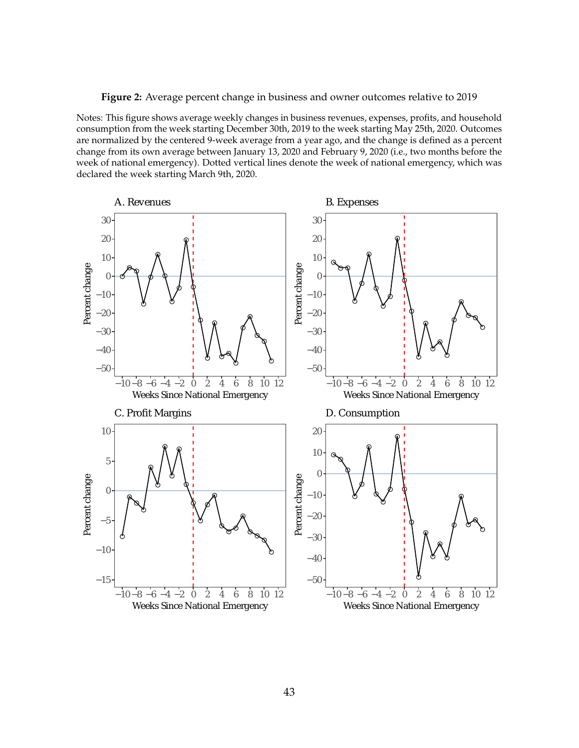**Figure 2:** Average percent change in business and owner outcomes relative to 2019

Notes: This figure shows average weekly changes in business revenues, expenses, profits, and household consumption from the week starting December 30th, 2019 to the week starting May 25th, 2020. Outcomes are normalized by the centered 9-week average from a year ago, and the change is defined as a percent change from its own average between January 13, 2020 and February 9, 2020 (i.e., two months before the week of national emergency). Dotted vertical lines denote the week of national emergency, which was declared the week starting March 9th, 2020.

A. Revenues

B. Expenses

C. Profit Margins

D. Consumption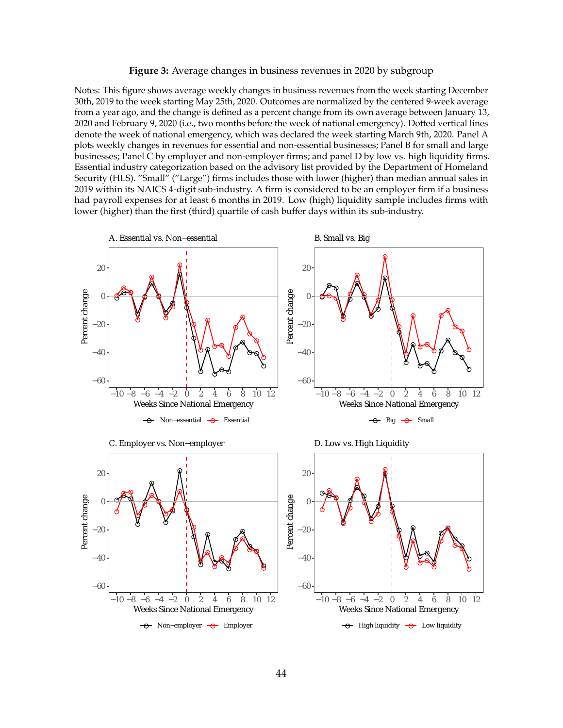**Figure 3:** Average changes in business revenues in 2020 by subgroup

Notes: This figure shows average weekly changes in business revenues from the week starting December 30th, 2019 to the week starting May 25th, 2020. Outcomes are normalized by the centered 9-week average from a year ago, and the change is defined as a percent change from its own average between January 13, 2020 and February 9, 2020 (i.e., two months before the week of national emergency). Dotted vertical lines denote the week of national emergency, which was declared the week starting March 9th, 2020. Panel A plots weekly changes in revenues for essential and non-essential businesses; Panel B for small and large businesses; Panel C by employer and non-employer firms; and panel D by low vs. high liquidity firms. Essential industry categorization based on the advisory list provided by the Department of Homeland Security (HLS). "Small" ("Large") firms includes those with lower (higher) than median annual sales in 2019 within its NAICS 4-digit sub-industry. A firm is considered to be an employer firm if a business had payroll expenses for at least 6 months in 2019. Low (high) liquidity sample includes firms with lower (higher) than the first (third) quartile of cash buffer days within its sub-industry.

A. Essential vs. Non−essential

B. Small vs. Big

C. Employer vs. Non−employer

D. Low vs. High Liquidity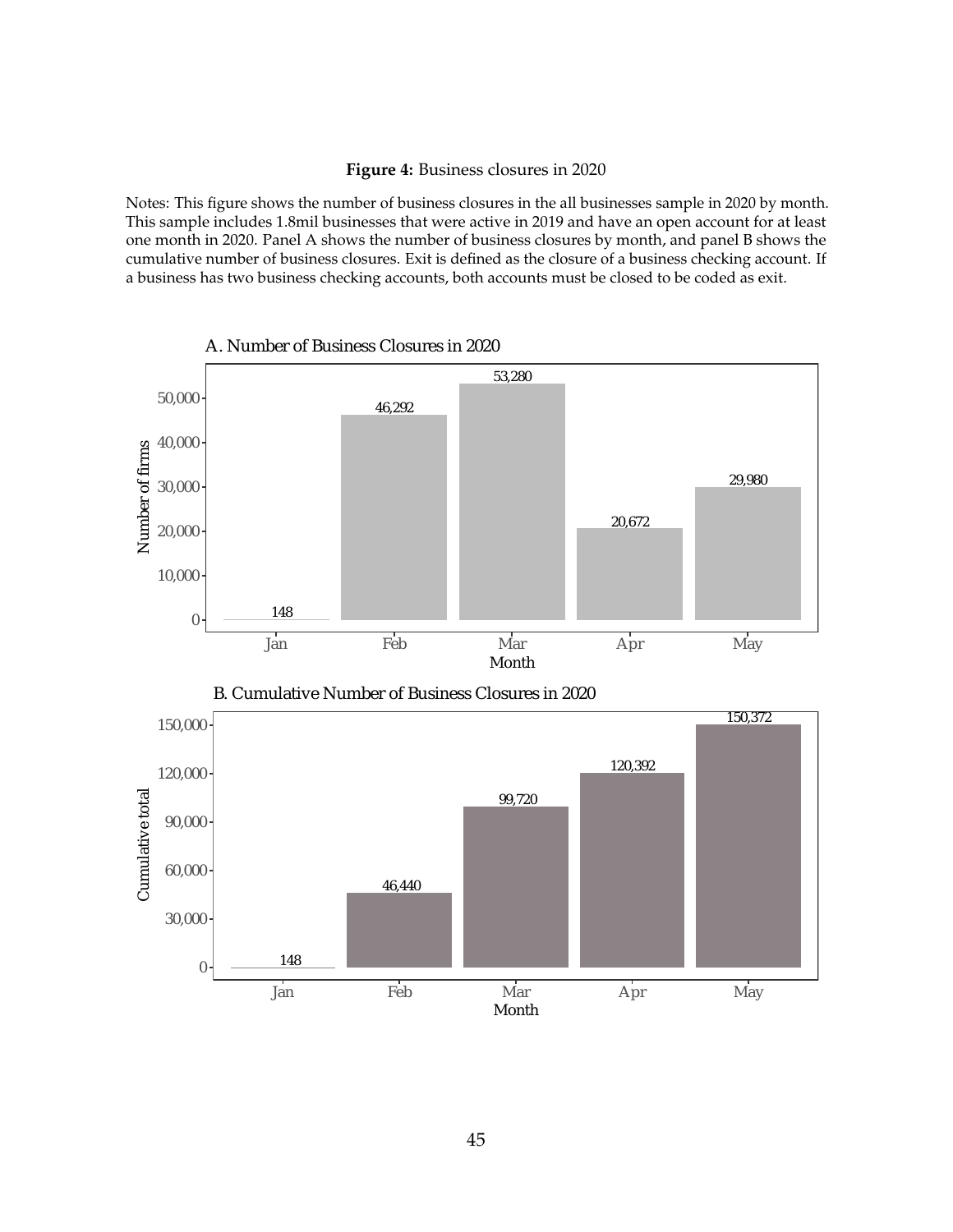**Figure 4:** Business closures in 2020

Notes: This figure shows the number of business closures in the all businesses sample in 2020 by month. This sample includes 1.8mil businesses that were active in 2019 and have an open account for at least one month in 2020. Panel A shows the number of business closures by month, and panel B shows the cumulative number of business closures. Exit is defined as the closure of a business checking account. If a business has two business checking accounts, both accounts must be closed to be coded as exit.

A. Number of Business Closures in 2020

| Month | Number of firms |
|---|---|
| Jan | 148 |
| Feb | 46,292 |
| Mar | 53,280 |
| Apr | 20,672 |
| May | 29,980 |

B. Cumulative Number of Business Closures in 2020

| Month | Cumulative total |
|---|---|
| Jan | 148 |
| Feb | 46,440 |
| Mar | 99,720 |
| Apr | 120,392 |
| May | 150,372 |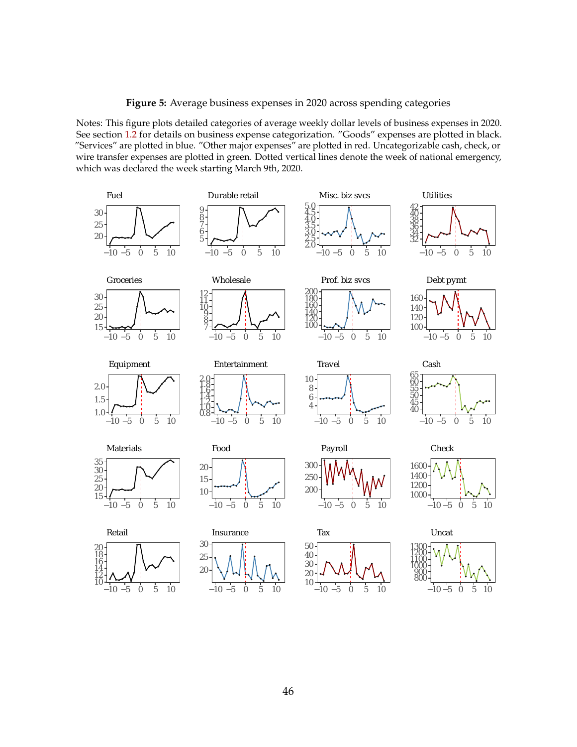**Figure 5:** Average business expenses in 2020 across spending categories

Notes: This figure plots detailed categories of average weekly dollar levels of business expenses in 2020. See section 1.2 for details on business expense categorization. "Goods" expenses are plotted in black. "Services" are plotted in blue. "Other major expenses" are plotted in red. Uncategorizable cash, check, or wire transfer expenses are plotted in green. Dotted vertical lines denote the week of national emergency, which was declared the week starting March 9th, 2020.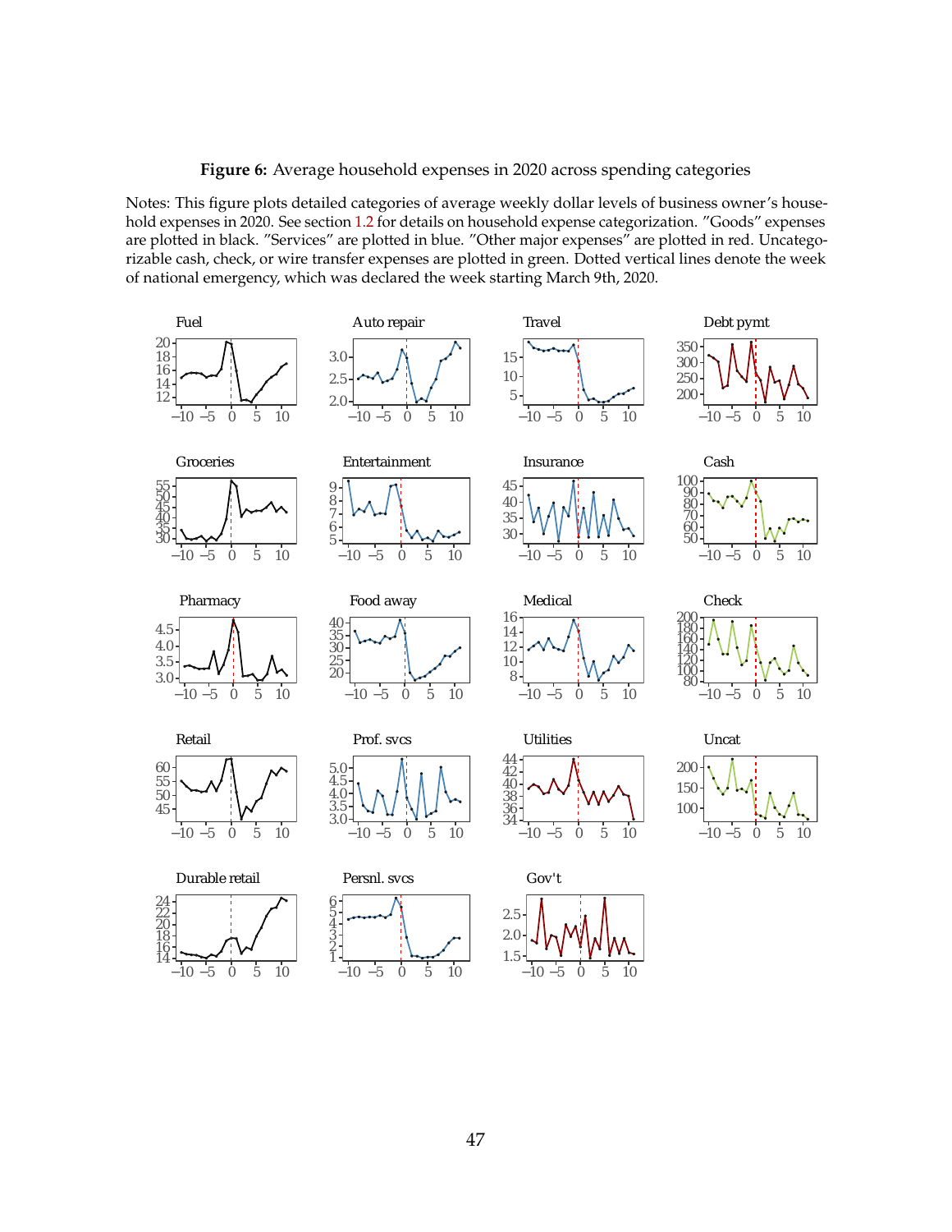**Figure 6:** Average household expenses in 2020 across spending categories

Notes: This figure plots detailed categories of average weekly dollar levels of business owner's household expenses in 2020. See section 1.2 for details on household expense categorization. "Goods" expenses are plotted in black. "Services" are plotted in blue. "Other major expenses" are plotted in red. Uncategorizable cash, check, or wire transfer expenses are plotted in green. Dotted vertical lines denote the week of national emergency, which was declared the week starting March 9th, 2020.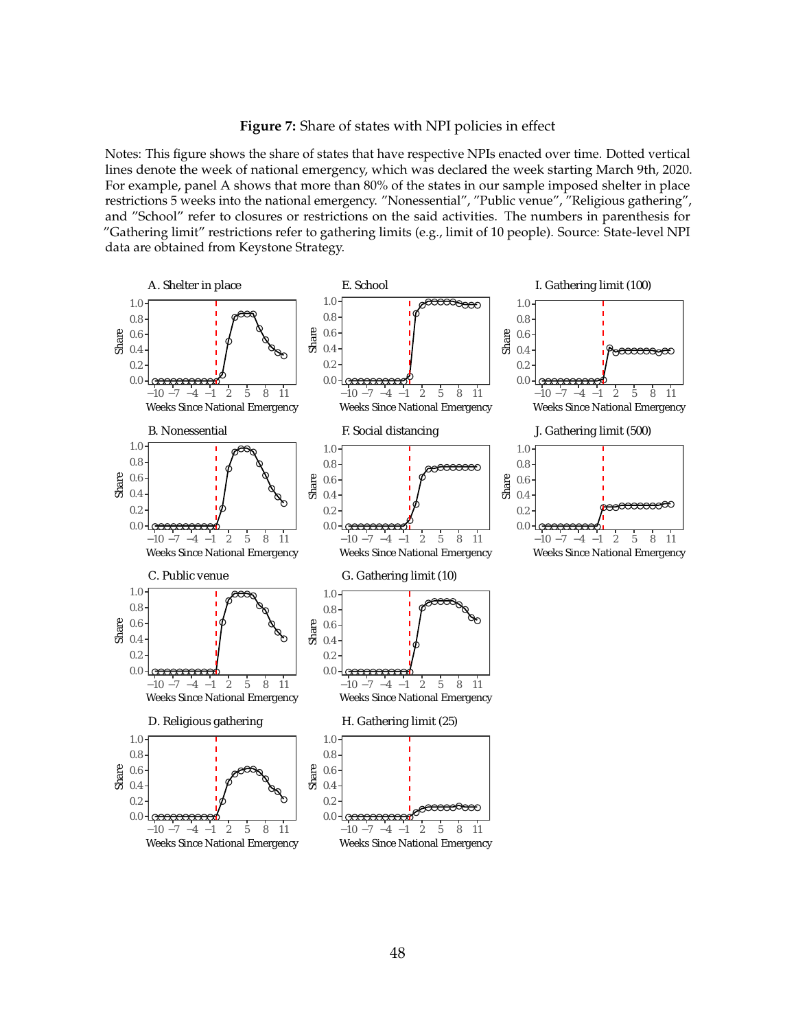**Figure 7:** Share of states with NPI policies in effect

Notes: This figure shows the share of states that have respective NPIs enacted over time. Dotted vertical lines denote the week of national emergency, which was declared the week starting March 9th, 2020. For example, panel A shows that more than 80% of the states in our sample imposed shelter in place restrictions 5 weeks into the national emergency. "Nonessential", "Public venue", "Religious gathering", and "School" refer to closures or restrictions on the said activities. The numbers in parenthesis for "Gathering limit" restrictions refer to gathering limits (e.g., limit of 10 people). Source: State-level NPI data are obtained from Keystone Strategy.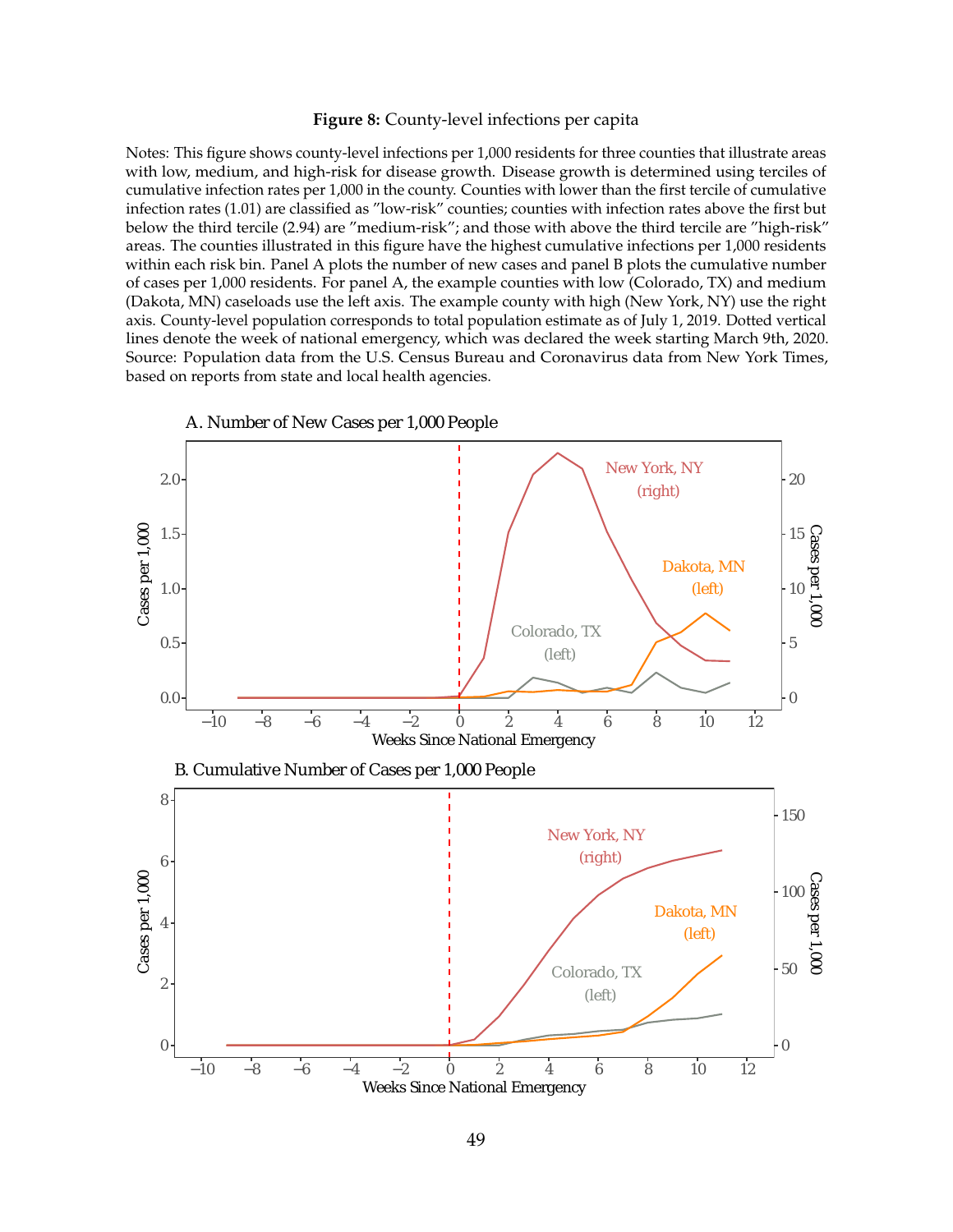**Figure 8:** County-level infections per capita

Notes: This figure shows county-level infections per 1,000 residents for three counties that illustrate areas with low, medium, and high-risk for disease growth. Disease growth is determined using terciles of cumulative infection rates per 1,000 in the county. Counties with lower than the first tercile of cumulative infection rates (1.01) are classified as "low-risk" counties; counties with infection rates above the first but below the third tercile (2.94) are "medium-risk"; and those with above the third tercile are "high-risk" areas. The counties illustrated in this figure have the highest cumulative infections per 1,000 residents within each risk bin. Panel A plots the number of new cases and panel B plots the cumulative number of cases per 1,000 residents. For panel A, the example counties with low (Colorado, TX) and medium (Dakota, MN) caseloads use the left axis. The example county with high (New York, NY) use the right axis. County-level population corresponds to total population estimate as of July 1, 2019. Dotted vertical lines denote the week of national emergency, which was declared the week starting March 9th, 2020. Source: Population data from the U.S. Census Bureau and Coronavirus data from New York Times, based on reports from state and local health agencies.

A. Number of New Cases per 1,000 People

B. Cumulative Number of Cases per 1,000 People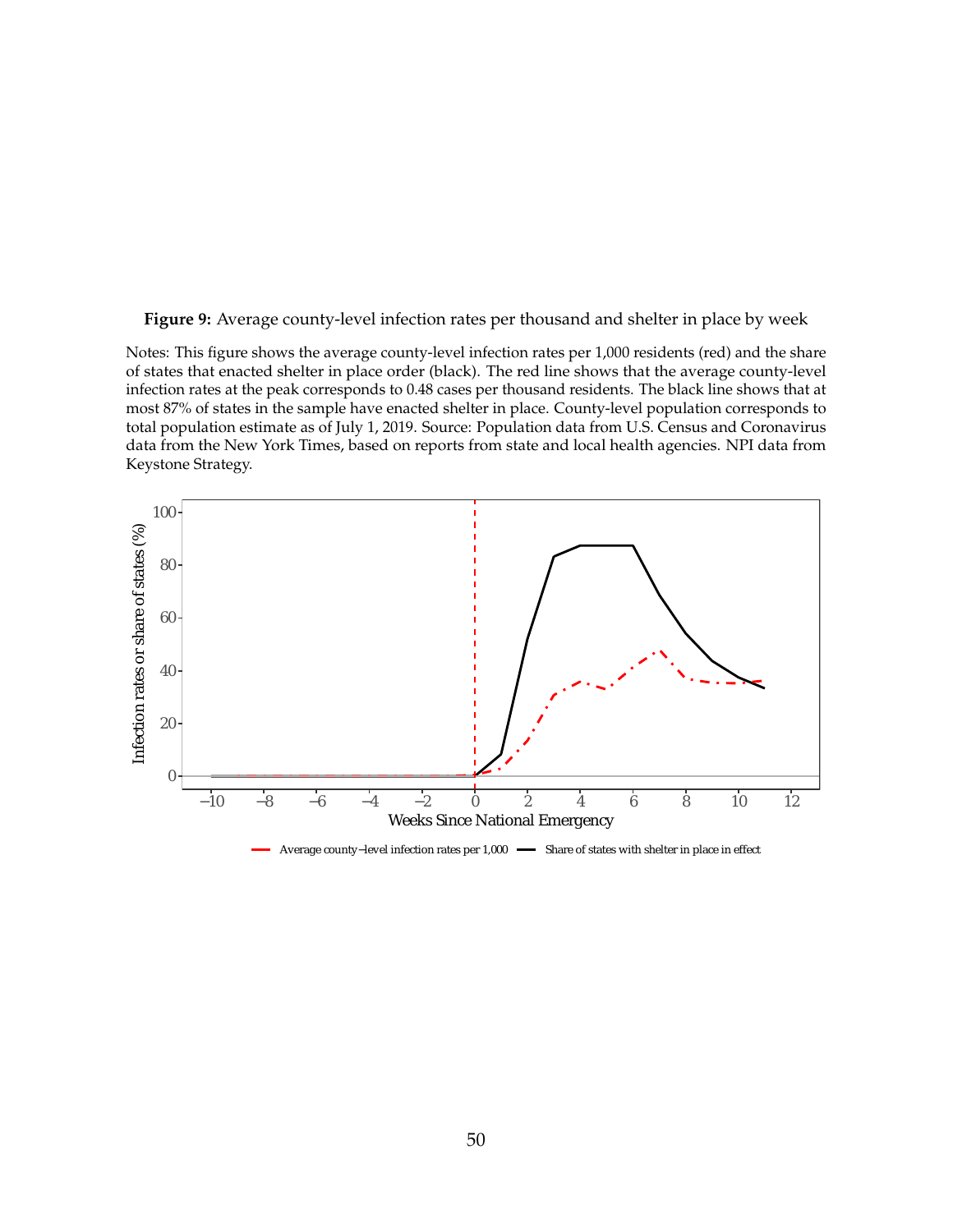**Figure 9:** Average county-level infection rates per thousand and shelter in place by week

Notes: This figure shows the average county-level infection rates per 1,000 residents (red) and the share of states that enacted shelter in place order (black). The red line shows that the average county-level infection rates at the peak corresponds to 0.48 cases per thousand residents. The black line shows that at most 87% of states in the sample have enacted shelter in place. County-level population corresponds to total population estimate as of July 1, 2019. Source: Population data from U.S. Census and Coronavirus data from the New York Times, based on reports from state and local health agencies. NPI data from Keystone Strategy.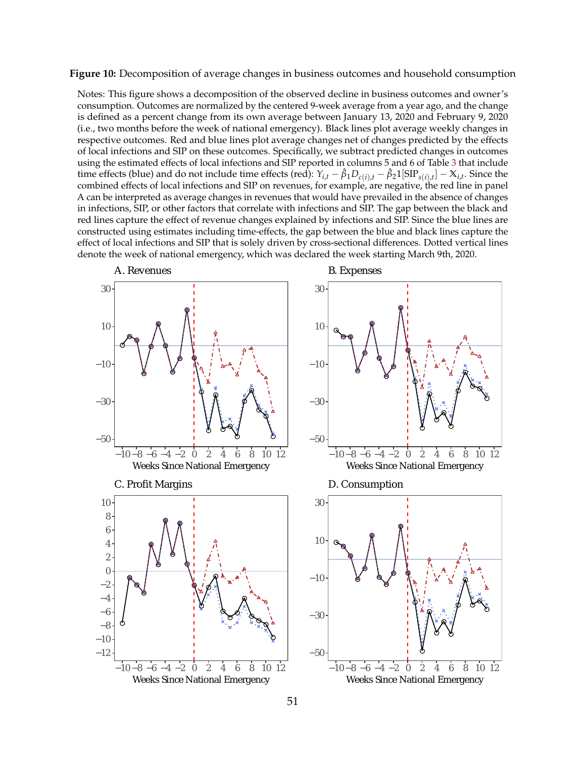**Figure 10:** Decomposition of average changes in business outcomes and household consumption

Notes: This figure shows a decomposition of the observed decline in business outcomes and owner's consumption. Outcomes are normalized by the centered 9-week average from a year ago, and the change is defined as a percent change from its own average between January 13, 2020 and February 9, 2020 (i.e., two months before the week of national emergency). Black lines plot average weekly changes in respective outcomes. Red and blue lines plot average changes net of changes predicted by the effects of local infections and SIP on these outcomes. Specifically, we subtract predicted changes in outcomes using the estimated effects of local infections and SIP reported in columns 5 and 6 of Table 3 that include time effects (blue) and do not include time effects (red): $Y_{i,t} - \hat{\beta}_1 D_{c(i),t} - \hat{\beta}_2 1[\text{SIP}_{s(i),t}] - \mathbb{X}_{i,t}$. Since the combined effects of local infections and SIP on revenues, for example, are negative, the red line in panel A can be interpreted as average changes in revenues that would have prevailed in the absence of changes in infections, SIP, or other factors that correlate with infections and SIP. The gap between the black and red lines capture the effect of revenue changes explained by infections and SIP. Since the blue lines are constructed using estimates including time-effects, the gap between the blue and black lines capture the effect of local infections and SIP that is solely driven by cross-sectional differences. Dotted vertical lines denote the week of national emergency, which was declared the week starting March 9th, 2020.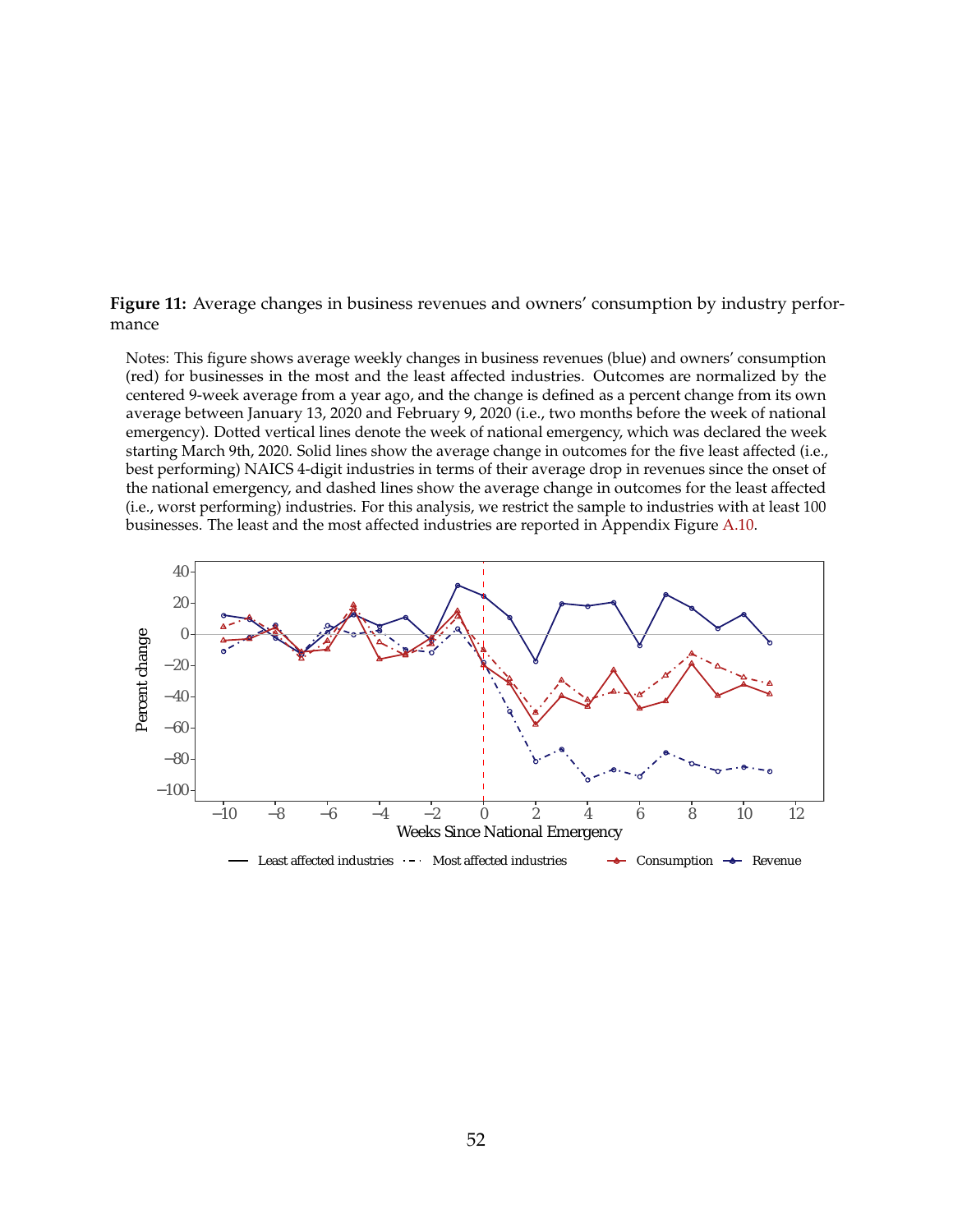**Figure 11:** Average changes in business revenues and owners' consumption by industry performance

Notes: This figure shows average weekly changes in business revenues (blue) and owners' consumption (red) for businesses in the most and the least affected industries. Outcomes are normalized by the centered 9-week average from a year ago, and the change is defined as a percent change from its own average between January 13, 2020 and February 9, 2020 (i.e., two months before the week of national emergency). Dotted vertical lines denote the week of national emergency, which was declared the week starting March 9th, 2020. Solid lines show the average change in outcomes for the five least affected (i.e., best performing) NAICS 4-digit industries in terms of their average drop in revenues since the onset of the national emergency, and dashed lines show the average change in outcomes for the least affected (i.e., worst performing) industries. For this analysis, we restrict the sample to industries with at least 100 businesses. The least and the most affected industries are reported in Appendix Figure A.10.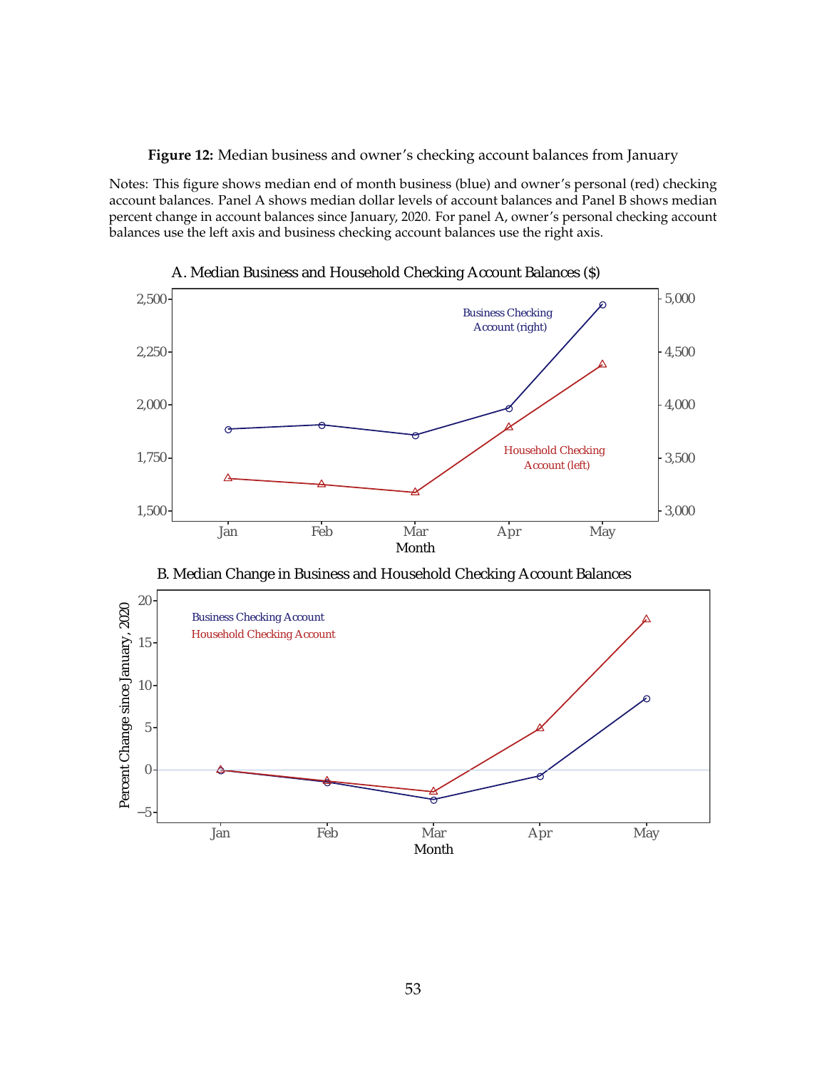**Figure 12:** Median business and owner's checking account balances from January

Notes: This figure shows median end of month business (blue) and owner's personal (red) checking account balances. Panel A shows median dollar levels of account balances and Panel B shows median percent change in account balances since January, 2020. For panel A, owner's personal checking account balances use the left axis and business checking account balances use the right axis.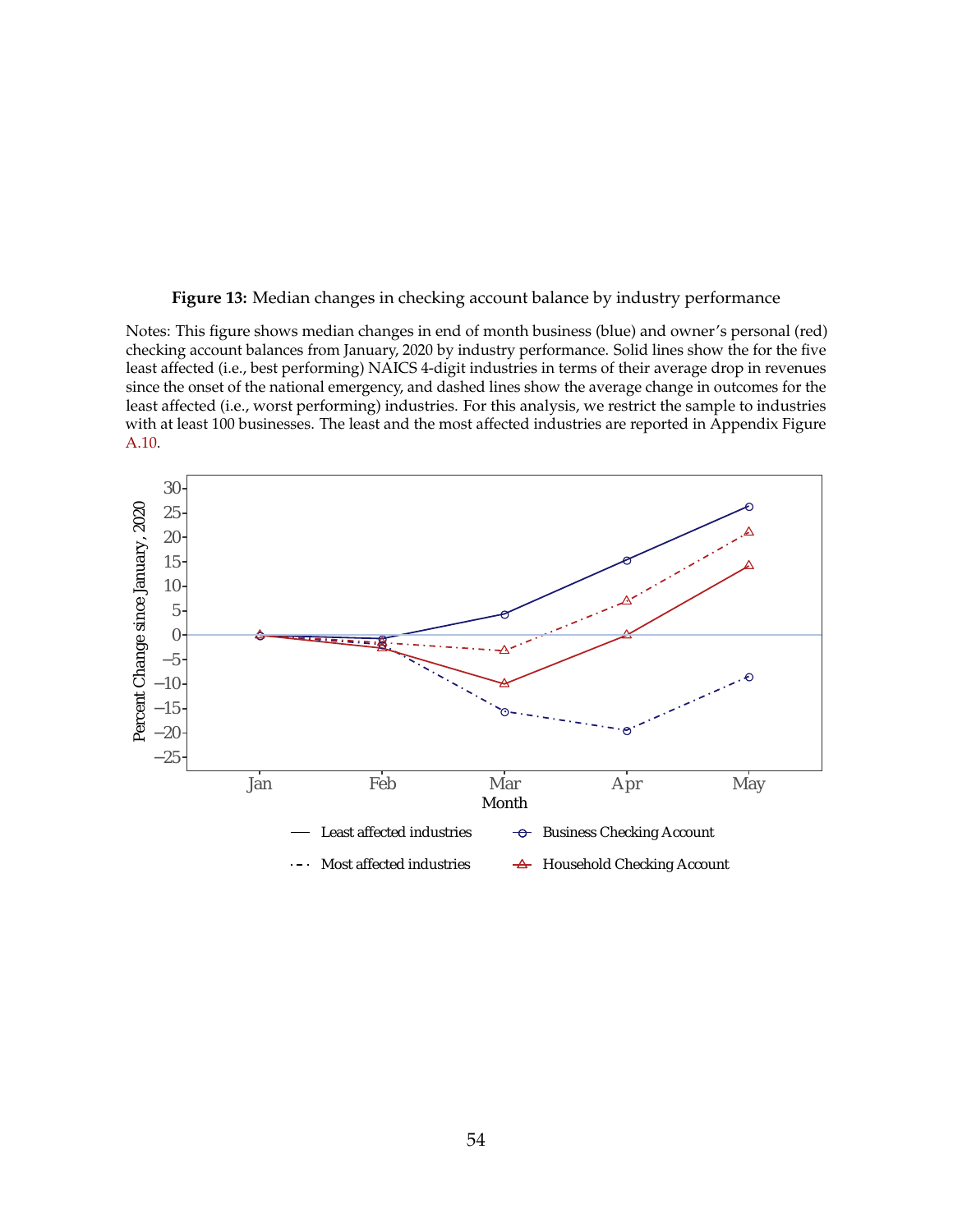**Figure 13:** Median changes in checking account balance by industry performance

Notes: This figure shows median changes in end of month business (blue) and owner's personal (red) checking account balances from January, 2020 by industry performance. Solid lines show the for the five least affected (i.e., best performing) NAICS 4-digit industries in terms of their average drop in revenues since the onset of the national emergency, and dashed lines show the average change in outcomes for the least affected (i.e., worst performing) industries. For this analysis, we restrict the sample to industries with at least 100 businesses. The least and the most affected industries are reported in Appendix Figure A.10.

Percent Change since January, 2020

30
25
20
15
10
5
0
−5
−10
−15
−20
−25

Jan
Feb
Mar
Apr
May

Month

Least affected industries
Most affected industries
Business Checking Account
Household Checking Account